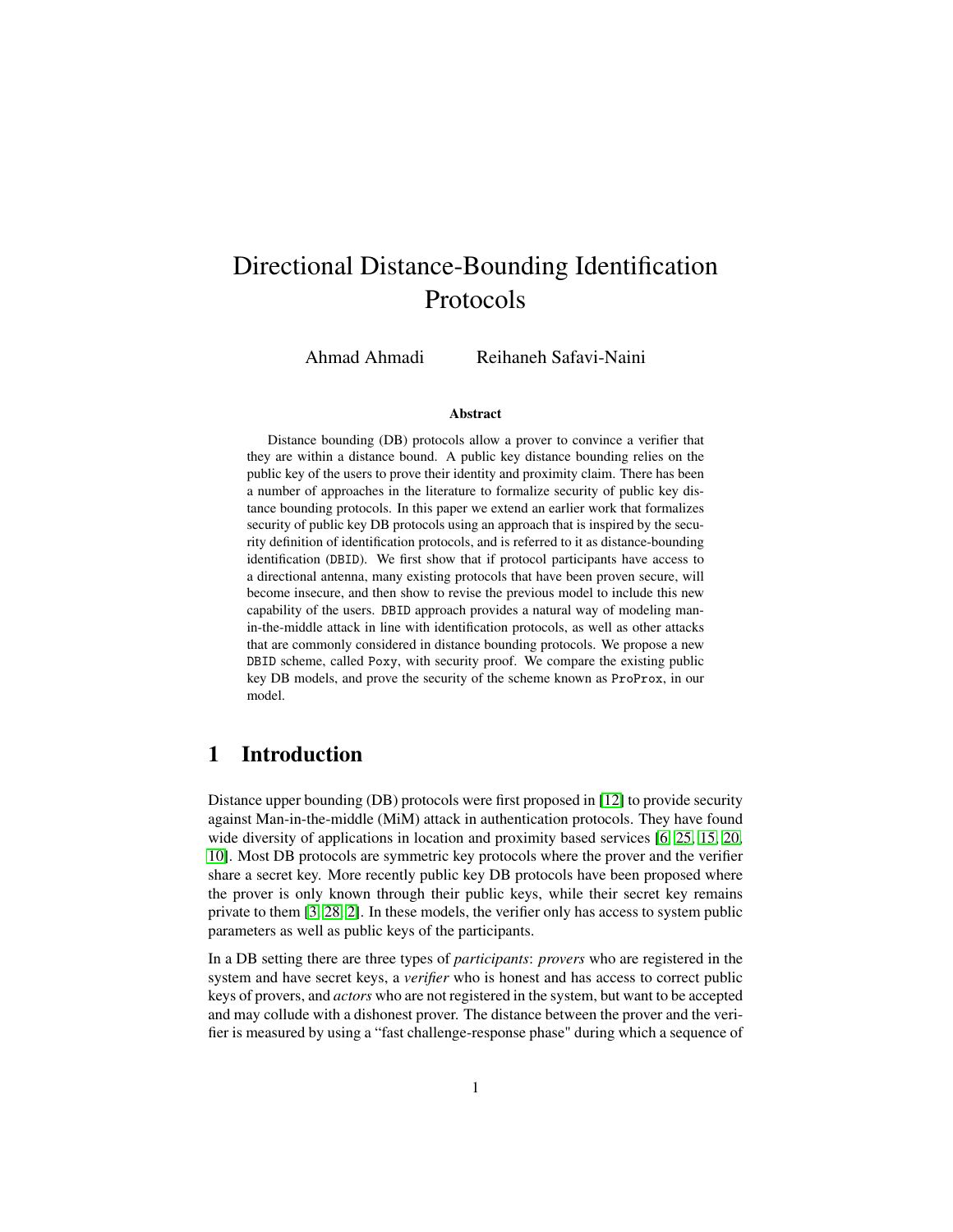# Directional Distance-Bounding Identification Protocols

Ahmad Ahmadi  Reihaneh Safavi-Naini

### Abstract

Distance bounding (DB) protocols allow a prover to convince a verifier that they are within a distance bound. A public key distance bounding relies on the public key of the users to prove their identity and proximity claim. There has been a number of approaches in the literature to formalize security of public key distance bounding protocols. In this paper we extend an earlier work that formalizes security of public key DB protocols using an approach that is inspired by the security definition of identification protocols, and is referred to it as distance-bounding identification (DBID). We first show that if protocol participants have access to a directional antenna, many existing protocols that have been proven secure, will become insecure, and then show to revise the previous model to include this new capability of the users. DBID approach provides a natural way of modeling man-in-the-middle attack in line with identification protocols, as well as other attacks that are commonly considered in distance bounding protocols. We propose a new DBID scheme, called Poxy, with security proof. We compare the existing public key DB models, and prove the security of the scheme known as ProProx, in our model.

## 1 Introduction

Distance upper bounding (DB) protocols were first proposed in [12] to provide security against Man-in-the-middle (MiM) attack in authentication protocols. They have found wide diversity of applications in location and proximity based services [6, 25, 15, 20, 10]. Most DB protocols are symmetric key protocols where the prover and the verifier share a secret key. More recently public key DB protocols have been proposed where the prover is only known through their public keys, while their secret key remains private to them [3, 28, 2]. In these models, the verifier only has access to system public parameters as well as public keys of the participants.

In a DB setting there are three types of *participants*: *provers* who are registered in the system and have secret keys, a *verifier* who is honest and has access to correct public keys of provers, and *actors* who are not registered in the system, but want to be accepted and may collude with a dishonest prover. The distance between the prover and the verifier is measured by using a "fast challenge-response phase" during which a sequence of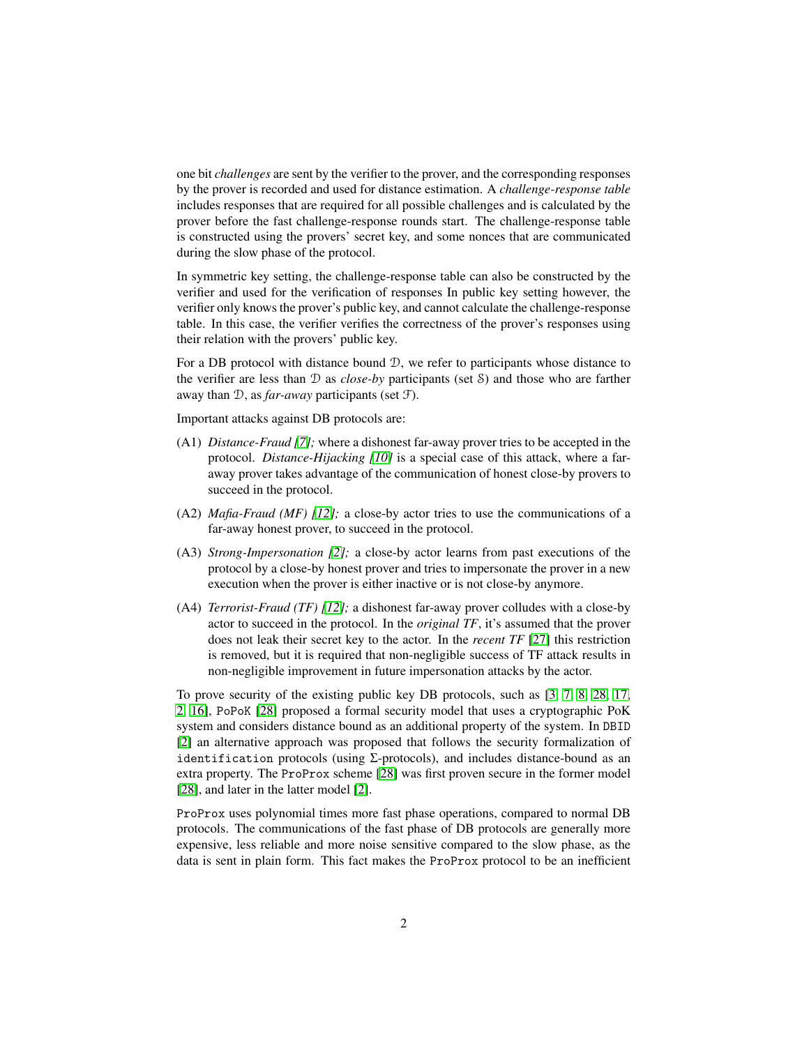one bit *challenges* are sent by the verifier to the prover, and the corresponding responses by the prover is recorded and used for distance estimation. A *challenge-response table* includes responses that are required for all possible challenges and is calculated by the prover before the fast challenge-response rounds start. The challenge-response table is constructed using the provers' secret key, and some nonces that are communicated during the slow phase of the protocol.

In symmetric key setting, the challenge-response table can also be constructed by the verifier and used for the verification of responses In public key setting however, the verifier only knows the prover's public key, and cannot calculate the challenge-response table. In this case, the verifier verifies the correctness of the prover's responses using their relation with the provers' public key.

For a DB protocol with distance bound $\mathcal{D}$, we refer to participants whose distance to the verifier are less than $\mathcal{D}$ as *close-by* participants (set $\mathcal{S}$) and those who are farther away than $\mathcal{D}$, as *far-away* participants (set $\mathcal{F}$).

Important attacks against DB protocols are:

(A1) *Distance-Fraud [7];* where a dishonest far-away prover tries to be accepted in the protocol. *Distance-Hijacking [10]* is a special case of this attack, where a far-away prover takes advantage of the communication of honest close-by provers to succeed in the protocol.

(A2) *Mafia-Fraud (MF) [12];* a close-by actor tries to use the communications of a far-away honest prover, to succeed in the protocol.

(A3) *Strong-Impersonation [2];* a close-by actor learns from past executions of the protocol by a close-by honest prover and tries to impersonate the prover in a new execution when the prover is either inactive or is not close-by anymore.

(A4) *Terrorist-Fraud (TF) [12];* a dishonest far-away prover colludes with a close-by actor to succeed in the protocol. In the *original TF*, it's assumed that the prover does not leak their secret key to the actor. In the *recent TF* [27] this restriction is removed, but it is required that non-negligible success of TF attack results in non-negligible improvement in future impersonation attacks by the actor.

To prove security of the existing public key DB protocols, such as [3, 7, 8, 28, 17, 2, 16], `PoPoK` [28] proposed a formal security model that uses a cryptographic PoK system and considers distance bound as an additional property of the system. In `DBID` [2] an alternative approach was proposed that follows the security formalization of `identification` protocols (using Σ-protocols), and includes distance-bound as an extra property. The `ProProx` scheme [28] was first proven secure in the former model [28], and later in the latter model [2].

`ProProx` uses polynomial times more fast phase operations, compared to normal DB protocols. The communications of the fast phase of DB protocols are generally more expensive, less reliable and more noise sensitive compared to the slow phase, as the data is sent in plain form. This fact makes the `ProProx` protocol to be an inefficient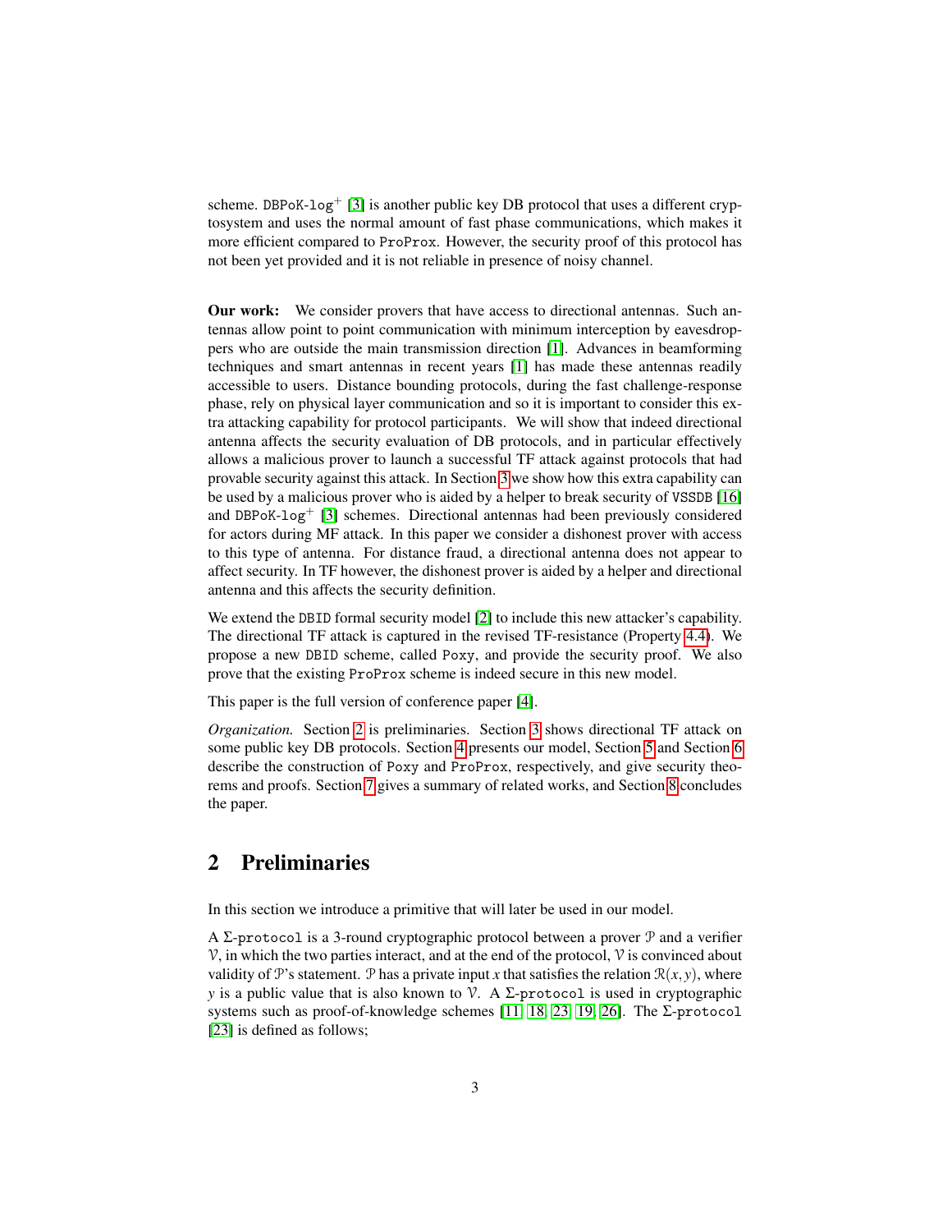scheme. DBPoK-log$^+$ [3] is another public key DB protocol that uses a different cryptosystem and uses the normal amount of fast phase communications, which makes it more efficient compared to ProProx. However, the security proof of this protocol has not been yet provided and it is not reliable in presence of noisy channel.

**Our work:** We consider provers that have access to directional antennas. Such antennas allow point to point communication with minimum interception by eavesdroppers who are outside the main transmission direction [1]. Advances in beamforming techniques and smart antennas in recent years [1] has made these antennas readily accessible to users. Distance bounding protocols, during the fast challenge-response phase, rely on physical layer communication and so it is important to consider this extra attacking capability for protocol participants. We will show that indeed directional antenna affects the security evaluation of DB protocols, and in particular effectively allows a malicious prover to launch a successful TF attack against protocols that had provable security against this attack. In Section 3 we show how this extra capability can be used by a malicious prover who is aided by a helper to break security of VSSDB [16] and DBPoK-log$^+$ [3] schemes. Directional antennas had been previously considered for actors during MF attack. In this paper we consider a dishonest prover with access to this type of antenna. For distance fraud, a directional antenna does not appear to affect security. In TF however, the dishonest prover is aided by a helper and directional antenna and this affects the security definition.

We extend the DBID formal security model [2] to include this new attacker's capability. The directional TF attack is captured in the revised TF-resistance (Property 4.4). We propose a new DBID scheme, called Poxy, and provide the security proof. We also prove that the existing ProProx scheme is indeed secure in this new model.

This paper is the full version of conference paper [4].

*Organization.* Section 2 is preliminaries. Section 3 shows directional TF attack on some public key DB protocols. Section 4 presents our model, Section 5 and Section 6 describe the construction of Poxy and ProProx, respectively, and give security theorems and proofs. Section 7 gives a summary of related works, and Section 8 concludes the paper.

## 2 Preliminaries

In this section we introduce a primitive that will later be used in our model.

A $\Sigma$-protocol is a 3-round cryptographic protocol between a prover $\mathcal{P}$ and a verifier $\mathcal{V}$, in which the two parties interact, and at the end of the protocol, $\mathcal{V}$ is convinced about validity of $\mathcal{P}$'s statement. $\mathcal{P}$ has a private input $x$ that satisfies the relation $\mathcal{R}(x, y)$, where $y$ is a public value that is also known to $\mathcal{V}$. A $\Sigma$-protocol is used in cryptographic systems such as proof-of-knowledge schemes [11, 18, 23, 19, 26]. The $\Sigma$-protocol [23] is defined as follows;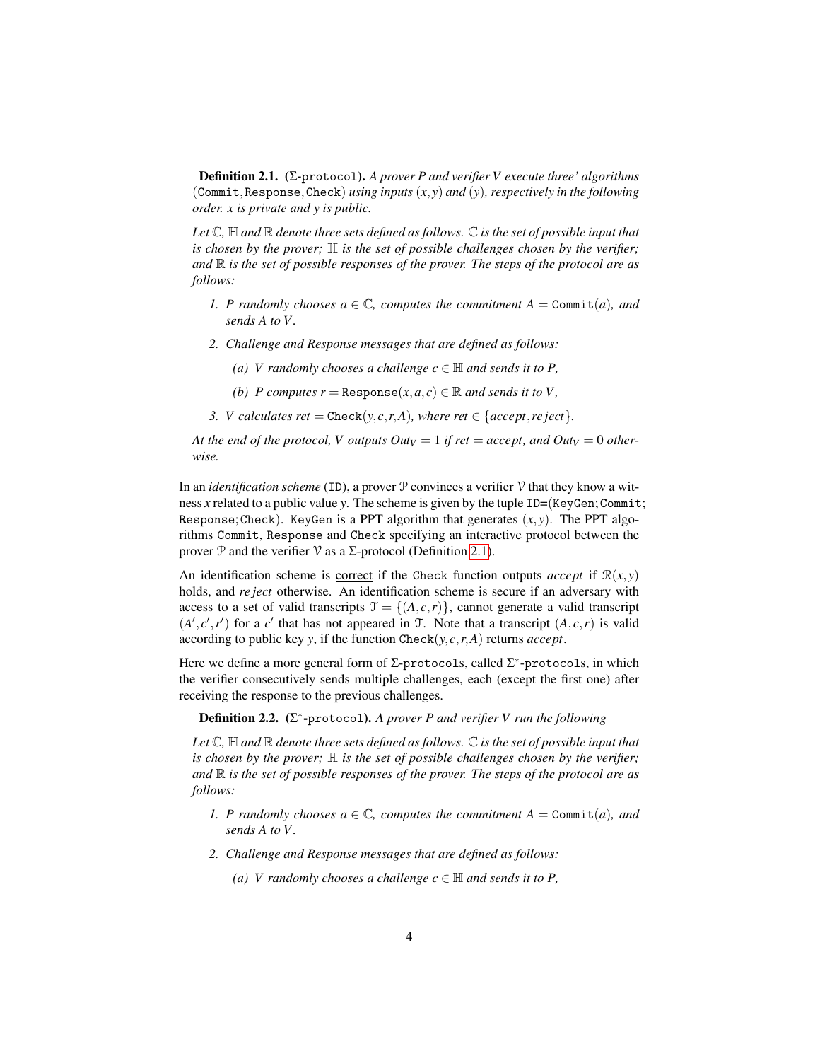**Definition 2.1.** ($\Sigma$-protocol). *A prover P and verifier V execute three' algorithms* $(\texttt{Commit}, \texttt{Response}, \texttt{Check})$ *using inputs* $(x, y)$ *and* $(y)$*, respectively in the following order. x is private and y is public.*

*Let* $\mathbb{C}$*,* $\mathbb{H}$ *and* $\mathbb{R}$ *denote three sets defined as follows.* $\mathbb{C}$ *is the set of possible input that is chosen by the prover;* $\mathbb{H}$ *is the set of possible challenges chosen by the verifier; and* $\mathbb{R}$ *is the set of possible responses of the prover. The steps of the protocol are as follows:*

1. *P randomly chooses* $a \in \mathbb{C}$*, computes the commitment* $A = \texttt{Commit}(a)$*, and sends A to V.*
2. *Challenge and Response messages that are defined as follows:*
   (a) *V randomly chooses a challenge* $c \in \mathbb{H}$ *and sends it to P,*
   (b) *P computes* $r = \texttt{Response}(x, a, c) \in \mathbb{R}$ *and sends it to V,*
3. *V calculates* $ret = \texttt{Check}(y, c, r, A)$*, where* $ret \in \{accept, reject\}$*.*

*At the end of the protocol, V outputs* $Out_V = 1$ *if* $ret = accept$*, and* $Out_V = 0$ *otherwise.*

In an *identification scheme* (ID), a prover $\mathcal{P}$ convinces a verifier $\mathcal{V}$ that they know a witness $x$ related to a public value $y$. The scheme is given by the tuple ID=(KeyGen; Commit; Response; Check). KeyGen is a PPT algorithm that generates $(x, y)$. The PPT algorithms Commit, Response and Check specifying an interactive protocol between the prover $\mathcal{P}$ and the verifier $\mathcal{V}$ as a $\Sigma$-protocol (Definition 2.1).

An identification scheme is <u>correct</u> if the Check function outputs *accept* if $\mathcal{R}(x, y)$ holds, and *reject* otherwise. An identification scheme is <u>secure</u> if an adversary with access to a set of valid transcripts $\mathcal{T} = \{(A, c, r)\}$, cannot generate a valid transcript $(A', c', r')$ for a $c'$ that has not appeared in $\mathcal{T}$. Note that a transcript $(A, c, r)$ is valid according to public key $y$, if the function $\texttt{Check}(y, c, r, A)$ returns *accept*.

Here we define a more general form of $\Sigma$-protocols, called $\Sigma^*$-protocols, in which the verifier consecutively sends multiple challenges, each (except the first one) after receiving the response to the previous challenges.

**Definition 2.2.** ($\Sigma^*$-protocol). *A prover P and verifier V run the following*

*Let* $\mathbb{C}$*,* $\mathbb{H}$ *and* $\mathbb{R}$ *denote three sets defined as follows.* $\mathbb{C}$ *is the set of possible input that is chosen by the prover;* $\mathbb{H}$ *is the set of possible challenges chosen by the verifier; and* $\mathbb{R}$ *is the set of possible responses of the prover. The steps of the protocol are as follows:*

1. *P randomly chooses* $a \in \mathbb{C}$*, computes the commitment* $A = \texttt{Commit}(a)$*, and sends A to V.*
2. *Challenge and Response messages that are defined as follows:*
   (a) *V randomly chooses a challenge* $c \in \mathbb{H}$ *and sends it to P,*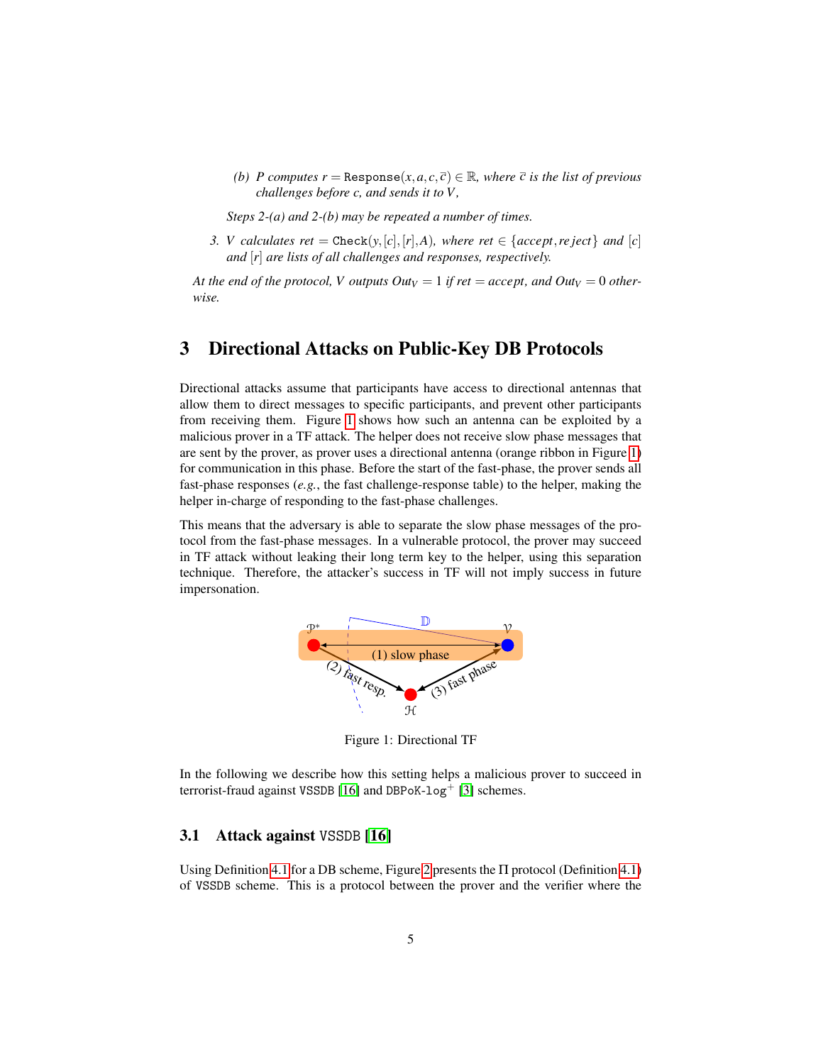(b) *P computes* $r = \texttt{Response}(x, a, c, \overline{c}) \in \mathbb{R}$*, where* $\overline{c}$ *is the list of previous challenges before* $c$*, and sends it to* $V$*,*

*Steps 2-(a) and 2-(b) may be repeated a number of times.*

3. *V calculates* $ret = \texttt{Check}(y, [c], [r], A)$*, where* $ret \in \{accept, reject\}$ *and* $[c]$ *and* $[r]$ *are lists of all challenges and responses, respectively.*

*At the end of the protocol, V outputs* $Out_V = 1$ *if* $ret = accept$*, and* $Out_V = 0$ *otherwise.*

# 3 Directional Attacks on Public-Key DB Protocols

Directional attacks assume that participants have access to directional antennas that allow them to direct messages to specific participants, and prevent other participants from receiving them. Figure 1 shows how such an antenna can be exploited by a malicious prover in a TF attack. The helper does not receive slow phase messages that are sent by the prover, as prover uses a directional antenna (orange ribbon in Figure 1) for communication in this phase. Before the start of the fast-phase, the prover sends all fast-phase responses (*e.g.*, the fast challenge-response table) to the helper, making the helper in-charge of responding to the fast-phase challenges.

This means that the adversary is able to separate the slow phase messages of the protocol from the fast-phase messages. In a vulnerable protocol, the prover may succeed in TF attack without leaking their long term key to the helper, using this separation technique. Therefore, the attacker's success in TF will not imply success in future impersonation.

Figure 1: Directional TF

In the following we describe how this setting helps a malicious prover to succeed in terrorist-fraud against VSSDB [16] and DBPoK-log$^+$ [3] schemes.

## 3.1 Attack against VSSDB [16]

Using Definition 4.1 for a DB scheme, Figure 2 presents the $\Pi$ protocol (Definition 4.1) of VSSDB scheme. This is a protocol between the prover and the verifier where the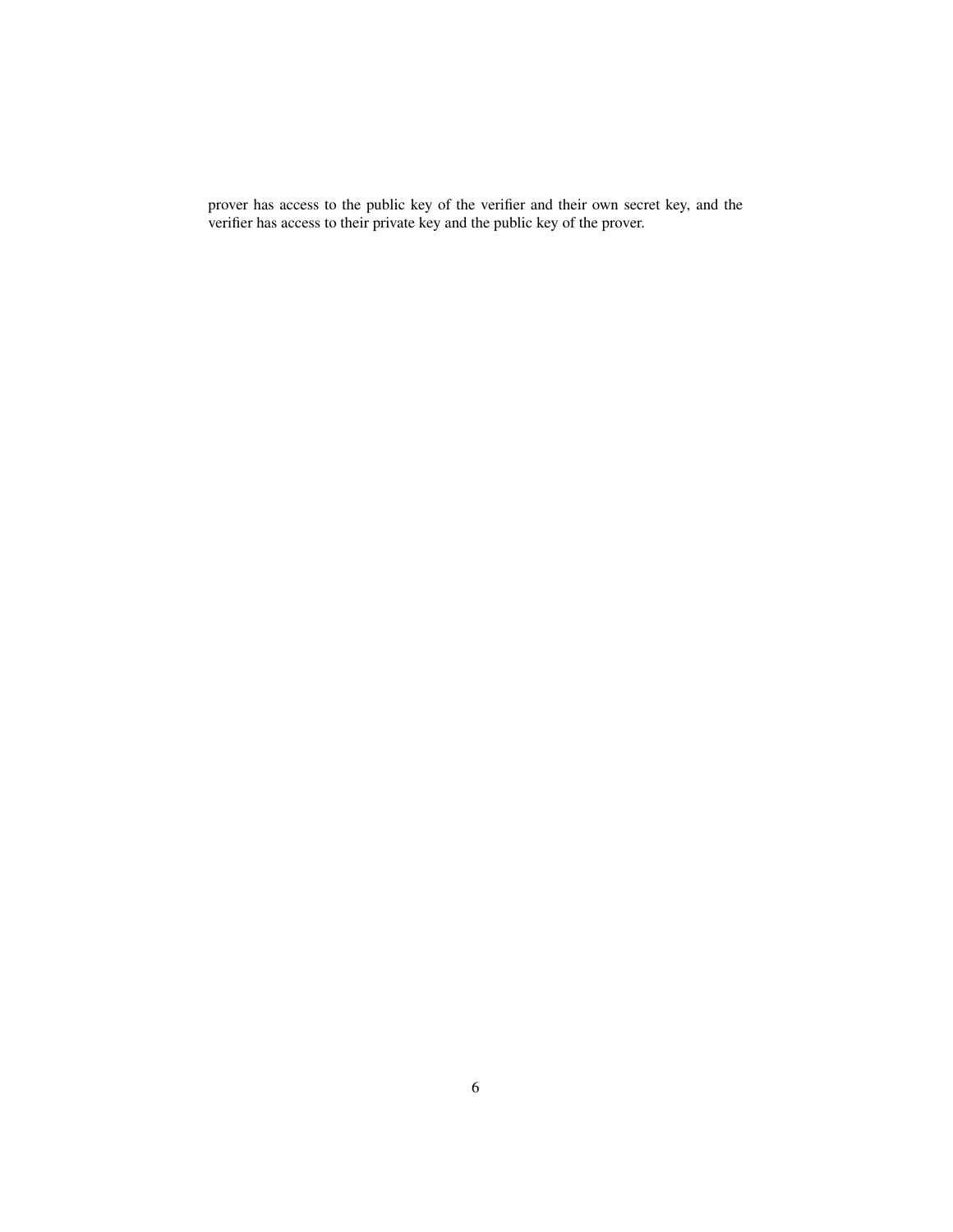prover has access to the public key of the verifier and their own secret key, and the verifier has access to their private key and the public key of the prover.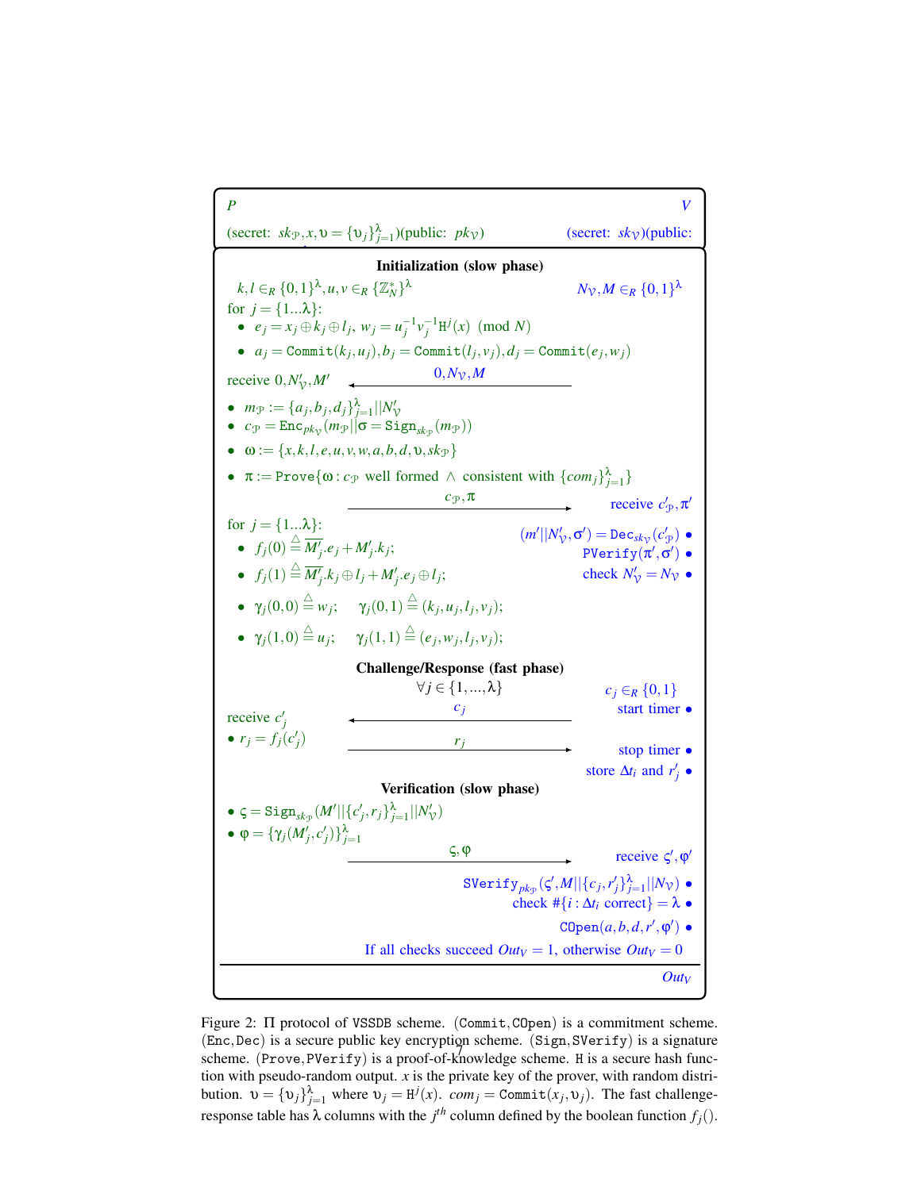**P** (secret: $sk_{\mathcal{P}}, x, \upsilon = \{\upsilon_j\}_{j=1}^{\lambda}$)(public: $pk_{\mathcal{V}}$)

**V** (secret: $sk_{\mathcal{V}}$)(public:

**Initialization (slow phase)**

P: $k, l \in_R \{0,1\}^{\lambda}, u, v \in_R \{\mathbb{Z}_N^*\}^{\lambda}$

V: $N_{\mathcal{V}}, M \in_R \{0,1\}^{\lambda}$

for $j = \{1...\lambda\}$:

- $e_j = x_j \oplus k_j \oplus l_j$, $w_j = u_j^{-1} v_j^{-1} \mathtt{H}^j(x) \pmod N$
- $a_j = \mathtt{Commit}(k_j, u_j), b_j = \mathtt{Commit}(l_j, v_j), d_j = \mathtt{Commit}(e_j, w_j)$

V → P: $0, N_{\mathcal{V}}, M$

P: receive $0, N'_{\mathcal{V}}, M'$

- $m_{\mathcal{P}} := \{a_j, b_j, d_j\}_{j=1}^{\lambda} || N'_{\mathcal{V}}$
- $c_{\mathcal{P}} = \mathtt{Enc}_{pk_{\mathcal{V}}}(m_{\mathcal{P}} || \sigma = \mathtt{Sign}_{sk_{\mathcal{P}}}(m_{\mathcal{P}}))$
- $\omega := \{x, k, l, e, u, v, w, a, b, d, \upsilon, sk_{\mathcal{P}}\}$
- $\pi := \mathtt{Prove}\{\omega : c_{\mathcal{P}}$ well formed $\wedge$ consistent with $\{com_j\}_{j=1}^{\lambda}\}$

P → V: $c_{\mathcal{P}}, \pi$

V: receive $c'_{\mathcal{P}}, \pi'$

- $(m' || N'_{\mathcal{V}}, \sigma') = \mathtt{Dec}_{sk_{\mathcal{V}}}(c'_{\mathcal{P}})$
- $\mathtt{PVerify}(\pi', \sigma')$
- check $N'_{\mathcal{V}} = N_{\mathcal{V}}$

P: for $j = \{1...\lambda\}$:

- $f_j(0) \stackrel{\triangle}{=} \overline{M'_j}.e_j + M'_j.k_j$;
- $f_j(1) \stackrel{\triangle}{=} \overline{M'_j}.k_j \oplus l_j + M'_j.e_j \oplus l_j$;
- $\gamma_j(0,0) \stackrel{\triangle}{=} w_j$; $\quad \gamma_j(0,1) \stackrel{\triangle}{=} (k_j, u_j, l_j, v_j)$;
- $\gamma_j(1,0) \stackrel{\triangle}{=} u_j$; $\quad \gamma_j(1,1) \stackrel{\triangle}{=} (e_j, w_j, l_j, v_j)$;

**Challenge/Response (fast phase)**

$\forall j \in \{1, ..., \lambda\}$

V: $c_j \in_R \{0,1\}$

- start timer

V → P: $c_j$

P: receive $c'_j$

- $r_j = f_j(c'_j)$

P → V: $r_j$

V:

- stop timer
- store $\Delta t_i$ and $r'_j$

**Verification (slow phase)**

P:

- $\varsigma = \mathtt{Sign}_{sk_{\mathcal{P}}}(M' || \{c'_j, r_j\}_{j=1}^{\lambda} || N'_{\mathcal{V}})$
- $\varphi = \{\gamma_j(M'_j, c'_j)\}_{j=1}^{\lambda}$

P → V: $\varsigma, \varphi$

V: receive $\varsigma', \varphi'$

- $\mathtt{SVerify}_{pk_{\mathcal{P}}}(\varsigma', M || \{c_j, r'_j\}_{j=1}^{\lambda} || N_{\mathcal{V}})$
- check $\#\{i : \Delta t_i \text{ correct}\} = \lambda$
- $\mathtt{COpen}(a, b, d, r', \varphi')$

If all checks succeed $Out_V = 1$, otherwise $Out_V = 0$

$Out_V$

Figure 2: $\Pi$ protocol of VSSDB scheme. (Commit, COpen) is a commitment scheme. (Enc, Dec) is a secure public key encryption scheme. (Sign, SVerify) is a signature scheme. (Prove, PVerify) is a proof-of-knowledge scheme. H is a secure hash function with pseudo-random output. $x$ is the private key of the prover, with random distribution. $\upsilon = \{\upsilon_j\}_{j=1}^{\lambda}$ where $\upsilon_j = \mathtt{H}^j(x)$. $com_j = \mathtt{Commit}(x_j, \upsilon_j)$. The fast challenge-response table has $\lambda$ columns with the $j^{th}$ column defined by the boolean function $f_j()$.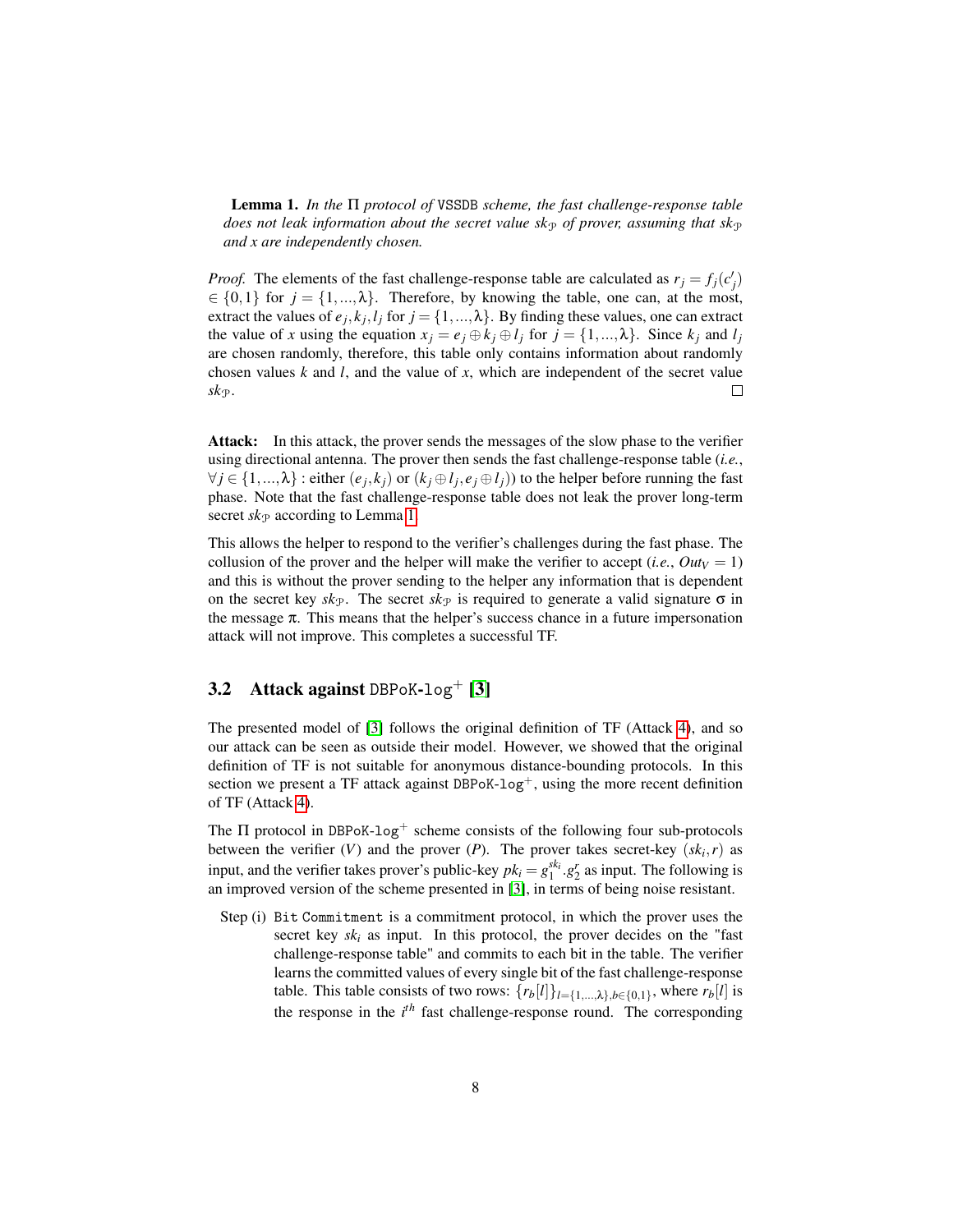**Lemma 1.** *In the* $\Pi$ *protocol of* `VSSDB` *scheme, the fast challenge-response table does not leak information about the secret value* $sk_{\mathcal{P}}$ *of prover, assuming that* $sk_{\mathcal{P}}$ *and* $x$ *are independently chosen.*

*Proof.* The elements of the fast challenge-response table are calculated as $r_j = f_j(c'_j) \in \{0,1\}$ for $j = \{1,...,\lambda\}$. Therefore, by knowing the table, one can, at the most, extract the values of $e_j, k_j, l_j$ for $j = \{1,...,\lambda\}$. By finding these values, one can extract the value of $x$ using the equation $x_j = e_j \oplus k_j \oplus l_j$ for $j = \{1,...,\lambda\}$. Since $k_j$ and $l_j$ are chosen randomly, therefore, this table only contains information about randomly chosen values $k$ and $l$, and the value of $x$, which are independent of the secret value $sk_{\mathcal{P}}$. □

**Attack:** In this attack, the prover sends the messages of the slow phase to the verifier using directional antenna. The prover then sends the fast challenge-response table (*i.e.*, $\forall j \in \{1,...,\lambda\}$ : either $(e_j, k_j)$ or $(k_j \oplus l_j, e_j \oplus l_j)$) to the helper before running the fast phase. Note that the fast challenge-response table does not leak the prover long-term secret $sk_{\mathcal{P}}$ according to Lemma 1.

This allows the helper to respond to the verifier's challenges during the fast phase. The collusion of the prover and the helper will make the verifier to accept (*i.e.*, $Out_V = 1$) and this is without the prover sending to the helper any information that is dependent on the secret key $sk_{\mathcal{P}}$. The secret $sk_{\mathcal{P}}$ is required to generate a valid signature $\sigma$ in the message $\pi$. This means that the helper's success chance in a future impersonation attack will not improve. This completes a successful TF.

## 3.2 Attack against `DBPoK-log`$^+$ [3]

The presented model of [3] follows the original definition of TF (Attack 4), and so our attack can be seen as outside their model. However, we showed that the original definition of TF is not suitable for anonymous distance-bounding protocols. In this section we present a TF attack against `DBPoK-log`$^+$, using the more recent definition of TF (Attack 4).

The $\Pi$ protocol in `DBPoK-log`$^+$ scheme consists of the following four sub-protocols between the verifier ($V$) and the prover ($P$). The prover takes secret-key $(sk_i, r)$ as input, and the verifier takes prover's public-key $pk_i = g_1^{sk_i}.g_2^r$ as input. The following is an improved version of the scheme presented in [3], in terms of being noise resistant.

Step (i) `Bit Commitment` is a commitment protocol, in which the prover uses the secret key $sk_i$ as input. In this protocol, the prover decides on the "fast challenge-response table" and commits to each bit in the table. The verifier learns the committed values of every single bit of the fast challenge-response table. This table consists of two rows: $\{r_b[l]\}_{l=\{1,...,\lambda\}, b\in\{0,1\}}$, where $r_b[l]$ is the response in the $i^{th}$ fast challenge-response round. The corresponding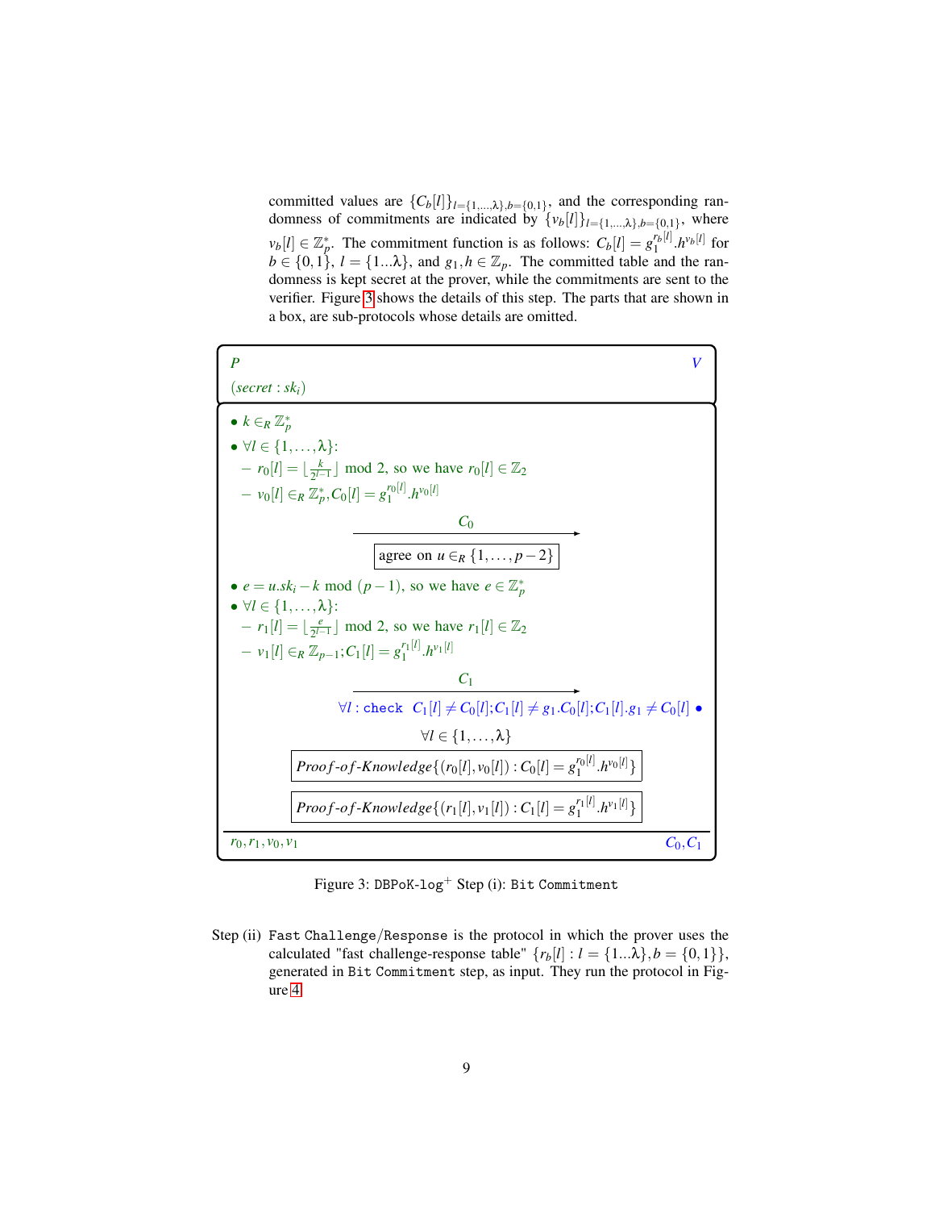committed values are $\{C_b[l]\}_{l=\{1,\ldots,\lambda\},b=\{0,1\}}$, and the corresponding randomness of commitments are indicated by $\{v_b[l]\}_{l=\{1,\ldots,\lambda\},b=\{0,1\}}$, where $v_b[l] \in \mathbb{Z}_p^*$. The commitment function is as follows: $C_b[l] = g_1^{r_b[l]}.h^{v_b[l]}$ for $b \in \{0,1\}$, $l = \{1\ldots\lambda\}$, and $g_1, h \in \mathbb{Z}_p$. The committed table and the randomness is kept secret at the prover, while the commitments are sent to the verifier. Figure 3 shows the details of this step. The parts that are shown in a box, are sub-protocols whose details are omitted.

**P** (secret : $sk_i$) | **V**

- $k \in_R \mathbb{Z}_p^*$
- $\forall l \in \{1,\ldots,\lambda\}$:
  - $r_0[l] = \lfloor \frac{k}{2^{l-1}} \rfloor \bmod 2$, so we have $r_0[l] \in \mathbb{Z}_2$
  - $v_0[l] \in_R \mathbb{Z}_p^*, C_0[l] = g_1^{r_0[l]}.h^{v_0[l]}$

P → V: $C_0$

[ agree on $u \in_R \{1,\ldots,p-2\}$ ]

- $e = u.sk_i - k \bmod (p-1)$, so we have $e \in \mathbb{Z}_p^*$
- $\forall l \in \{1,\ldots,\lambda\}$:
  - $r_1[l] = \lfloor \frac{e}{2^{l-1}} \rfloor \bmod 2$, so we have $r_1[l] \in \mathbb{Z}_2$
  - $v_1[l] \in_R \mathbb{Z}_{p-1}; C_1[l] = g_1^{r_1[l]}.h^{v_1[l]}$

P → V: $C_1$

V: $\forall l$ : `check` $C_1[l] \neq C_0[l]; C_1[l] \neq g_1.C_0[l]; C_1[l].g_1 \neq C_0[l]$ •

$\forall l \in \{1,\ldots,\lambda\}$

[ $Proof\text{-}of\text{-}Knowledge\{(r_0[l], v_0[l]) : C_0[l] = g_1^{r_0[l]}.h^{v_0[l]}\}$ ]

[ $Proof\text{-}of\text{-}Knowledge\{(r_1[l], v_1[l]) : C_1[l] = g_1^{r_1[l]}.h^{v_1[l]}\}$ ]

P output: $r_0, r_1, v_0, v_1$ | V output: $C_0, C_1$

Figure 3: `DBPoK-log`$^+$ Step (i): `Bit Commitment`

Step (ii) `Fast Challenge/Response` is the protocol in which the prover uses the calculated "fast challenge-response table" $\{r_b[l] : l = \{1\ldots\lambda\}, b = \{0,1\}\}$, generated in `Bit Commitment` step, as input. They run the protocol in Figure 4.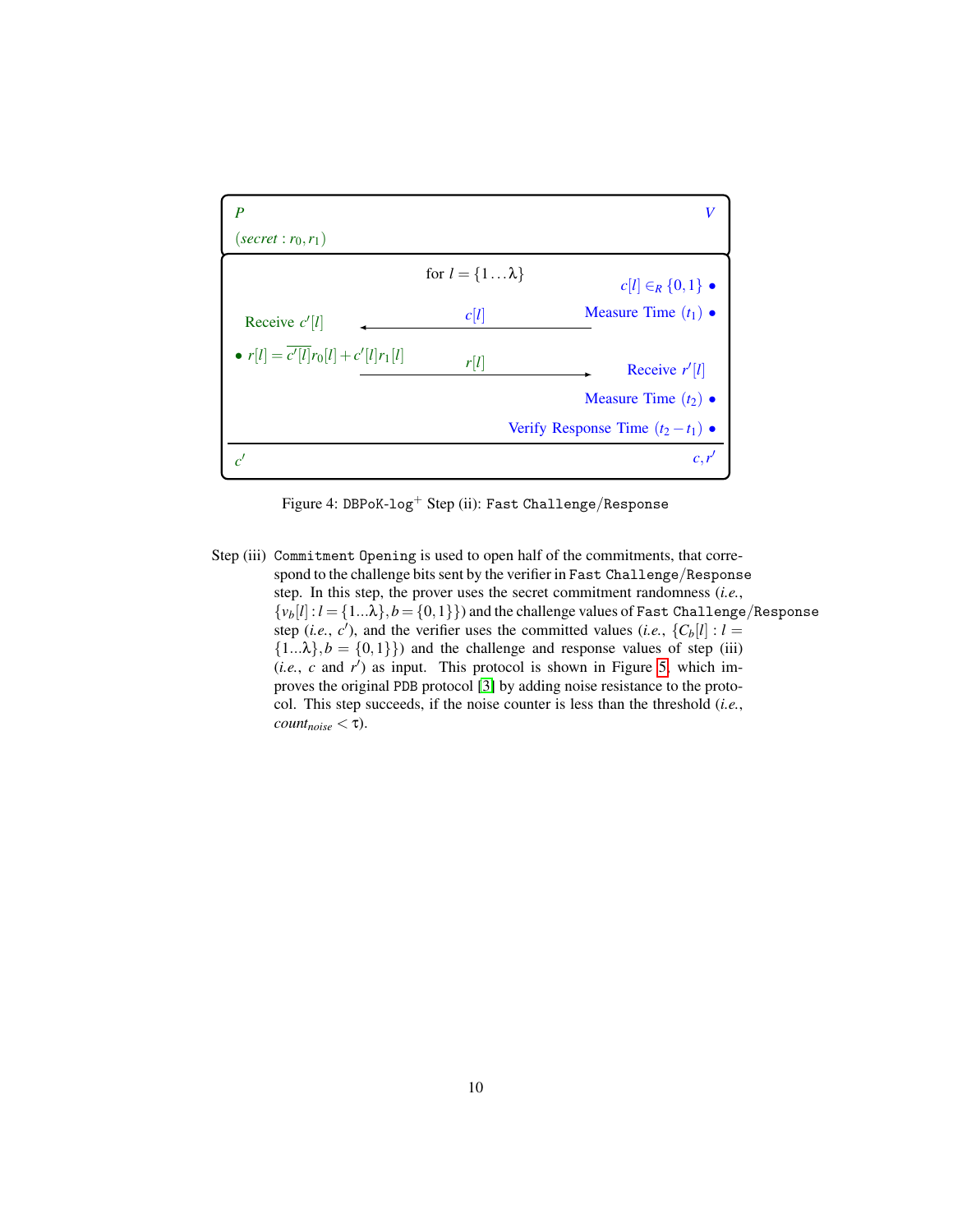| $P$ |  | $V$ |
|---|---|---|
| $(secret: r_0, r_1)$ |  |  |
|  | for $l = \{1 \dots \lambda\}$ | $c[l] \in_R \{0,1\}$ • |
| Receive $c'[l]$ | $\xleftarrow{\quad c[l] \quad}$ | Measure Time $(t_1)$ • |
| • $r[l] = \overline{c'[l]} r_0[l] + c'[l] r_1[l]$ | $\xrightarrow{\quad r[l] \quad}$ | Receive $r'[l]$ |
|  |  | Measure Time $(t_2)$ • |
|  |  | Verify Response Time $(t_2 - t_1)$ • |
| $c'$ |  | $c, r'$ |

Figure 4: `DBPoK-log`$^+$ Step (ii): `Fast Challenge/Response`

Step (iii) `Commitment Opening` is used to open half of the commitments, that correspond to the challenge bits sent by the verifier in `Fast Challenge/Response` step. In this step, the prover uses the secret commitment randomness (*i.e.*, $\{v_b[l] : l = \{1...\lambda\}, b = \{0,1\}\}$) and the challenge values of `Fast Challenge/Response` step (*i.e.*, $c'$), and the verifier uses the committed values (*i.e.*, $\{C_b[l] : l = \{1...\lambda\}, b = \{0,1\}\}$) and the challenge and response values of step (iii) (*i.e.*, $c$ and $r'$) as input. This protocol is shown in Figure 5, which improves the original `PDB` protocol [3] by adding noise resistance to the protocol. This step succeeds, if the noise counter is less than the threshold (*i.e.*, $count_{noise} < \tau$).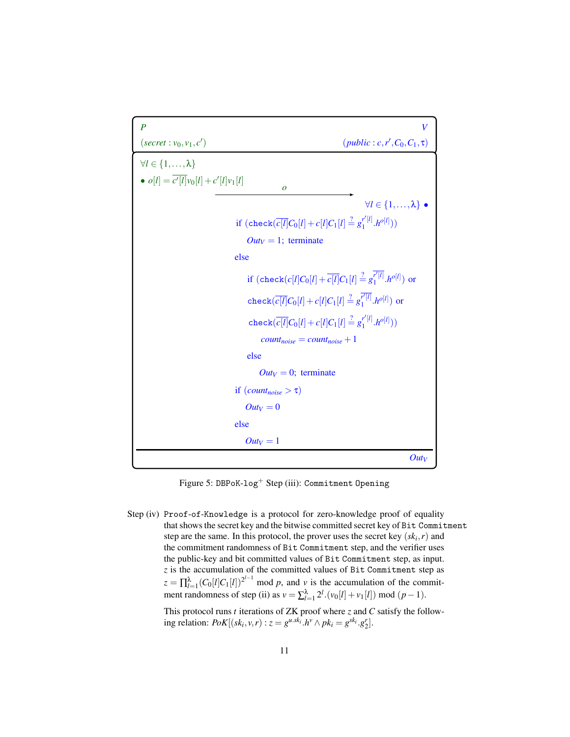**P** (secret : $v_0, v_1, c'$) — **V** (public : $c, r', C_0, C_1, \tau$)

$\forall l \in \{1,\ldots,\lambda\}$

- $o[l] = \overline{c'[l]}v_0[l] + c'[l]v_1[l]$

$\xrightarrow{\quad o \quad}$

$\forall l \in \{1,\ldots,\lambda\}$ •

```
if (check(c̄[l]C₀[l] + c[l]C₁[l] =? g₁^{r'[l]}.h^{o[l]}))
    Out_V = 1; terminate
else
    if (check(c[l]C₀[l] + c̄[l]C₁[l] =? g₁^{r̄'[l]}.h^{o[l]}) or
        check(c̄[l]C₀[l] + c[l]C₁[l] =? g₁^{r̄'[l]}.h^{o[l]}) or
        check(c̄[l]C₀[l] + c[l]C₁[l] =? g₁^{r'[l]}.h^{o[l]}))
        count_noise = count_noise + 1
    else
        Out_V = 0; terminate
if (count_noise > τ)
    Out_V = 0
else
    Out_V = 1
```

$Out_V$

Figure 5: DBPoK-log$^+$ Step (iii): Commitment Opening

Step (iv) Proof-of-Knowledge is a protocol for zero-knowledge proof of equality that shows the secret key and the bitwise committed secret key of Bit Commitment step are the same. In this protocol, the prover uses the secret key $(sk_i, r)$ and the commitment randomness of Bit Commitment step, and the verifier uses the public-key and bit committed values of Bit Commitment step, as input. $z$ is the accumulation of the committed values of Bit Commitment step as $z = \prod_{l=1}^{\lambda}(C_0[l]C_1[l])^{2^{l-1}} \bmod p$, and $v$ is the accumulation of the commitment randomness of step (ii) as $v = \sum_{l=1}^{\lambda} 2^l.(v_0[l] + v_1[l]) \bmod (p-1)$.

This protocol runs $t$ iterations of ZK proof where $z$ and $C$ satisfy the following relation: $PoK[(sk_i, v, r) : z = g^{u.sk_i}.h^v \wedge pk_i = g^{sk_i}.g_2^r]$.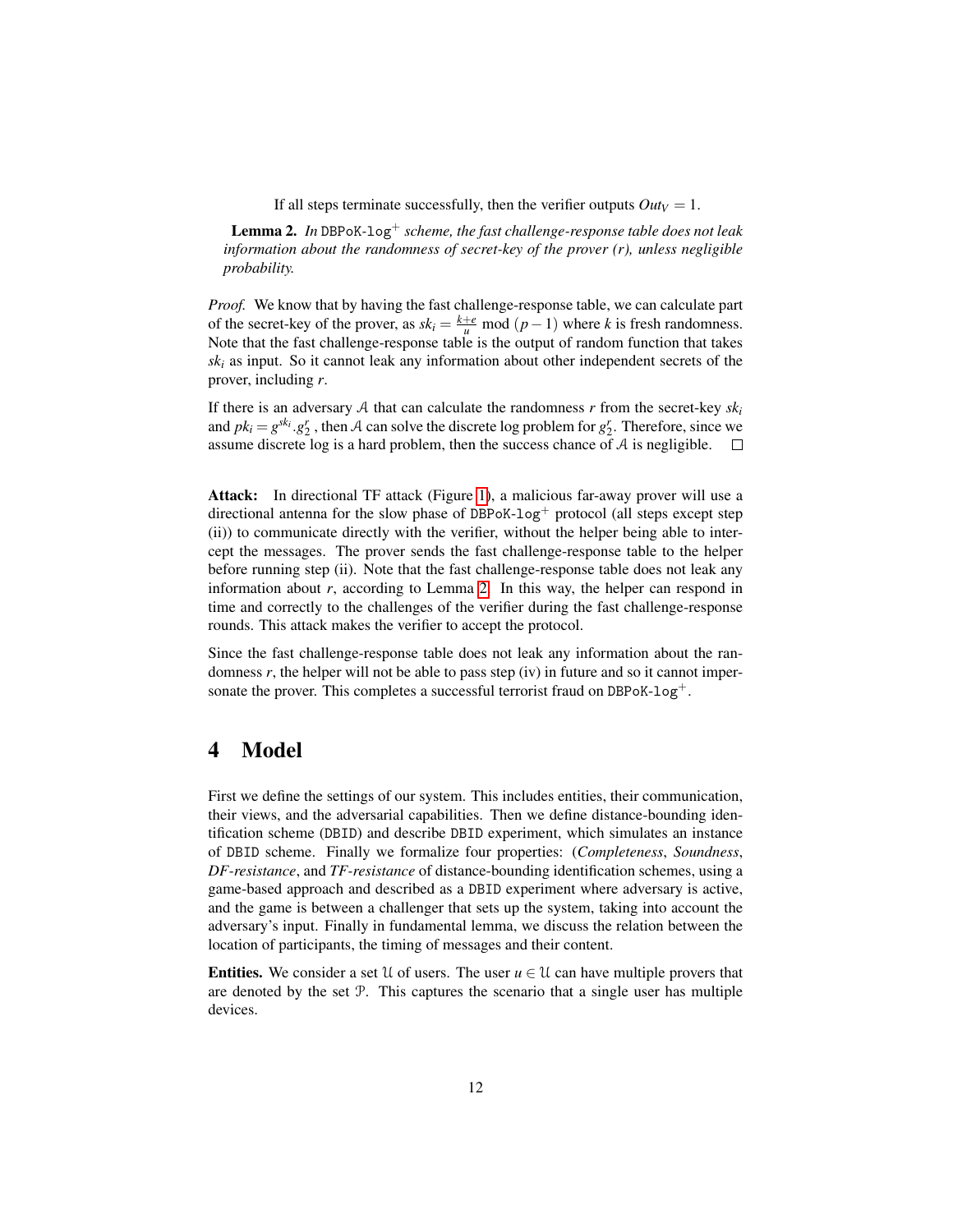If all steps terminate successfully, then the verifier outputs $Out_V = 1$.

**Lemma 2.** *In* DBPoK-log$^+$ *scheme, the fast challenge-response table does not leak information about the randomness of secret-key of the prover ($r$), unless negligible probability.*

*Proof.* We know that by having the fast challenge-response table, we can calculate part of the secret-key of the prover, as $sk_i = \frac{k+e}{u} \bmod (p-1)$ where $k$ is fresh randomness. Note that the fast challenge-response table is the output of random function that takes $sk_i$ as input. So it cannot leak any information about other independent secrets of the prover, including $r$.

If there is an adversary $\mathcal{A}$ that can calculate the randomness $r$ from the secret-key $sk_i$ and $pk_i = g^{sk_i}.g_2^r$ , then $\mathcal{A}$ can solve the discrete log problem for $g_2^r$. Therefore, since we assume discrete log is a hard problem, then the success chance of $\mathcal{A}$ is negligible. □

**Attack:** In directional TF attack (Figure 1), a malicious far-away prover will use a directional antenna for the slow phase of DBPoK-log$^+$ protocol (all steps except step (ii)) to communicate directly with the verifier, without the helper being able to intercept the messages. The prover sends the fast challenge-response table to the helper before running step (ii). Note that the fast challenge-response table does not leak any information about $r$, according to Lemma 2. In this way, the helper can respond in time and correctly to the challenges of the verifier during the fast challenge-response rounds. This attack makes the verifier to accept the protocol.

Since the fast challenge-response table does not leak any information about the randomness $r$, the helper will not be able to pass step (iv) in future and so it cannot impersonate the prover. This completes a successful terrorist fraud on DBPoK-log$^+$.

# 4 Model

First we define the settings of our system. This includes entities, their communication, their views, and the adversarial capabilities. Then we define distance-bounding identification scheme (DBID) and describe DBID experiment, which simulates an instance of DBID scheme. Finally we formalize four properties: (*Completeness*, *Soundness*, *DF-resistance*, and *TF-resistance* of distance-bounding identification schemes, using a game-based approach and described as a DBID experiment where adversary is active, and the game is between a challenger that sets up the system, taking into account the adversary's input. Finally in fundamental lemma, we discuss the relation between the location of participants, the timing of messages and their content.

**Entities.** We consider a set $\mathcal{U}$ of users. The user $u \in \mathcal{U}$ can have multiple provers that are denoted by the set $\mathcal{P}$. This captures the scenario that a single user has multiple devices.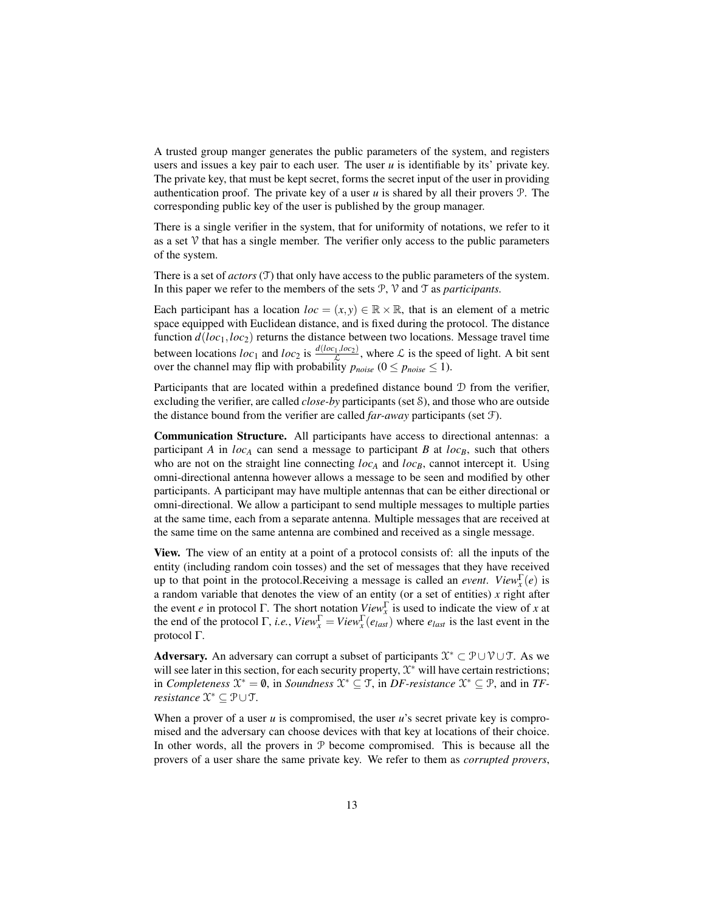A trusted group manger generates the public parameters of the system, and registers users and issues a key pair to each user. The user $u$ is identifiable by its' private key. The private key, that must be kept secret, forms the secret input of the user in providing authentication proof. The private key of a user $u$ is shared by all their provers $\mathcal{P}$. The corresponding public key of the user is published by the group manager.

There is a single verifier in the system, that for uniformity of notations, we refer to it as a set $\mathcal{V}$ that has a single member. The verifier only access to the public parameters of the system.

There is a set of *actors* ($\mathcal{T}$) that only have access to the public parameters of the system. In this paper we refer to the members of the sets $\mathcal{P}$, $\mathcal{V}$ and $\mathcal{T}$ as *participants*.

Each participant has a location $loc = (x,y) \in \mathbb{R} \times \mathbb{R}$, that is an element of a metric space equipped with Euclidean distance, and is fixed during the protocol. The distance function $d(loc_1, loc_2)$ returns the distance between two locations. Message travel time between locations $loc_1$ and $loc_2$ is $\frac{d(loc_1,loc_2)}{\mathcal{L}}$, where $\mathcal{L}$ is the speed of light. A bit sent over the channel may flip with probability $p_{noise}$ ($0 \leq p_{noise} \leq 1$).

Participants that are located within a predefined distance bound $\mathcal{D}$ from the verifier, excluding the verifier, are called *close-by* participants (set $\mathcal{S}$), and those who are outside the distance bound from the verifier are called *far-away* participants (set $\mathcal{F}$).

**Communication Structure.** All participants have access to directional antennas: a participant $A$ in $loc_A$ can send a message to participant $B$ at $loc_B$, such that others who are not on the straight line connecting $loc_A$ and $loc_B$, cannot intercept it. Using omni-directional antenna however allows a message to be seen and modified by other participants. A participant may have multiple antennas that can be either directional or omni-directional. We allow a participant to send multiple messages to multiple parties at the same time, each from a separate antenna. Multiple messages that are received at the same time on the same antenna are combined and received as a single message.

**View.** The view of an entity at a point of a protocol consists of: all the inputs of the entity (including random coin tosses) and the set of messages that they have received up to that point in the protocol.Receiving a message is called an *event*. $View_x^{\Gamma}(e)$ is a random variable that denotes the view of an entity (or a set of entities) $x$ right after the event $e$ in protocol $\Gamma$. The short notation $View_x^{\Gamma}$ is used to indicate the view of $x$ at the end of the protocol $\Gamma$, *i.e.*, $View_x^{\Gamma} = View_x^{\Gamma}(e_{last})$ where $e_{last}$ is the last event in the protocol $\Gamma$.

**Adversary.** An adversary can corrupt a subset of participants $\mathcal{X}^* \subset \mathcal{P} \cup \mathcal{V} \cup \mathcal{T}$. As we will see later in this section, for each security property, $\mathcal{X}^*$ will have certain restrictions; in *Completeness* $\mathcal{X}^* = \emptyset$, in *Soundness* $\mathcal{X}^* \subseteq \mathcal{T}$, in *DF-resistance* $\mathcal{X}^* \subseteq \mathcal{P}$, and in *TF-resistance* $\mathcal{X}^* \subseteq \mathcal{P} \cup \mathcal{T}$.

When a prover of a user $u$ is compromised, the user $u$'s secret private key is compromised and the adversary can choose devices with that key at locations of their choice. In other words, all the provers in $\mathcal{P}$ become compromised. This is because all the provers of a user share the same private key. We refer to them as *corrupted provers*,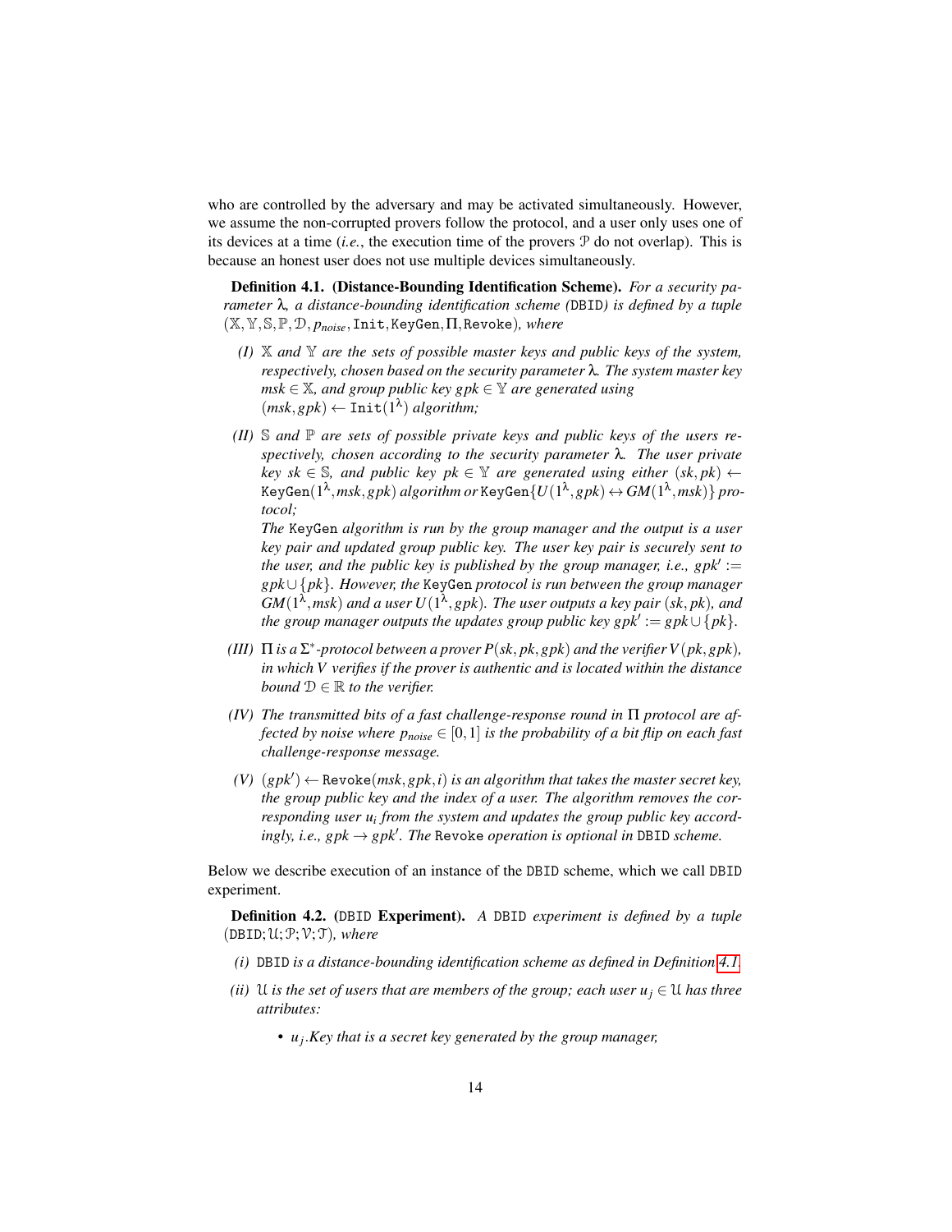who are controlled by the adversary and may be activated simultaneously. However, we assume the non-corrupted provers follow the protocol, and a user only uses one of its devices at a time (*i.e.*, the execution time of the provers $\mathcal{P}$ do not overlap). This is because an honest user does not use multiple devices simultaneously.

**Definition 4.1. (Distance-Bounding Identification Scheme).** *For a security parameter $\lambda$, a distance-bounding identification scheme (*`DBID`*) is defined by a tuple $(\mathbb{X}, \mathbb{Y}, \mathbb{S}, \mathbb{P}, \mathcal{D}, p_{noise}, \texttt{Init}, \texttt{KeyGen}, \Pi, \texttt{Revoke})$, where*

- *(I) $\mathbb{X}$ and $\mathbb{Y}$ are the sets of possible master keys and public keys of the system, respectively, chosen based on the security parameter $\lambda$. The system master key $msk \in \mathbb{X}$, and group public key $gpk \in \mathbb{Y}$ are generated using $(msk, gpk) \leftarrow \texttt{Init}(1^\lambda)$ algorithm;*
- *(II) $\mathbb{S}$ and $\mathbb{P}$ are sets of possible private keys and public keys of the users respectively, chosen according to the security parameter $\lambda$. The user private key $sk \in \mathbb{S}$, and public key $pk \in \mathbb{Y}$ are generated using either $(sk, pk) \leftarrow \texttt{KeyGen}(1^\lambda, msk, gpk)$ algorithm or $\texttt{KeyGen}\{U(1^\lambda, gpk) \leftrightarrow GM(1^\lambda, msk)\}$ protocol;*
  *The* `KeyGen` *algorithm is run by the group manager and the output is a user key pair and updated group public key. The user key pair is securely sent to the user, and the public key is published by the group manager, i.e., $gpk' := gpk \cup \{pk\}$. However, the* `KeyGen` *protocol is run between the group manager $GM(1^\lambda, msk)$ and a user $U(1^\lambda, gpk)$. The user outputs a key pair $(sk, pk)$, and the group manager outputs the updates group public key $gpk' := gpk \cup \{pk\}$.*
- *(III) $\Pi$ is a $\Sigma^*$-protocol between a prover $P(sk, pk, gpk)$ and the verifier $V(pk, gpk)$, in which $V$ verifies if the prover is authentic and is located within the distance bound $\mathcal{D} \in \mathbb{R}$ to the verifier.*
- *(IV) The transmitted bits of a fast challenge-response round in $\Pi$ protocol are affected by noise where $p_{noise} \in [0, 1]$ is the probability of a bit flip on each fast challenge-response message.*
- *(V) $(gpk') \leftarrow \texttt{Revoke}(msk, gpk, i)$ is an algorithm that takes the master secret key, the group public key and the index of a user. The algorithm removes the corresponding user $u_i$ from the system and updates the group public key accordingly, i.e., $gpk \rightarrow gpk'$. The* `Revoke` *operation is optional in* `DBID` *scheme.*

Below we describe execution of an instance of the `DBID` scheme, which we call `DBID` experiment.

**Definition 4.2. (`DBID` Experiment).** *A* `DBID` *experiment is defined by a tuple $(\texttt{DBID}; \mathcal{U}; \mathcal{P}; \mathcal{V}; \mathcal{T})$, where*

- *(i)* `DBID` *is a distance-bounding identification scheme as defined in Definition 4.1.*
- *(ii) $\mathcal{U}$ is the set of users that are members of the group; each user $u_j \in \mathcal{U}$ has three attributes:*
  - *$u_j$.Key that is a secret key generated by the group manager,*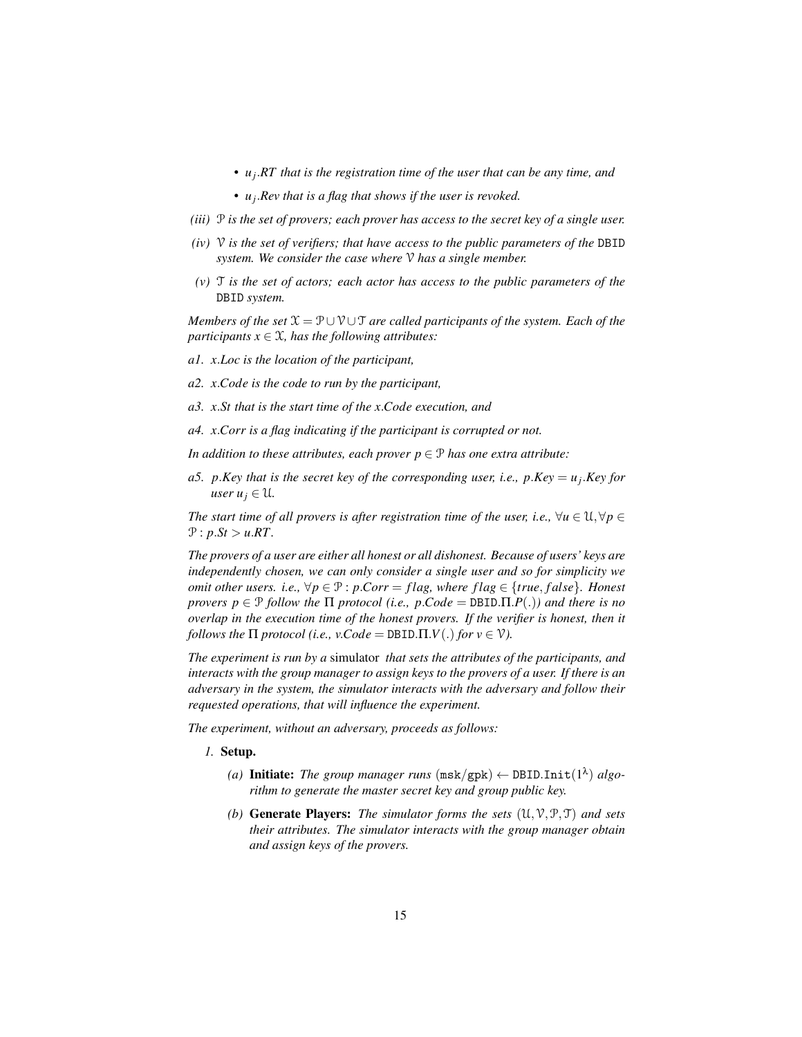- $u_j.RT$ *that is the registration time of the user that can be any time, and*
- $u_j.Rev$ *that is a flag that shows if the user is revoked.*

*(iii)* $\mathcal{P}$ *is the set of provers; each prover has access to the secret key of a single user.*

*(iv)* $\mathcal{V}$ *is the set of verifiers; that have access to the public parameters of the* DBID *system. We consider the case where* $\mathcal{V}$ *has a single member.*

*(v)* $\mathcal{T}$ *is the set of actors; each actor has access to the public parameters of the* DBID *system.*

*Members of the set* $\mathcal{X} = \mathcal{P} \cup \mathcal{V} \cup \mathcal{T}$ *are called participants of the system. Each of the participants* $x \in \mathcal{X}$*, has the following attributes:*

*a1.* $x.Loc$ *is the location of the participant,*

*a2.* $x.Code$ *is the code to run by the participant,*

*a3.* $x.St$ *that is the start time of the* $x.Code$ *execution, and*

*a4.* $x.Corr$ *is a flag indicating if the participant is corrupted or not.*

*In addition to these attributes, each prover* $p \in \mathcal{P}$ *has one extra attribute:*

*a5.* $p.Key$ *that is the secret key of the corresponding user, i.e.,* $p.Key = u_j.Key$ *for user* $u_j \in \mathcal{U}$.

*The start time of all provers is after registration time of the user, i.e.,* $\forall u \in \mathcal{U}, \forall p \in \mathcal{P} : p.St > u.RT$.

*The provers of a user are either all honest or all dishonest. Because of users' keys are independently chosen, we can only consider a single user and so for simplicity we omit other users. i.e.,* $\forall p \in \mathcal{P} : p.Corr = flag$*, where* $flag \in \{true, false\}$*. Honest provers* $p \in \mathcal{P}$ *follow the* $\Pi$ *protocol (i.e.,* $p.Code = \texttt{DBID}.\Pi.P(.)$*) and there is no overlap in the execution time of the honest provers. If the verifier is honest, then it follows the* $\Pi$ *protocol (i.e.,* $v.Code = \texttt{DBID}.\Pi.V(.)$ *for* $v \in \mathcal{V}$*).*

*The experiment is run by a* simulator *that sets the attributes of the participants, and interacts with the group manager to assign keys to the provers of a user. If there is an adversary in the system, the simulator interacts with the adversary and follow their requested operations, that will influence the experiment.*

*The experiment, without an adversary, proceeds as follows:*

*1.* **Setup.**

   *(a)* **Initiate:** *The group manager runs* $(\texttt{msk}/\texttt{gpk}) \leftarrow \texttt{DBID.Init}(1^\lambda)$ *algorithm to generate the master secret key and group public key.*

   *(b)* **Generate Players:** *The simulator forms the sets* $(\mathcal{U}, \mathcal{V}, \mathcal{P}, \mathcal{T})$ *and sets their attributes. The simulator interacts with the group manager obtain and assign keys of the provers.*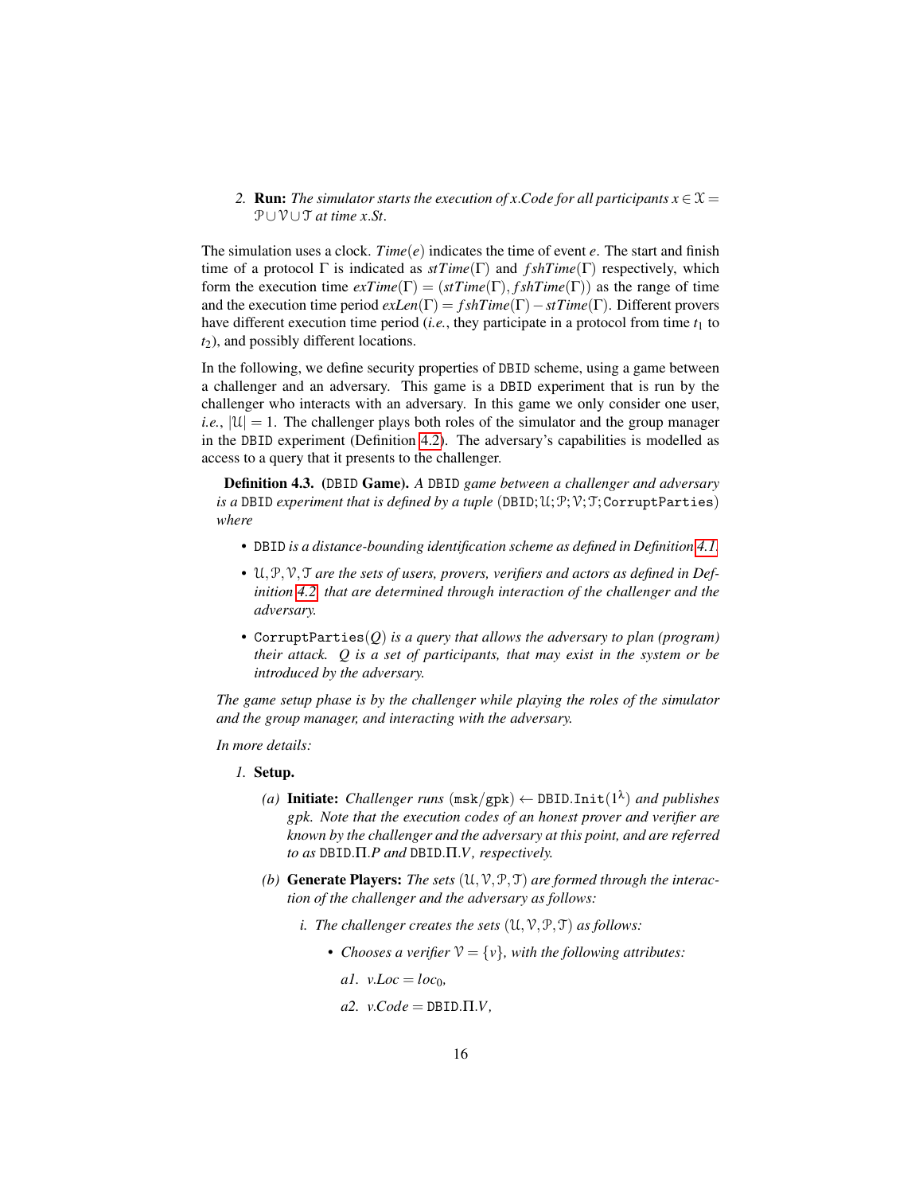2. **Run:** *The simulator starts the execution of x.Code for all participants* $x \in \mathcal{X} = \mathcal{P} \cup \mathcal{V} \cup \mathcal{T}$ *at time x.St.*

The simulation uses a clock. $Time(e)$ indicates the time of event $e$. The start and finish time of a protocol $\Gamma$ is indicated as $stTime(\Gamma)$ and $fshTime(\Gamma)$ respectively, which form the execution time $exTime(\Gamma) = (stTime(\Gamma), fshTime(\Gamma))$ as the range of time and the execution time period $exLen(\Gamma) = fshTime(\Gamma) - stTime(\Gamma)$. Different provers have different execution time period (*i.e.*, they participate in a protocol from time $t_1$ to $t_2$), and possibly different locations.

In the following, we define security properties of DBID scheme, using a game between a challenger and an adversary. This game is a DBID experiment that is run by the challenger who interacts with an adversary. In this game we only consider one user, *i.e.*, $|\mathcal{U}| = 1$. The challenger plays both roles of the simulator and the group manager in the DBID experiment (Definition 4.2). The adversary's capabilities is modelled as access to a query that it presents to the challenger.

**Definition 4.3.** (DBID **Game).** *A* DBID *game between a challenger and adversary is a* DBID *experiment that is defined by a tuple* (DBID; $\mathcal{U}$; $\mathcal{P}$; $\mathcal{V}$; $\mathcal{T}$; CorruptParties) *where*

- DBID *is a distance-bounding identification scheme as defined in Definition 4.1.*
- $\mathcal{U}, \mathcal{P}, \mathcal{V}, \mathcal{T}$ *are the sets of users, provers, verifiers and actors as defined in Definition 4.2 that are determined through interaction of the challenger and the adversary.*
- CorruptParties($Q$) *is a query that allows the adversary to plan (program) their attack.* $Q$ *is a set of participants, that may exist in the system or be introduced by the adversary.*

*The game setup phase is by the challenger while playing the roles of the simulator and the group manager, and interacting with the adversary.*

*In more details:*

1. **Setup.**
   (a) **Initiate:** *Challenger runs* $(\mathtt{msk}/\mathtt{gpk}) \leftarrow \mathtt{DBID.Init}(1^\lambda)$ *and publishes gpk. Note that the execution codes of an honest prover and verifier are known by the challenger and the adversary at this point, and are referred to as* DBID.$\Pi$.$P$ *and* DBID.$\Pi$.$V$*, respectively.*

   (b) **Generate Players:** *The sets* $(\mathcal{U}, \mathcal{V}, \mathcal{P}, \mathcal{T})$ *are formed through the interaction of the challenger and the adversary as follows:*

      i. *The challenger creates the sets* $(\mathcal{U}, \mathcal{V}, \mathcal{P}, \mathcal{T})$ *as follows:*
      - *Chooses a verifier* $\mathcal{V} = \{v\}$*, with the following attributes:*

        *a1.* $v.Loc = loc_0$,

        *a2.* $v.Code = \mathtt{DBID}.\Pi.V$,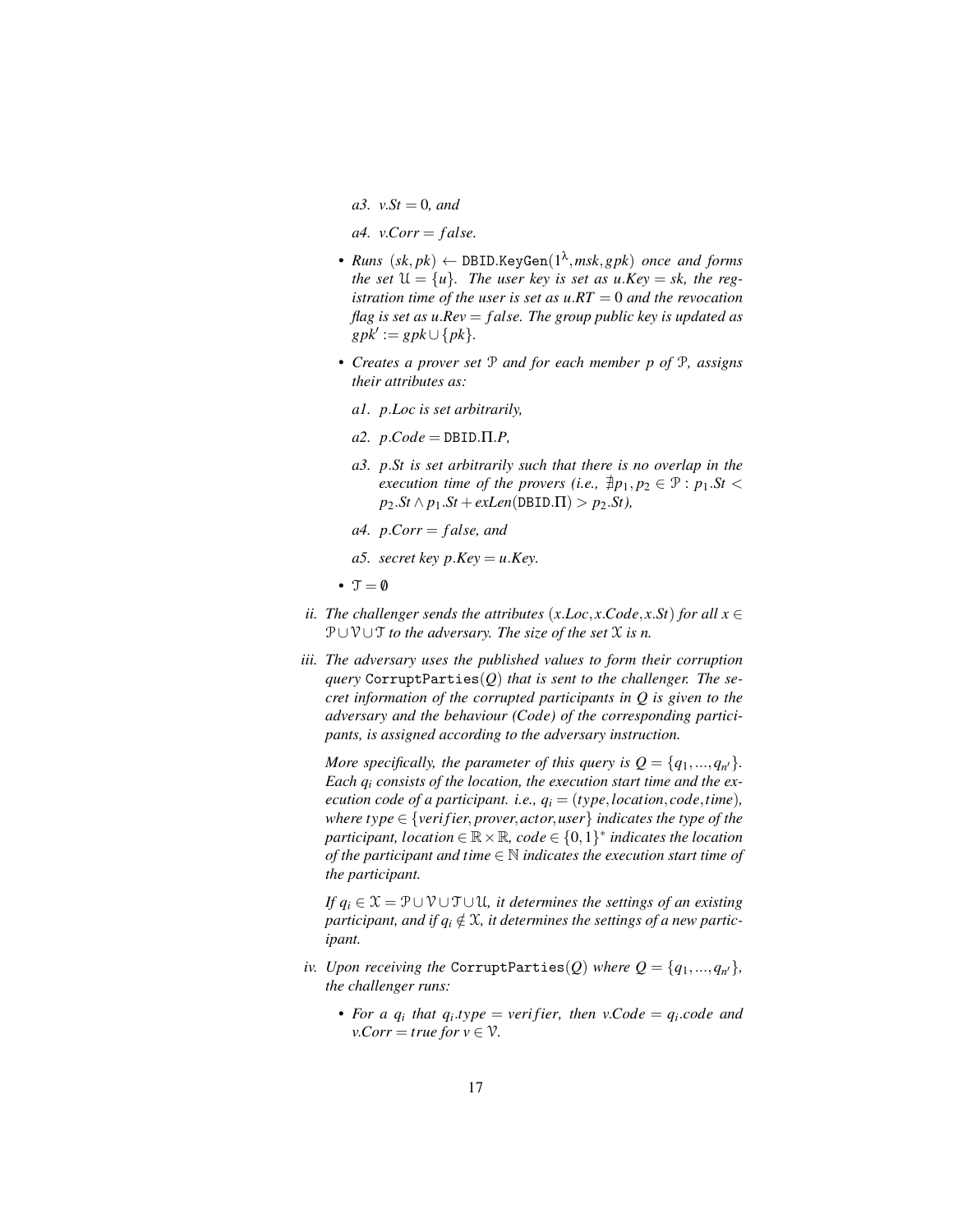- a3. $v.St = 0$, and
- a4. $v.Corr = false$.

- Runs $(sk, pk) \leftarrow \texttt{DBID.KeyGen}(1^{\lambda}, msk, gpk)$ once and forms the set $\mathcal{U} = \{u\}$. The user key is set as $u.Key = sk$, the registration time of the user is set as $u.RT = 0$ and the revocation flag is set as $u.Rev = false$. The group public key is updated as $gpk' := gpk \cup \{pk\}$.
- Creates a prover set $\mathcal{P}$ and for each member $p$ of $\mathcal{P}$, assigns their attributes as:
  - a1. $p.Loc$ is set arbitrarily,
  - a2. $p.Code = \texttt{DBID}.\Pi.P$,
  - a3. $p.St$ is set arbitrarily such that there is no overlap in the execution time of the provers (i.e., $\nexists p_1, p_2 \in \mathcal{P} : p_1.St < p_2.St \wedge p_1.St + exLen(\texttt{DBID}.\Pi) > p_2.St$),
  - a4. $p.Corr = false$, and
  - a5. secret key $p.Key = u.Key$.
- $\mathcal{T} = \emptyset$

ii. The challenger sends the attributes $(x.Loc, x.Code, x.St)$ for all $x \in \mathcal{P} \cup \mathcal{V} \cup \mathcal{T}$ to the adversary. The size of the set $\mathcal{X}$ is $n$.

iii. The adversary uses the published values to form their corruption query $\texttt{CorruptParties}(Q)$ that is sent to the challenger. The secret information of the corrupted participants in $Q$ is given to the adversary and the behaviour (Code) of the corresponding participants, is assigned according to the adversary instruction.

More specifically, the parameter of this query is $Q = \{q_1, ..., q_{n'}\}$. Each $q_i$ consists of the location, the execution start time and the execution code of a participant. i.e., $q_i = (type, location, code, time)$, where $type \in \{verifier, prover, actor, user\}$ indicates the type of the participant, $location \in \mathbb{R} \times \mathbb{R}$, $code \in \{0,1\}^*$ indicates the location of the participant and $time \in \mathbb{N}$ indicates the execution start time of the participant.

If $q_i \in \mathcal{X} = \mathcal{P} \cup \mathcal{V} \cup \mathcal{T} \cup \mathcal{U}$, it determines the settings of an existing participant, and if $q_i \notin \mathcal{X}$, it determines the settings of a new participant.

iv. Upon receiving the $\texttt{CorruptParties}(Q)$ where $Q = \{q_1, ..., q_{n'}\}$, the challenger runs:

- For a $q_i$ that $q_i.type = verifier$, then $v.Code = q_i.code$ and $v.Corr = true$ for $v \in \mathcal{V}$.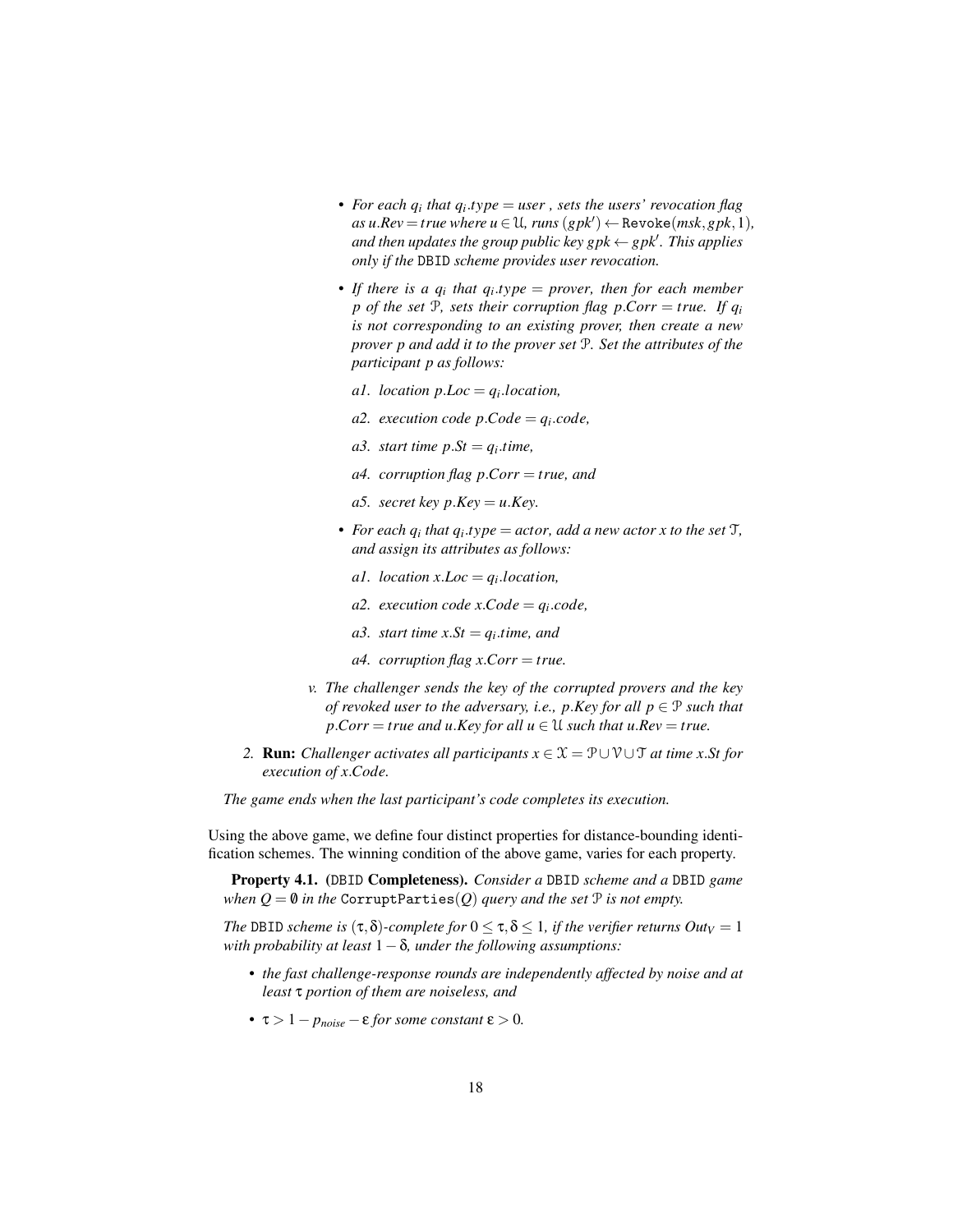- *For each $q_i$ that $q_i.type = user$ , sets the users' revocation flag as $u.Rev = true$ where $u \in \mathcal{U}$, runs $(gpk') \leftarrow$ `Revoke`$(msk, gpk, 1)$, and then updates the group public key $gpk \leftarrow gpk'$. This applies only if the* `DBID` *scheme provides user revocation.*
- *If there is a $q_i$ that $q_i.type = prover$, then for each member $p$ of the set $\mathcal{P}$, sets their corruption flag $p.Corr = true$. If $q_i$ is not corresponding to an existing prover, then create a new prover $p$ and add it to the prover set $\mathcal{P}$. Set the attributes of the participant $p$ as follows:*

  *a1. location $p.Loc = q_i.location$,*

  *a2. execution code $p.Code = q_i.code$,*

  *a3. start time $p.St = q_i.time$,*

  *a4. corruption flag $p.Corr = true$, and*

  *a5. secret key $p.Key = u.Key$.*

- *For each $q_i$ that $q_i.type = actor$, add a new actor $x$ to the set $\mathcal{T}$, and assign its attributes as follows:*

  *a1. location $x.Loc = q_i.location$,*

  *a2. execution code $x.Code = q_i.code$,*

  *a3. start time $x.St = q_i.time$, and*

  *a4. corruption flag $x.Corr = true$.*

*v. The challenger sends the key of the corrupted provers and the key of revoked user to the adversary, i.e., $p.Key$ for all $p \in \mathcal{P}$ such that $p.Corr = true$ and $u.Key$ for all $u \in \mathcal{U}$ such that $u.Rev = true$.*

2. **Run:** *Challenger activates all participants $x \in \mathcal{X} = \mathcal{P} \cup \mathcal{V} \cup \mathcal{T}$ at time $x.St$ for execution of $x.Code$.*

*The game ends when the last participant's code completes its execution.*

Using the above game, we define four distinct properties for distance-bounding identification schemes. The winning condition of the above game, varies for each property.

**Property 4.1.** **(**`DBID` **Completeness).** *Consider a* `DBID` *scheme and a* `DBID` *game when $Q = \emptyset$ in the* `CorruptParties`$(Q)$ *query and the set $\mathcal{P}$ is not empty.*

*The* `DBID` *scheme is $(\tau, \delta)$-complete for $0 \leq \tau, \delta \leq 1$, if the verifier returns $Out_V = 1$ with probability at least $1 - \delta$, under the following assumptions:*

- *the fast challenge-response rounds are independently affected by noise and at least $\tau$ portion of them are noiseless, and*
- *$\tau > 1 - p_{noise} - \varepsilon$ for some constant $\varepsilon > 0$.*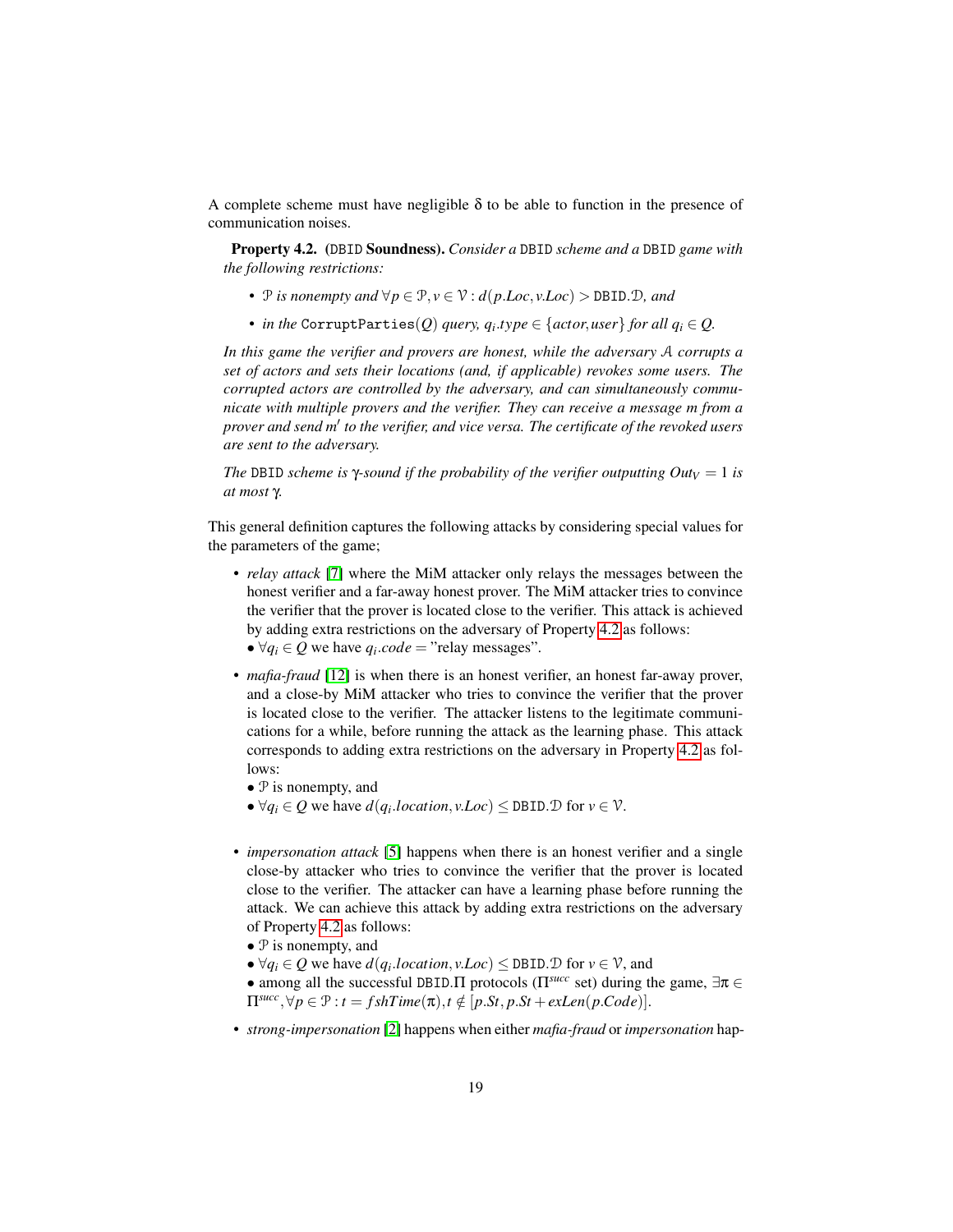A complete scheme must have negligible $\delta$ to be able to function in the presence of communication noises.

**Property 4.2.** **(DBID Soundness).** *Consider a* DBID *scheme and a* DBID *game with the following restrictions:*

- *$\mathcal{P}$ is nonempty and $\forall p \in \mathcal{P}, v \in \mathcal{V} : d(p.Loc, v.Loc) > \mathtt{DBID}.\mathcal{D}$, and*
- *in the* $\mathtt{CorruptParties}(Q)$ *query, $q_i.type \in \{actor, user\}$ for all $q_i \in Q$.*

*In this game the verifier and provers are honest, while the adversary $\mathcal{A}$ corrupts a set of actors and sets their locations (and, if applicable) revokes some users. The corrupted actors are controlled by the adversary, and can simultaneously communicate with multiple provers and the verifier. They can receive a message $m$ from a prover and send $m'$ to the verifier, and vice versa. The certificate of the revoked users are sent to the adversary.*

*The* DBID *scheme is $\gamma$-sound if the probability of the verifier outputting $Out_V = 1$ is at most $\gamma$.*

This general definition captures the following attacks by considering special values for the parameters of the game;

- *relay attack* [7] where the MiM attacker only relays the messages between the honest verifier and a far-away honest prover. The MiM attacker tries to convince the verifier that the prover is located close to the verifier. This attack is achieved by adding extra restrictions on the adversary of Property 4.2 as follows:
  • $\forall q_i \in Q$ we have $q_i.code =$ "relay messages".
- *mafia-fraud* [12] is when there is an honest verifier, an honest far-away prover, and a close-by MiM attacker who tries to convince the verifier that the prover is located close to the verifier. The attacker listens to the legitimate communications for a while, before running the attack as the learning phase. This attack corresponds to adding extra restrictions on the adversary in Property 4.2 as follows:
  • $\mathcal{P}$ is nonempty, and
  • $\forall q_i \in Q$ we have $d(q_i.location, v.Loc) \leq \mathtt{DBID}.\mathcal{D}$ for $v \in \mathcal{V}$.
- *impersonation attack* [5] happens when there is an honest verifier and a single close-by attacker who tries to convince the verifier that the prover is located close to the verifier. The attacker can have a learning phase before running the attack. We can achieve this attack by adding extra restrictions on the adversary of Property 4.2 as follows:
  • $\mathcal{P}$ is nonempty, and
  • $\forall q_i \in Q$ we have $d(q_i.location, v.Loc) \leq \mathtt{DBID}.\mathcal{D}$ for $v \in \mathcal{V}$, and
  • among all the successful $\mathtt{DBID}.\Pi$ protocols ($\Pi^{succ}$ set) during the game, $\exists \pi \in \Pi^{succ}, \forall p \in \mathcal{P} : t = fshTime(\pi), t \notin [p.St, p.St + exLen(p.Code)]$.
- *strong-impersonation* [2] happens when either *mafia-fraud* or *impersonation* hap-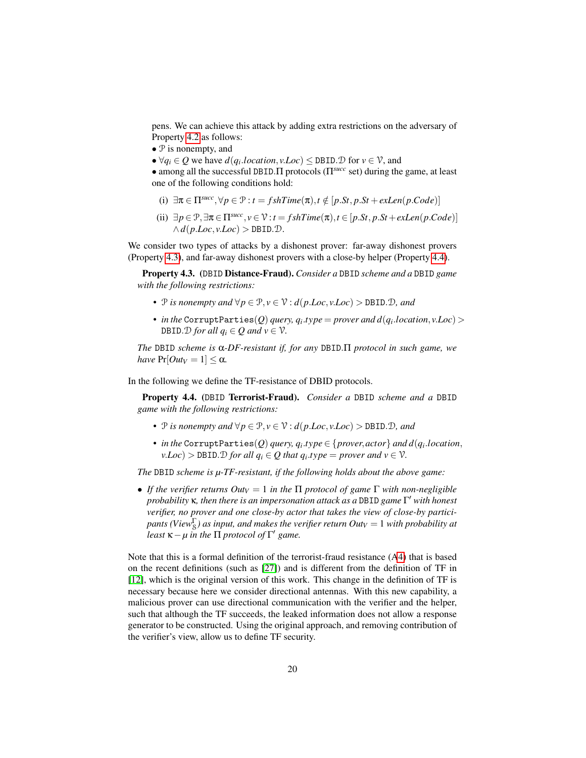pens. We can achieve this attack by adding extra restrictions on the adversary of Property 4.2 as follows:

• $\mathcal{P}$ is nonempty, and

• $\forall q_i \in Q$ we have $d(q_i.location, v.Loc) \leq \texttt{DBID}.\mathcal{D}$ for $v \in \mathcal{V}$, and

• among all the successful $\texttt{DBID}.\Pi$ protocols ($\Pi^{succ}$ set) during the game, at least one of the following conditions hold:

(i) $\exists \pi \in \Pi^{succ}, \forall p \in \mathcal{P} : t = fshTime(\pi), t \notin [p.St, p.St + exLen(p.Code)]$

(ii) $\exists p \in \mathcal{P}, \exists \pi \in \Pi^{succ}, v \in \mathcal{V} : t = fshTime(\pi), t \in [p.St, p.St + exLen(p.Code)]$
$\wedge d(p.Loc, v.Loc) > \texttt{DBID}.\mathcal{D}$.

We consider two types of attacks by a dishonest prover: far-away dishonest provers (Property 4.3), and far-away dishonest provers with a close-by helper (Property 4.4).

**Property 4.3.** (DBID **Distance-Fraud).** *Consider a* DBID *scheme and a* DBID *game with the following restrictions:*

- *$\mathcal{P}$ is nonempty and $\forall p \in \mathcal{P}, v \in \mathcal{V} : d(p.Loc, v.Loc) > \texttt{DBID}.\mathcal{D}$, and*
- *in the* $\texttt{CorruptParties}(Q)$ *query, $q_i.type = prover$ and $d(q_i.location, v.Loc) > \texttt{DBID}.\mathcal{D}$ for all $q_i \in Q$ and $v \in \mathcal{V}$.*

*The* DBID *scheme is $\alpha$-DF-resistant if, for any* $\texttt{DBID}.\Pi$ *protocol in such game, we have* $\Pr[Out_V = 1] \leq \alpha$.

In the following we define the TF-resistance of DBID protocols.

**Property 4.4.** (DBID **Terrorist-Fraud).** *Consider a* DBID *scheme and a* DBID *game with the following restrictions:*

- *$\mathcal{P}$ is nonempty and $\forall p \in \mathcal{P}, v \in \mathcal{V} : d(p.Loc, v.Loc) > \texttt{DBID}.\mathcal{D}$, and*
- *in the* $\texttt{CorruptParties}(Q)$ *query, $q_i.type \in \{prover, actor\}$ and $d(q_i.location, v.Loc) > \texttt{DBID}.\mathcal{D}$ for all $q_i \in Q$ that $q_i.type = prover$ and $v \in \mathcal{V}$.*

*The* DBID *scheme is $\mu$-TF-resistant, if the following holds about the above game:*

- *If the verifier returns $Out_V = 1$ in the $\Pi$ protocol of game $\Gamma$ with non-negligible probability $\kappa$, then there is an impersonation attack as a* DBID *game $\Gamma'$ with honest verifier, no prover and one close-by actor that takes the view of close-by participants ($View_{\mathcal{S}}^{\Gamma}$) as input, and makes the verifier return $Out_V = 1$ with probability at least $\kappa - \mu$ in the $\Pi$ protocol of $\Gamma'$ game.*

Note that this is a formal definition of the terrorist-fraud resistance (A4) that is based on the recent definitions (such as [27]) and is different from the definition of TF in [12], which is the original version of this work. This change in the definition of TF is necessary because here we consider directional antennas. With this new capability, a malicious prover can use directional communication with the verifier and the helper, such that although the TF succeeds, the leaked information does not allow a response generator to be constructed. Using the original approach, and removing contribution of the verifier's view, allow us to define TF security.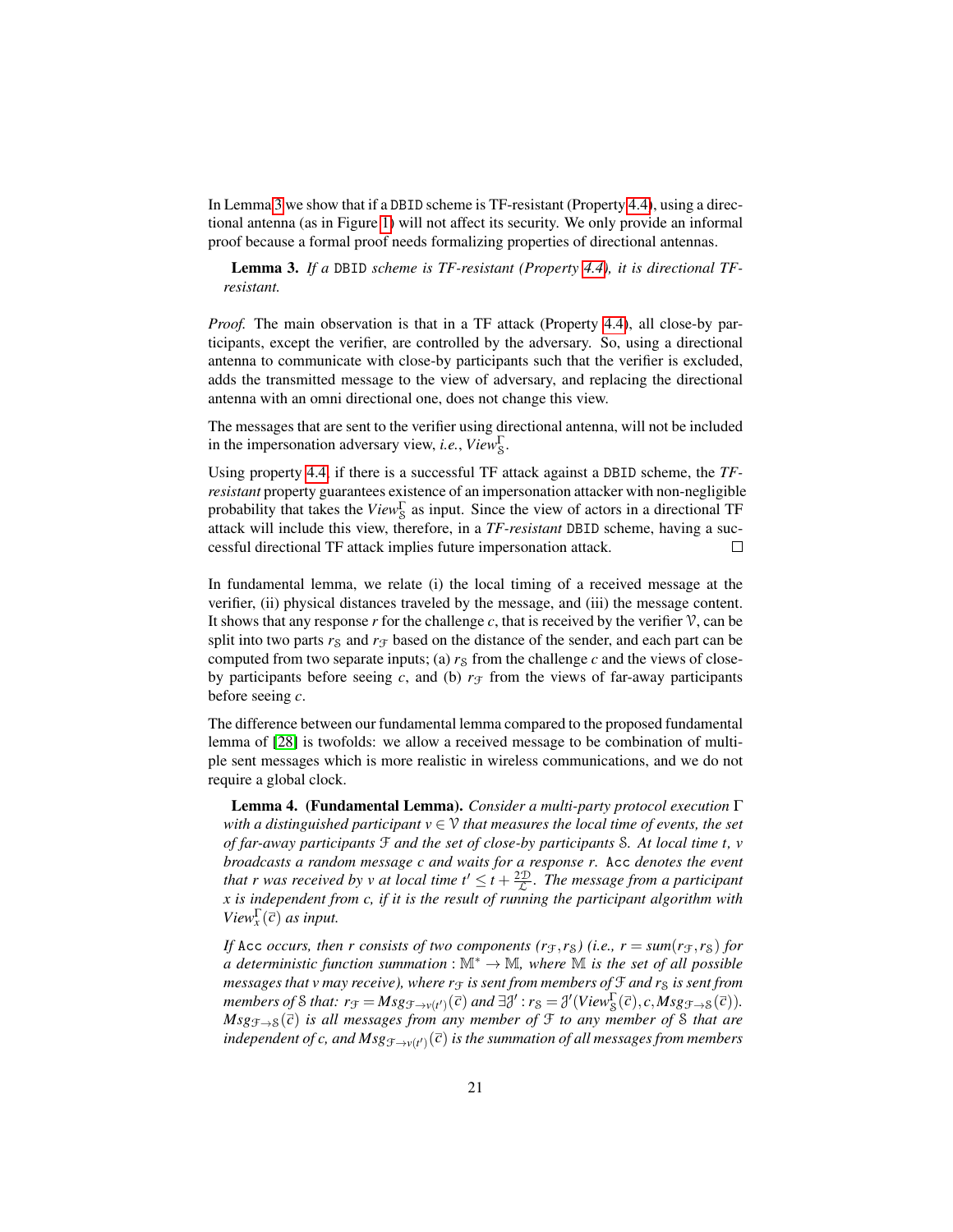In Lemma 3 we show that if a DBID scheme is TF-resistant (Property 4.4), using a directional antenna (as in Figure 1) will not affect its security. We only provide an informal proof because a formal proof needs formalizing properties of directional antennas.

**Lemma 3.** *If a* DBID *scheme is TF-resistant (Property 4.4), it is directional TF-resistant.*

*Proof.* The main observation is that in a TF attack (Property 4.4), all close-by participants, except the verifier, are controlled by the adversary. So, using a directional antenna to communicate with close-by participants such that the verifier is excluded, adds the transmitted message to the view of adversary, and replacing the directional antenna with an omni directional one, does not change this view.

The messages that are sent to the verifier using directional antenna, will not be included in the impersonation adversary view, *i.e.*, $View_{\mathcal{S}}^{\Gamma}$.

Using property 4.4, if there is a successful TF attack against a DBID scheme, the *TF-resistant* property guarantees existence of an impersonation attacker with non-negligible probability that takes the $View_{\mathcal{S}}^{\Gamma}$ as input. Since the view of actors in a directional TF attack will include this view, therefore, in a *TF-resistant* DBID scheme, having a successful directional TF attack implies future impersonation attack. □

In fundamental lemma, we relate (i) the local timing of a received message at the verifier, (ii) physical distances traveled by the message, and (iii) the message content. It shows that any response $r$ for the challenge $c$, that is received by the verifier $\mathcal{V}$, can be split into two parts $r_{\mathcal{S}}$ and $r_{\mathcal{F}}$ based on the distance of the sender, and each part can be computed from two separate inputs; (a) $r_{\mathcal{S}}$ from the challenge $c$ and the views of close-by participants before seeing $c$, and (b) $r_{\mathcal{F}}$ from the views of far-away participants before seeing $c$.

The difference between our fundamental lemma compared to the proposed fundamental lemma of [28] is twofolds: we allow a received message to be combination of multiple sent messages which is more realistic in wireless communications, and we do not require a global clock.

**Lemma 4. (Fundamental Lemma).** *Consider a multi-party protocol execution $\Gamma$ with a distinguished participant $v \in \mathcal{V}$ that measures the local time of events, the set of far-away participants $\mathcal{F}$ and the set of close-by participants $\mathcal{S}$. At local time $t$, $v$ broadcasts a random message $c$ and waits for a response $r$.* Acc *denotes the event that $r$ was received by $v$ at local time $t' \leq t + \frac{2\mathcal{D}}{\mathcal{L}}$. The message from a participant $x$ is independent from $c$, if it is the result of running the participant algorithm with $View_x^{\Gamma}(\overline{c})$ as input.*

*If* Acc *occurs, then $r$ consists of two components $(r_{\mathcal{F}}, r_{\mathcal{S}})$ (i.e., $r = sum(r_{\mathcal{F}}, r_{\mathcal{S}})$ for a deterministic function summation $: \mathbb{M}^* \rightarrow \mathbb{M}$, where $\mathbb{M}$ is the set of all possible messages that $v$ may receive), where $r_{\mathcal{F}}$ is sent from members of $\mathcal{F}$ and $r_{\mathcal{S}}$ is sent from members of $\mathcal{S}$ that: $r_{\mathcal{F}} = Msg_{\mathcal{F} \rightarrow v(t')}(\overline{c})$ and $\exists \mathcal{J}' : r_{\mathcal{S}} = \mathcal{J}'(View_{\mathcal{S}}^{\Gamma}(\overline{c}), c, Msg_{\mathcal{F} \rightarrow \mathcal{S}}(\overline{c}))$. $Msg_{\mathcal{F} \rightarrow \mathcal{S}}(\overline{c})$ is all messages from any member of $\mathcal{F}$ to any member of $\mathcal{S}$ that are independent of $c$, and $Msg_{\mathcal{F} \rightarrow v(t')}(\overline{c})$ is the summation of all messages from members*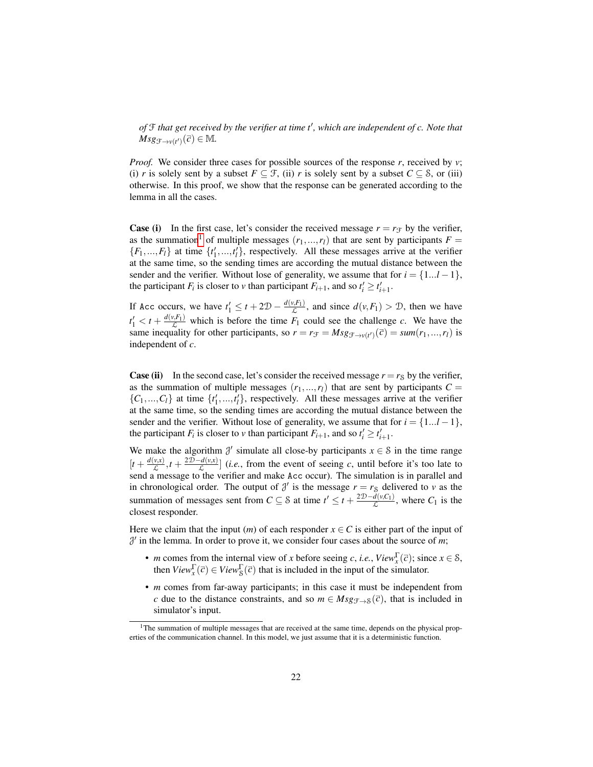*of $\mathcal{F}$ that get received by the verifier at time $t'$, which are independent of $c$. Note that $Msg_{\mathcal{F}\to v(t')}(\bar{c}) \in \mathbb{M}$.*

*Proof.* We consider three cases for possible sources of the response $r$, received by $v$; (i) $r$ is solely sent by a subset $F \subseteq \mathcal{F}$, (ii) $r$ is solely sent by a subset $C \subseteq \mathcal{S}$, or (iii) otherwise. In this proof, we show that the response can be generated according to the lemma in all the cases.

**Case (i)** In the first case, let's consider the received message $r = r_{\mathcal{F}}$ by the verifier, as the summation[1] of multiple messages $(r_1,...,r_l)$ that are sent by participants $F = \{F_1,...,F_l\}$ at time $\{t'_1,...,t'_l\}$, respectively. All these messages arrive at the verifier at the same time, so the sending times are according the mutual distance between the sender and the verifier. Without lose of generality, we assume that for $i = \{1...l-1\}$, the participant $F_i$ is closer to $v$ than participant $F_{i+1}$, and so $t'_i \geq t'_{i+1}$.

If Acc occurs, we have $t'_1 \leq t + 2\mathcal{D} - \frac{d(v,F_1)}{\mathcal{L}}$, and since $d(v,F_1) > \mathcal{D}$, then we have $t'_1 < t + \frac{d(v,F_1)}{\mathcal{L}}$ which is before the time $F_1$ could see the challenge $c$. We have the same inequality for other participants, so $r = r_{\mathcal{F}} = Msg_{\mathcal{F}\to v(t')}(\bar{c}) = sum(r_1,...,r_l)$ is independent of $c$.

**Case (ii)** In the second case, let's consider the received message $r = r_{\mathcal{S}}$ by the verifier, as the summation of multiple messages $(r_1,...,r_l)$ that are sent by participants $C = \{C_1,...,C_l\}$ at time $\{t'_1,...,t'_l\}$, respectively. All these messages arrive at the verifier at the same time, so the sending times are according the mutual distance between the sender and the verifier. Without lose of generality, we assume that for $i = \{1...l-1\}$, the participant $F_i$ is closer to $v$ than participant $F_{i+1}$, and so $t'_i \geq t'_{i+1}$.

We make the algorithm $\mathcal{J}'$ simulate all close-by participants $x \in \mathcal{S}$ in the time range $[t + \frac{d(v,x)}{\mathcal{L}}, t + \frac{2\mathcal{D}-d(v,x)}{\mathcal{L}}]$ (*i.e.*, from the event of seeing $c$, until before it's too late to send a message to the verifier and make Acc occur). The simulation is in parallel and in chronological order. The output of $\mathcal{J}'$ is the message $r = r_{\mathcal{S}}$ delivered to $v$ as the summation of messages sent from $C \subseteq \mathcal{S}$ at time $t' \leq t + \frac{2\mathcal{D}-d(v,C_1)}{\mathcal{L}}$, where $C_1$ is the closest responder.

Here we claim that the input $(m)$ of each responder $x \in C$ is either part of the input of $\mathcal{J}'$ in the lemma. In order to prove it, we consider four cases about the source of $m$;

- $m$ comes from the internal view of $x$ before seeing $c$, *i.e.*, $View^{\Gamma}_{x}(\bar{c})$; since $x \in \mathcal{S}$, then $View^{\Gamma}_{x}(\bar{c}) \in View^{\Gamma}_{\mathcal{S}}(\bar{c})$ that is included in the input of the simulator.
- $m$ comes from far-away participants; in this case it must be independent from $c$ due to the distance constraints, and so $m \in Msg_{\mathcal{F}\to\mathcal{S}}(\bar{c})$, that is included in simulator's input.

[1] The summation of multiple messages that are received at the same time, depends on the physical properties of the communication channel. In this model, we just assume that it is a deterministic function.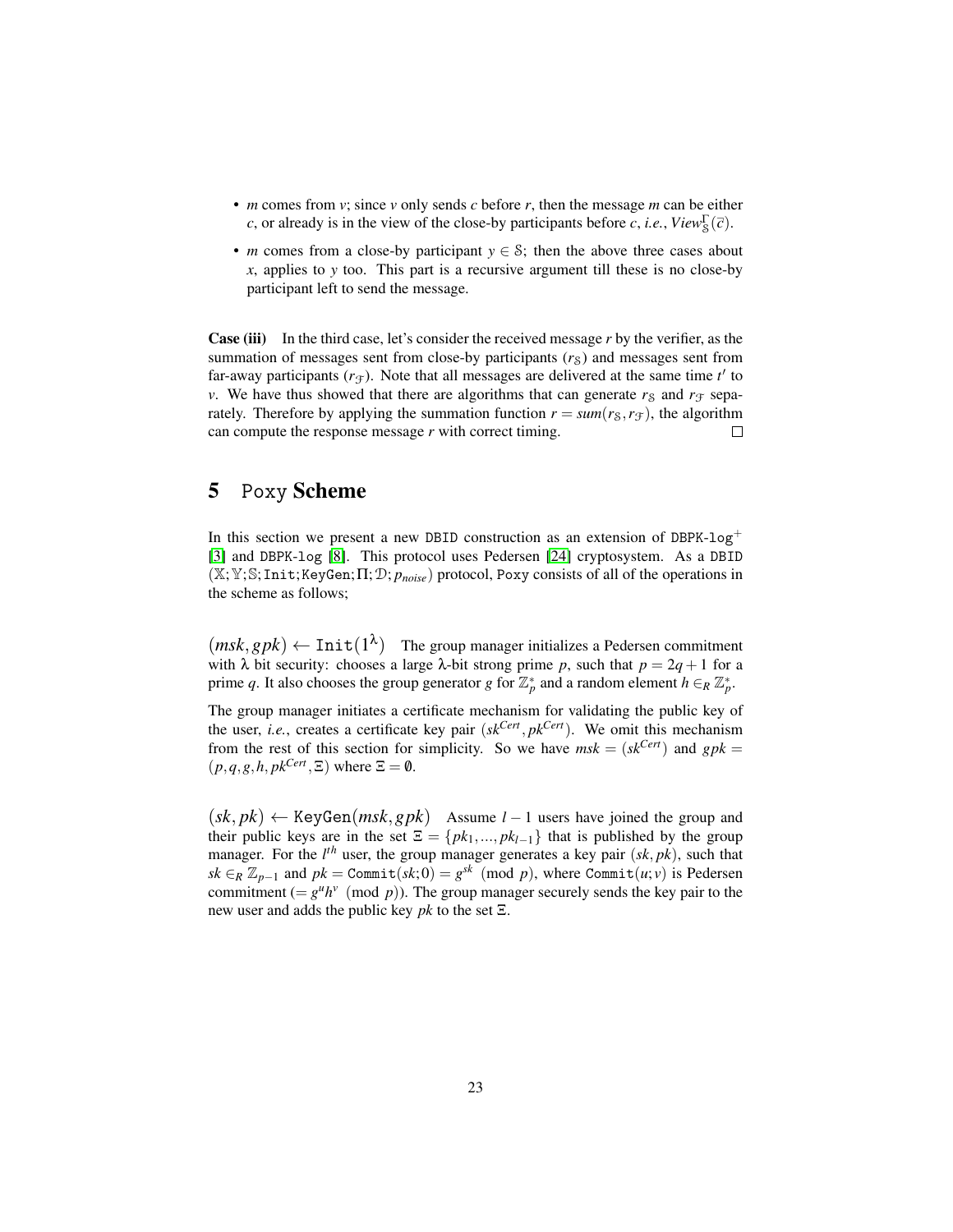- $m$ comes from $v$; since $v$ only sends $c$ before $r$, then the message $m$ can be either $c$, or already is in the view of the close-by participants before $c$, *i.e.*, $View^{\Gamma}_{\mathcal{S}}(\bar{c})$.
- $m$ comes from a close-by participant $y \in \mathcal{S}$; then the above three cases about $x$, applies to $y$ too. This part is a recursive argument till these is no close-by participant left to send the message.

**Case (iii)** In the third case, let's consider the received message $r$ by the verifier, as the summation of messages sent from close-by participants ($r_{\mathcal{S}}$) and messages sent from far-away participants ($r_{\mathcal{F}}$). Note that all messages are delivered at the same time $t'$ to $v$. We have thus showed that there are algorithms that can generate $r_{\mathcal{S}}$ and $r_{\mathcal{F}}$ separately. Therefore by applying the summation function $r = sum(r_{\mathcal{S}}, r_{\mathcal{F}})$, the algorithm can compute the response message $r$ with correct timing. □

## 5 Poxy Scheme

In this section we present a new DBID construction as an extension of DBPK-log$^{+}$ [3] and DBPK-log [8]. This protocol uses Pedersen [24] cryptosystem. As a DBID $(\mathbb{X};\mathbb{Y};\mathbb{S};\texttt{Init};\texttt{KeyGen};\Pi;\mathcal{D};p_{noise})$ protocol, Poxy consists of all of the operations in the scheme as follows;

$(msk, gpk) \leftarrow \texttt{Init}(1^{\lambda})$ The group manager initializes a Pedersen commitment with $\lambda$ bit security: chooses a large $\lambda$-bit strong prime $p$, such that $p = 2q+1$ for a prime $q$. It also chooses the group generator $g$ for $\mathbb{Z}_p^*$ and a random element $h \in_R \mathbb{Z}_p^*$.

The group manager initiates a certificate mechanism for validating the public key of the user, *i.e.*, creates a certificate key pair $(sk^{Cert}, pk^{Cert})$. We omit this mechanism from the rest of this section for simplicity. So we have $msk = (sk^{Cert})$ and $gpk = (p, q, g, h, pk^{Cert}, \Xi)$ where $\Xi = \emptyset$.

$(sk, pk) \leftarrow \texttt{KeyGen}(msk, gpk)$ Assume $l-1$ users have joined the group and their public keys are in the set $\Xi = \{pk_1, ..., pk_{l-1}\}$ that is published by the group manager. For the $l^{th}$ user, the group manager generates a key pair $(sk, pk)$, such that $sk \in_R \mathbb{Z}_{p-1}$ and $pk = \texttt{Commit}(sk; 0) = g^{sk} \pmod{p}$, where $\texttt{Commit}(u; v)$ is Pedersen commitment ($= g^u h^v \pmod{p}$). The group manager securely sends the key pair to the new user and adds the public key $pk$ to the set $\Xi$.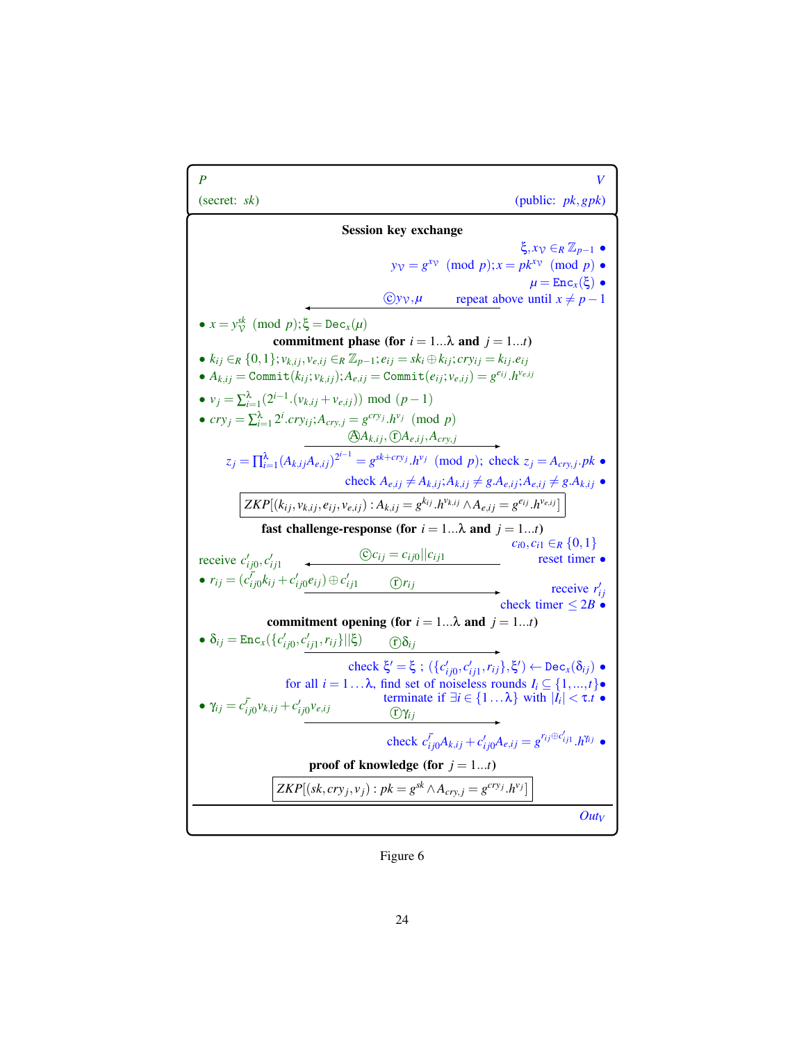**P** (secret: $sk$) — **V** (public: $pk, gpk$)

**Session key exchange**

V:
- $\xi, x_{\mathcal{V}} \in_R \mathbb{Z}_{p-1}$
- $y_{\mathcal{V}} = g^{x_{\mathcal{V}}} \pmod p; x = pk^{x_{\mathcal{V}}} \pmod p$
- $\mu = \texttt{Enc}_x(\xi)$
- repeat above until $x \neq p-1$

V → P: ⓒ $y_{\mathcal{V}}, \mu$

P:
- $x = y_{\mathcal{V}}^{sk} \pmod p; \xi = \texttt{Dec}_x(\mu)$

**commitment phase (for $i = 1 \ldots \lambda$ and $j = 1 \ldots t$)**

P:
- $k_{ij} \in_R \{0,1\}; v_{k,ij}, v_{e,ij} \in_R \mathbb{Z}_{p-1}; e_{ij} = sk_i \oplus k_{ij}; cry_{ij} = k_{ij}.e_{ij}$
- $A_{k,ij} = \texttt{Commit}(k_{ij}; v_{k,ij}); A_{e,ij} = \texttt{Commit}(e_{ij}; v_{e,ij}) = g^{e_{ij}}.h^{v_{e,ij}}$
- $v_j = \sum_{i=1}^{\lambda}(2^{i-1}.(v_{k,ij} + v_{e,ij})) \bmod (p-1)$
- $cry_j = \sum_{i=1}^{\lambda} 2^i.cry_{ij}; A_{cry,j} = g^{cry_j}.h^{v_j} \pmod p$

P → V: Ⓐ $A_{k,ij}$, ⓡ $A_{e,ij}, A_{cry,j}$

V:
- $z_j = \prod_{i=1}^{\lambda}(A_{k,ij}A_{e,ij})^{2^{i-1}} = g^{sk+cry_j}.h^{v_j} \pmod p$; check $z_j = A_{cry,j}.pk$
- check $A_{e,ij} \neq A_{k,ij}; A_{k,ij} \neq g.A_{e,ij}; A_{e,ij} \neq g.A_{k,ij}$

$ZKP[(k_{ij}, v_{k,ij}, e_{ij}, v_{e,ij}) : A_{k,ij} = g^{k_{ij}}.h^{v_{k,ij}} \wedge A_{e,ij} = g^{e_{ij}}.h^{v_{e,ij}}]$

**fast challenge-response (for $i = 1 \ldots \lambda$ and $j = 1 \ldots t$)**

V:
- $c_{i0}, c_{i1} \in_R \{0,1\}$
- reset timer

V → P: ⓒ $c_{ij} = c_{ij0} || c_{ij1}$

P:
- receive $c'_{ij0}, c'_{ij1}$
- $r_{ij} = (\bar{c}'_{ij0} k_{ij} + c'_{ij0} e_{ij}) \oplus c'_{ij1}$

P → V: ⓡ $r_{ij}$

V:
- receive $r'_{ij}$
- check timer $\leq 2B$

**commitment opening (for $i = 1 \ldots \lambda$ and $j = 1 \ldots t$)**

P:
- $\delta_{ij} = \texttt{Enc}_x(\{c'_{ij0}, c'_{ij1}, r_{ij}\} || \xi)$

P → V: ⓡ $\delta_{ij}$

V:
- check $\xi' = \xi$ ; $(\{c'_{ij0}, c'_{ij1}, r_{ij}\}, \xi') \leftarrow \texttt{Dec}_x(\delta_{ij})$
- for all $i = 1 \ldots \lambda$, find set of noiseless rounds $I_i \subseteq \{1, \ldots, t\}$
- terminate if $\exists i \in \{1 \ldots \lambda\}$ with $|I_i| < \tau.t$

P:
- $\gamma_{ij} = \bar{c}'_{ij0} v_{k,ij} + c'_{ij0} v_{e,ij}$

P → V: ⓡ $\gamma_{ij}$

V:
- check $\bar{c}'_{ij0} A_{k,ij} + c'_{ij0} A_{e,ij} = g^{r_{ij} \oplus c'_{ij1}}.h^{\gamma_{ij}}$

**proof of knowledge (for $j = 1 \ldots t$)**

$ZKP[(sk, cry_j, v_j) : pk = g^{sk} \wedge A_{cry,j} = g^{cry_j}.h^{v_j}]$

$Out_V$

Figure 6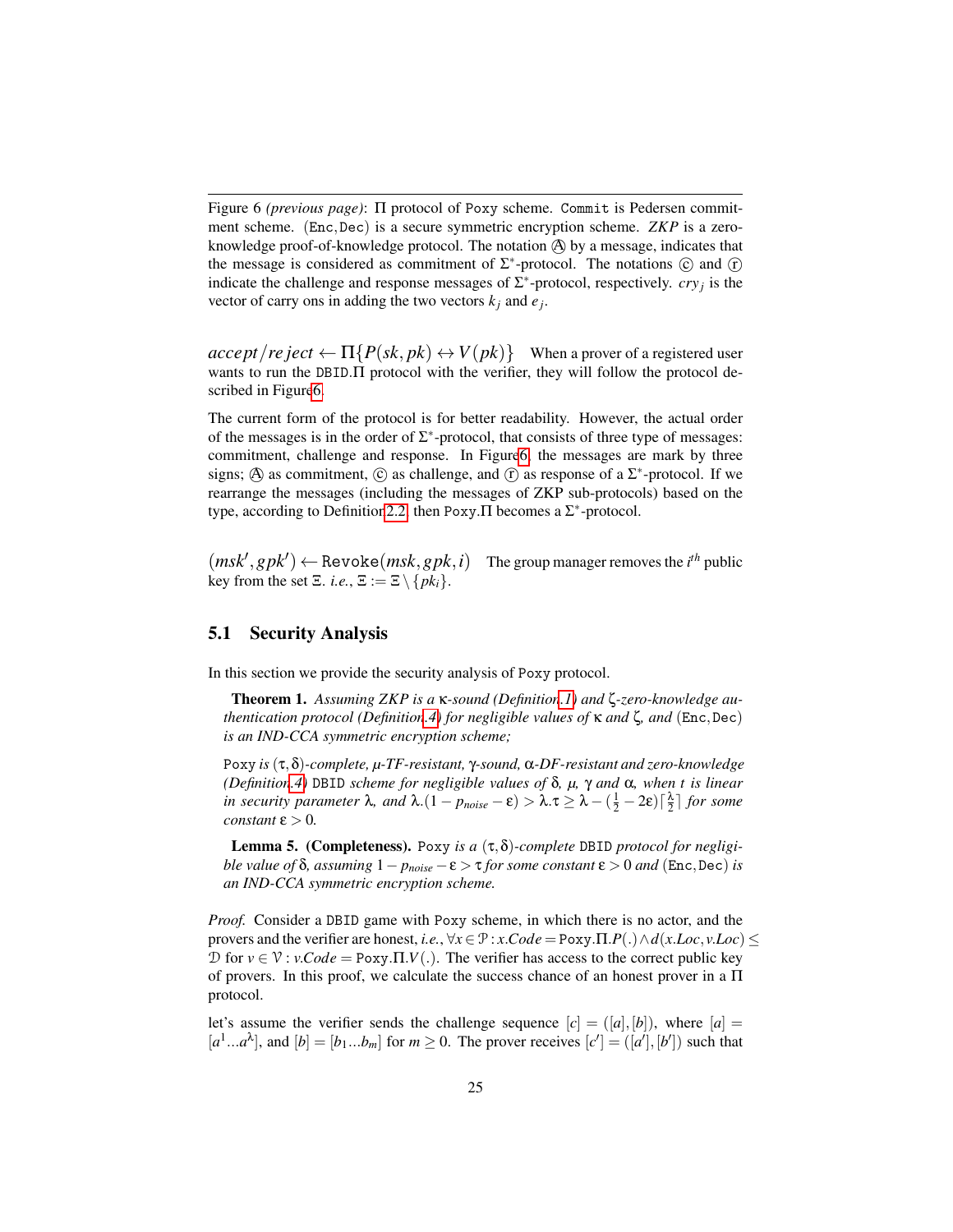Figure 6 *(previous page)*: Π protocol of Poxy scheme. Commit is Pedersen commitment scheme. (Enc,Dec) is a secure symmetric encryption scheme. *ZKP* is a zero-knowledge proof-of-knowledge protocol. The notation Ⓐ by a message, indicates that the message is considered as commitment of $\Sigma^*$-protocol. The notations ⓒ and ⓡ indicate the challenge and response messages of $\Sigma^*$-protocol, respectively. $cry_j$ is the vector of carry ons in adding the two vectors $k_j$ and $e_j$.

$accept/reject \leftarrow \Pi\{P(sk, pk) \leftrightarrow V(pk)\}$ When a prover of a registered user wants to run the DBID.Π protocol with the verifier, they will follow the protocol described in Figure6.

The current form of the protocol is for better readability. However, the actual order of the messages is in the order of $\Sigma^*$-protocol, that consists of three type of messages: commitment, challenge and response. In Figure6, the messages are mark by three signs; Ⓐ as commitment, ⓒ as challenge, and ⓡ as response of a $\Sigma^*$-protocol. If we rearrange the messages (including the messages of ZKP sub-protocols) based on the type, according to Definition2.2, then Poxy.Π becomes a $\Sigma^*$-protocol.

$(msk', gpk') \leftarrow \texttt{Revoke}(msk, gpk, i)$ The group manager removes the $i^{th}$ public key from the set $\Xi$. *i.e.*, $\Xi := \Xi \setminus \{pk_i\}$.

## 5.1 Security Analysis

In this section we provide the security analysis of Poxy protocol.

**Theorem 1.** *Assuming ZKP is a* $\kappa$*-sound (Definition.1) and* $\zeta$*-zero-knowledge authentication protocol (Definition.4) for negligible values of* $\kappa$ *and* $\zeta$*, and* (Enc,Dec) *is an IND-CCA symmetric encryption scheme;*

Poxy *is* $(\tau, \delta)$*-complete,* $\mu$*-TF-resistant,* $\gamma$*-sound,* $\alpha$*-DF-resistant and zero-knowledge (Definition.4)* DBID *scheme for negligible values of* $\delta$*,* $\mu$*,* $\gamma$ *and* $\alpha$*, when t is linear in security parameter* $\lambda$*, and* $\lambda.(1 - p_{noise} - \varepsilon) > \lambda.\tau \geq \lambda - (\frac{1}{2} - 2\varepsilon)\lceil \frac{\lambda}{2} \rceil$ *for some constant* $\varepsilon > 0$*.*

**Lemma 5. (Completeness).** Poxy *is a* $(\tau, \delta)$*-complete* DBID *protocol for negligible value of* $\delta$*, assuming* $1 - p_{noise} - \varepsilon > \tau$ *for some constant* $\varepsilon > 0$ *and* (Enc,Dec) *is an IND-CCA symmetric encryption scheme.*

*Proof.* Consider a DBID game with Poxy scheme, in which there is no actor, and the provers and the verifier are honest, *i.e.*, $\forall x \in \mathcal{P} : x.Code = \texttt{Poxy}.\Pi.P(.) \wedge d(x.Loc, v.Loc) \leq \mathcal{D}$ for $v \in \mathcal{V} : v.Code = \texttt{Poxy}.\Pi.V(.)$. The verifier has access to the correct public key of provers. In this proof, we calculate the success chance of an honest prover in a Π protocol.

let's assume the verifier sends the challenge sequence $[c] = ([a],[b])$, where $[a] = [a^1 ... a^\lambda]$, and $[b] = [b_1 ... b_m]$ for $m \geq 0$. The prover receives $[c'] = ([a'],[b'])$ such that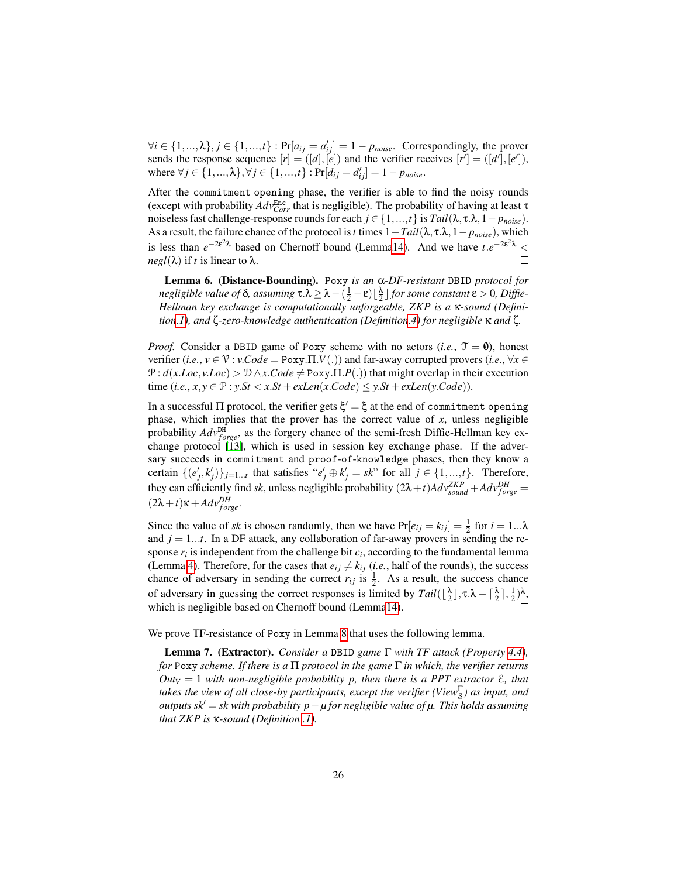$\forall i \in \{1,...,\lambda\}, j \in \{1,...,t\} : \Pr[a_{ij} = a'_{ij}] = 1 - p_{noise}$. Correspondingly, the prover sends the response sequence $[r] = ([d],[e])$ and the verifier receives $[r'] = ([d'],[e'])$, where $\forall j \in \{1,...,\lambda\}, \forall j \in \{1,...,t\} : \Pr[d_{ij} = d'_{ij}] = 1 - p_{noise}$.

After the `commitment opening` phase, the verifier is able to find the noisy rounds (except with probability $Adv^{\mathtt{Enc}}_{Corr}$ that is negligible). The probability of having at least $\tau$ noiseless fast challenge-response rounds for each $j \in \{1,...,t\}$ is $Tail(\lambda, \tau.\lambda, 1 - p_{noise})$. As a result, the failure chance of the protocol is $t$ times $1 - Tail(\lambda, \tau.\lambda, 1 - p_{noise})$, which is less than $e^{-2\varepsilon^2\lambda}$ based on Chernoff bound (Lemma 14). And we have $t.e^{-2\varepsilon^2\lambda} < negl(\lambda)$ if $t$ is linear to $\lambda$. □

**Lemma 6. (Distance-Bounding).** *`Poxy` is an $\alpha$-DF-resistant `DBID` protocol for negligible value of $\delta$, assuming $\tau.\lambda \geq \lambda - (\frac{1}{2} - \varepsilon)\lfloor\frac{\lambda}{2}\rfloor$ for some constant $\varepsilon > 0$, Diffie-Hellman key exchange is computationally unforgeable, ZKP is a $\kappa$-sound (Definition .1), and $\zeta$-zero-knowledge authentication (Definition .4) for negligible $\kappa$ and $\zeta$.*

*Proof.* Consider a `DBID` game of `Poxy` scheme with no actors (*i.e.*, $\mathcal{T} = \emptyset$), honest verifier (*i.e.*, $v \in \mathcal{V} : v.Code = \mathtt{Poxy}.\Pi.V(.)$) and far-away corrupted provers (*i.e.*, $\forall x \in \mathcal{P} : d(x.Loc, v.Loc) > \mathcal{D} \wedge x.Code \neq \mathtt{Poxy}.\Pi.P(.)$) that might overlap in their execution time (*i.e.*, $x, y \in \mathcal{P} : y.St < x.St + exLen(x.Code) \leq y.St + exLen(y.Code)$).

In a successful $\Pi$ protocol, the verifier gets $\xi' = \xi$ at the end of `commitment opening` phase, which implies that the prover has the correct value of $x$, unless negligible probability $Adv^{\mathtt{DH}}_{forge}$, as the forgery chance of the semi-fresh Diffie-Hellman key exchange protocol [13], which is used in session key exchange phase. If the adversary succeeds in `commitment` and `proof-of-knowledge` phases, then they know a certain $\{(e'_j, k'_j)\}_{j=1...t}$ that satisfies "$e'_j \oplus k'_j = sk$" for all $j \in \{1,...,t\}$. Therefore, they can efficiently find $sk$, unless negligible probability $(2\lambda + t)Adv^{ZKP}_{sound} + Adv^{DH}_{forge} = (2\lambda + t)\kappa + Adv^{DH}_{forge}$.

Since the value of $sk$ is chosen randomly, then we have $\Pr[e_{ij} = k_{ij}] = \frac{1}{2}$ for $i = 1...\lambda$ and $j = 1...t$. In a DF attack, any collaboration of far-away provers in sending the response $r_i$ is independent from the challenge bit $c_i$, according to the fundamental lemma (Lemma 4). Therefore, for the cases that $e_{ij} \neq k_{ij}$ (*i.e.*, half of the rounds), the success chance of adversary in sending the correct $r_{ij}$ is $\frac{1}{2}$. As a result, the success chance of adversary in guessing the correct responses is limited by $Tail(\lfloor\frac{\lambda}{2}\rfloor, \tau.\lambda - \lceil\frac{\lambda}{2}\rceil, \frac{1}{2})^{\lambda}$, which is negligible based on Chernoff bound (Lemma 14). □

We prove TF-resistance of `Poxy` in Lemma 8 that uses the following lemma.

**Lemma 7. (Extractor).** *Consider a `DBID` game $\Gamma$ with TF attack (Property 4.4), for `Poxy` scheme. If there is a $\Pi$ protocol in the game $\Gamma$ in which, the verifier returns $Out_V = 1$ with non-negligible probability $p$, then there is a PPT extractor $\mathcal{E}$, that takes the view of all close-by participants, except the verifier ($View^{\Gamma}_{\mathcal{S}}$) as input, and outputs $sk' = sk$ with probability $p - \mu$ for negligible value of $\mu$. This holds assuming that ZKP is $\kappa$-sound (Definition .1).*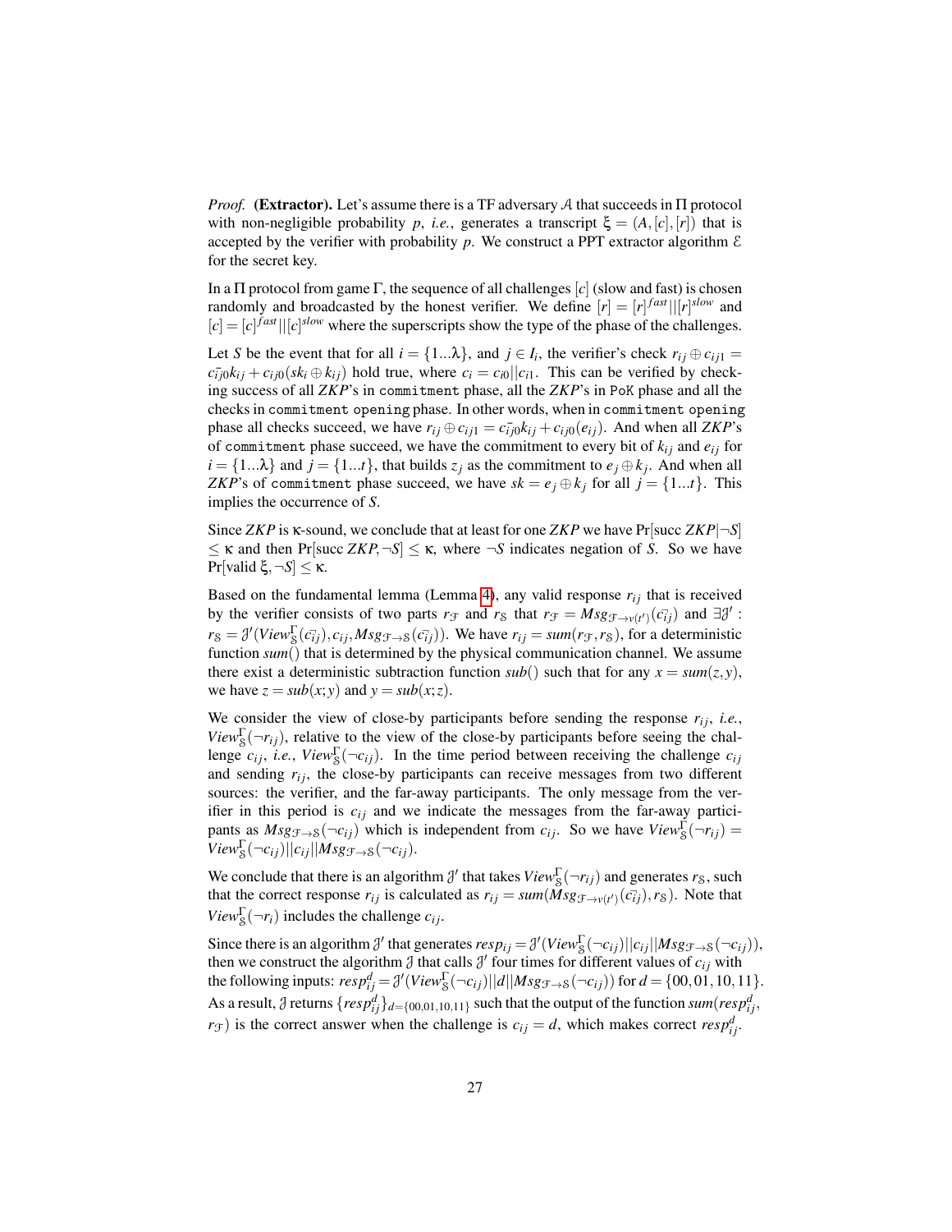*Proof.* **(Extractor).** Let's assume there is a TF adversary $\mathcal{A}$ that succeeds in $\Pi$ protocol with non-negligible probability $p$, *i.e.*, generates a transcript $\xi = (A, [c], [r])$ that is accepted by the verifier with probability $p$. We construct a PPT extractor algorithm $\mathcal{E}$ for the secret key.

In a $\Pi$ protocol from game $\Gamma$, the sequence of all challenges $[c]$ (slow and fast) is chosen randomly and broadcasted by the honest verifier. We define $[r] = [r]^{fast}||[r]^{slow}$ and $[c] = [c]^{fast}||[c]^{slow}$ where the superscripts show the type of the phase of the challenges.

Let $S$ be the event that for all $i = \{1...\lambda\}$, and $j \in I_i$, the verifier's check $r_{ij} \oplus c_{ij1} = \bar{c_{ij0}}k_{ij} + c_{ij0}(sk_i \oplus k_{ij})$ hold true, where $c_i = c_{i0}||c_{i1}$. This can be verified by checking success of all *ZKP*'s in `commitment` phase, all the *ZKP*'s in `PoK` phase and all the checks in `commitment opening` phase. In other words, when in `commitment opening` phase all checks succeed, we have $r_{ij} \oplus c_{ij1} = \bar{c_{ij0}}k_{ij} + c_{ij0}(e_{ij})$. And when all *ZKP*'s of `commitment` phase succeed, we have the commitment to every bit of $k_{ij}$ and $e_{ij}$ for $i = \{1...\lambda\}$ and $j = \{1...t\}$, that builds $z_j$ as the commitment to $e_j \oplus k_j$. And when all *ZKP*'s of `commitment` phase succeed, we have $sk = e_j \oplus k_j$ for all $j = \{1...t\}$. This implies the occurrence of $S$.

Since *ZKP* is $\kappa$-sound, we conclude that at least for one *ZKP* we have Pr[succ $ZKP|\neg S$] $\leq \kappa$ and then Pr[succ $ZKP, \neg S$] $\leq \kappa$, where $\neg S$ indicates negation of $S$. So we have Pr[valid $\xi, \neg S$] $\leq \kappa$.

Based on the fundamental lemma (Lemma 4), any valid response $r_{ij}$ that is received by the verifier consists of two parts $r_{\mathcal{F}}$ and $r_{\mathcal{S}}$ that $r_{\mathcal{F}} = Msg_{\mathcal{F}\to v(t')}(\bar{c_{ij}})$ and $\exists \mathcal{J}'$ : $r_{\mathcal{S}} = \mathcal{J}'(View_{\mathcal{S}}^{\Gamma}(\bar{c_{ij}}), c_{ij}, Msg_{\mathcal{F}\to\mathcal{S}}(\bar{c_{ij}}))$. We have $r_{ij} = sum(r_{\mathcal{F}}, r_{\mathcal{S}})$, for a deterministic function $sum()$ that is determined by the physical communication channel. We assume there exist a deterministic subtraction function $sub()$ such that for any $x = sum(z, y)$, we have $z = sub(x; y)$ and $y = sub(x; z)$.

We consider the view of close-by participants before sending the response $r_{ij}$, *i.e.*, $View_{\mathcal{S}}^{\Gamma}(\neg r_{ij})$, relative to the view of the close-by participants before seeing the challenge $c_{ij}$, *i.e.*, $View_{\mathcal{S}}^{\Gamma}(\neg c_{ij})$. In the time period between receiving the challenge $c_{ij}$ and sending $r_{ij}$, the close-by participants can receive messages from two different sources: the verifier, and the far-away participants. The only message from the verifier in this period is $c_{ij}$ and we indicate the messages from the far-away participants as $Msg_{\mathcal{F}\to\mathcal{S}}(\neg c_{ij})$ which is independent from $c_{ij}$. So we have $View_{\mathcal{S}}^{\Gamma}(\neg r_{ij}) = View_{\mathcal{S}}^{\Gamma}(\neg c_{ij})||c_{ij}||Msg_{\mathcal{F}\to\mathcal{S}}(\neg c_{ij})$.

We conclude that there is an algorithm $\mathcal{J}'$ that takes $View_{\mathcal{S}}^{\Gamma}(\neg r_{ij})$ and generates $r_{\mathcal{S}}$, such that the correct response $r_{ij}$ is calculated as $r_{ij} = sum(Msg_{\mathcal{F}\to v(t')}(\bar{c_{ij}}), r_{\mathcal{S}})$. Note that $View_{\mathcal{S}}^{\Gamma}(\neg r_i)$ includes the challenge $c_{ij}$.

Since there is an algorithm $\mathcal{J}'$ that generates $resp_{ij} = \mathcal{J}'(View_{\mathcal{S}}^{\Gamma}(\neg c_{ij})||c_{ij}||Msg_{\mathcal{F}\to\mathcal{S}}(\neg c_{ij}))$, then we construct the algorithm $\mathcal{J}$ that calls $\mathcal{J}'$ four times for different values of $c_{ij}$ with the following inputs: $resp_{ij}^{d} = \mathcal{J}'(View_{\mathcal{S}}^{\Gamma}(\neg c_{ij})||d||Msg_{\mathcal{F}\to\mathcal{S}}(\neg c_{ij}))$ for $d = \{00, 01, 10, 11\}$. As a result, $\mathcal{J}$ returns $\{resp_{ij}^{d}\}_{d=\{00,01,10,11\}}$ such that the output of the function $sum(resp_{ij}^{d}, r_{\mathcal{F}})$ is the correct answer when the challenge is $c_{ij} = d$, which makes correct $resp_{ij}^{d}$.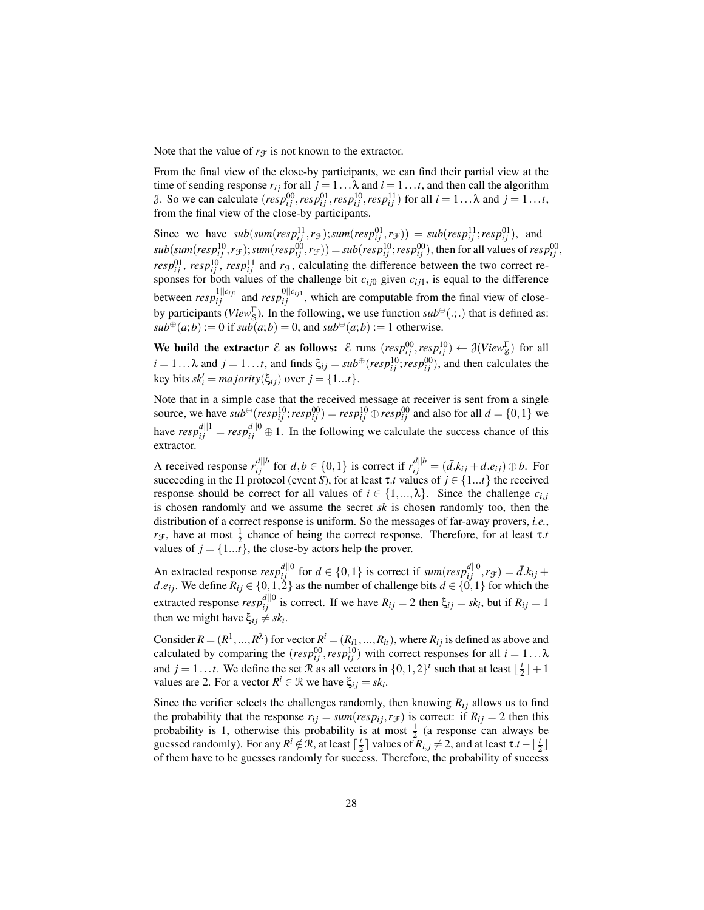Note that the value of $r_{\mathcal{F}}$ is not known to the extractor.

From the final view of the close-by participants, we can find their partial view at the time of sending response $r_{ij}$ for all $j = 1\ldots\lambda$ and $i = 1\ldots t$, and then call the algorithm $\mathcal{J}$. So we can calculate $(resp_{ij}^{00}, resp_{ij}^{01}, resp_{ij}^{10}, resp_{ij}^{11})$ for all $i = 1\ldots\lambda$ and $j = 1\ldots t$, from the final view of the close-by participants.

Since we have $sub(sum(resp_{ij}^{11}, r_{\mathcal{F}}); sum(resp_{ij}^{01}, r_{\mathcal{F}})) = sub(resp_{ij}^{11}; resp_{ij}^{01})$, and $sub(sum(resp_{ij}^{10}, r_{\mathcal{F}}); sum(resp_{ij}^{00}, r_{\mathcal{F}})) = sub(resp_{ij}^{10}; resp_{ij}^{00})$, then for all values of $resp_{ij}^{00}$, $resp_{ij}^{01}$, $resp_{ij}^{10}$, $resp_{ij}^{11}$ and $r_{\mathcal{F}}$, calculating the difference between the two correct responses for both values of the challenge bit $c_{ij0}$ given $c_{ij1}$, is equal to the difference between $resp_{ij}^{1||c_{ij1}}$ and $resp_{ij}^{0||c_{ij1}}$, which are computable from the final view of close-by participants ($View_{\mathbb{S}}^{\Gamma}$). In the following, we use function $sub^{\oplus}(.;.)$ that is defined as: $sub^{\oplus}(a;b) := 0$ if $sub(a;b) = 0$, and $sub^{\oplus}(a;b) := 1$ otherwise.

**We build the extractor $\mathcal{E}$ as follows:** $\mathcal{E}$ runs $(resp_{ij}^{00}, resp_{ij}^{10}) \leftarrow \mathcal{J}(View_{\mathbb{S}}^{\Gamma})$ for all $i = 1\ldots\lambda$ and $j = 1\ldots t$, and finds $\xi_{ij} = sub^{\oplus}(resp_{ij}^{10}; resp_{ij}^{00})$, and then calculates the key bits $sk_i' = majority(\xi_{ij})$ over $j = \{1\ldots t\}$.

Note that in a simple case that the received message at receiver is sent from a single source, we have $sub^{\oplus}(resp_{ij}^{10}; resp_{ij}^{00}) = resp_{ij}^{10} \oplus resp_{ij}^{00}$ and also for all $d = \{0,1\}$ we have $resp_{ij}^{d||1} = resp_{ij}^{d||0} \oplus 1$. In the following we calculate the success chance of this extractor.

A received response $r_{ij}^{d||b}$ for $d, b \in \{0,1\}$ is correct if $r_{ij}^{d||b} = (\bar{d}.k_{ij} + d.e_{ij}) \oplus b$. For succeeding in the $\Pi$ protocol (event $S$), for at least $\tau.t$ values of $j \in \{1\ldots t\}$ the received response should be correct for all values of $i \in \{1, \ldots, \lambda\}$. Since the challenge $c_{i,j}$ is chosen randomly and we assume the secret $sk$ is chosen randomly too, then the distribution of a correct response is uniform. So the messages of far-away provers, *i.e.*, $r_{\mathcal{F}}$, have at most $\frac{1}{2}$ chance of being the correct response. Therefore, for at least $\tau.t$ values of $j = \{1\ldots t\}$, the close-by actors help the prover.

An extracted response $resp_{ij}^{d||0}$ for $d \in \{0,1\}$ is correct if $sum(resp_{ij}^{d||0}, r_{\mathcal{F}}) = \bar{d}.k_{ij} + d.e_{ij}$. We define $R_{ij} \in \{0,1,2\}$ as the number of challenge bits $d \in \{0,1\}$ for which the extracted response $resp_{ij}^{d||0}$ is correct. If we have $R_{ij} = 2$ then $\xi_{ij} = sk_i$, but if $R_{ij} = 1$ then we might have $\xi_{ij} \neq sk_i$.

Consider $R = (R^1, \ldots, R^{\lambda})$ for vector $R^i = (R_{i1}, \ldots, R_{it})$, where $R_{ij}$ is defined as above and calculated by comparing the $(resp_{ij}^{00}, resp_{ij}^{10})$ with correct responses for all $i = 1\ldots\lambda$ and $j = 1\ldots t$. We define the set $\mathcal{R}$ as all vectors in $\{0,1,2\}^t$ such that at least $\lfloor \frac{t}{2} \rfloor + 1$ values are 2. For a vector $R^i \in \mathcal{R}$ we have $\xi_{ij} = sk_i$.

Since the verifier selects the challenges randomly, then knowing $R_{ij}$ allows us to find the probability that the response $r_{ij} = sum(resp_{ij}, r_{\mathcal{F}})$ is correct: if $R_{ij} = 2$ then this probability is 1, otherwise this probability is at most $\frac{1}{2}$ (a response can always be guessed randomly). For any $R^i \notin \mathcal{R}$, at least $\lceil \frac{t}{2} \rceil$ values of $R_{i,j} \neq 2$, and at least $\tau.t - \lfloor \frac{t}{2} \rfloor$ of them have to be guesses randomly for success. Therefore, the probability of success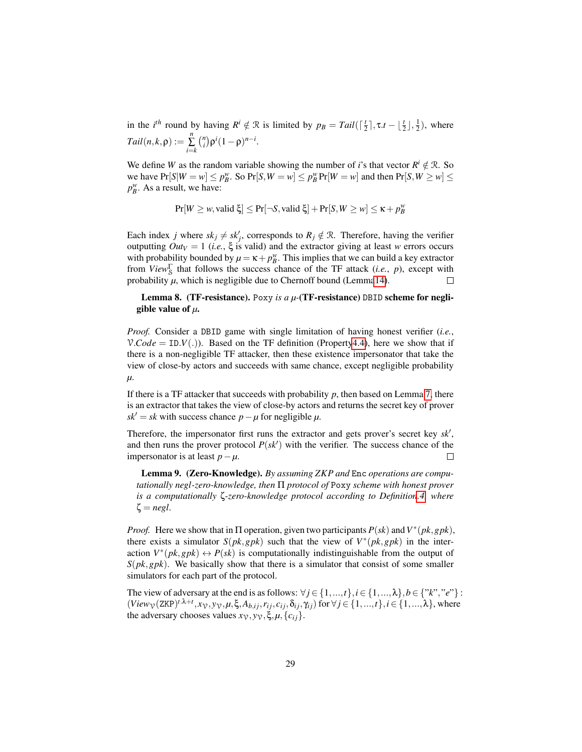in the $i^{th}$ round by having $R^i \notin \mathcal{R}$ is limited by $p_B = Tail(\lceil \frac{t}{2} \rceil, \tau.t - \lfloor \frac{t}{2} \rfloor, \frac{1}{2})$, where $Tail(n,k,\rho) := \sum_{i=k}^{n} \binom{n}{i} \rho^i (1-\rho)^{n-i}$.

We define $W$ as the random variable showing the number of $i$'s that vector $R^i \notin \mathcal{R}$. So we have $\Pr[S|W = w] \leq p_B^w$. So $\Pr[S, W = w] \leq p_B^w \Pr[W = w]$ and then $\Pr[S, W \geq w] \leq p_B^w$. As a result, we have:

$$\Pr[W \geq w, \text{valid } \xi] \leq \Pr[\neg S, \text{valid } \xi] + \Pr[S, W \geq w] \leq \kappa + p_B^w$$

Each index $j$ where $sk_j \neq sk'_j$, corresponds to $R_j \notin \mathcal{R}$. Therefore, having the verifier outputting $Out_V = 1$ (*i.e.*, $\xi$ is valid) and the extractor giving at least $w$ errors occurs with probability bounded by $\mu = \kappa + p_B^w$. This implies that we can build a key extractor from $View_{\mathbb{S}}^{\Gamma}$ that follows the success chance of the TF attack (*i.e.*, $p$), except with probability $\mu$, which is negligible due to Chernoff bound (Lemma 14). □

**Lemma 8. (TF-resistance).** Poxy *is a* $\mu$-**(TF-resistance)** DBID **scheme for negligible value of** $\mu$.

*Proof.* Consider a DBID game with single limitation of having honest verifier (*i.e.*, $\mathcal{V}.Code = \texttt{ID}.V(.)$). Based on the TF definition (Property 4.4), here we show that if there is a non-negligible TF attacker, then these existence impersonator that take the view of close-by actors and succeeds with same chance, except negligible probability $\mu$.

If there is a TF attacker that succeeds with probability $p$, then based on Lemma 7, there is an extractor that takes the view of close-by actors and returns the secret key of prover $sk' = sk$ with success chance $p - \mu$ for negligible $\mu$.

Therefore, the impersonator first runs the extractor and gets prover's secret key $sk'$, and then runs the prover protocol $P(sk')$ with the verifier. The success chance of the impersonator is at least $p - \mu$. □

**Lemma 9. (Zero-Knowledge).** *By assuming ZKP and* Enc *operations are computationally negl-zero-knowledge, then* $\Pi$ *protocol of* Poxy *scheme with honest prover is a computationally* $\zeta$*-zero-knowledge protocol according to Definition 4, where* $\zeta = negl$.

*Proof.* Here we show that in $\Pi$ operation, given two participants $P(sk)$ and $V^*(pk, gpk)$, there exists a simulator $S(pk, gpk)$ such that the view of $V^*(pk, gpk)$ in the interaction $V^*(pk, gpk) \leftrightarrow P(sk)$ is computationally indistinguishable from the output of $S(pk, gpk)$. We basically show that there is a simulator that consist of some smaller simulators for each part of the protocol.

The view of adversary at the end is as follows: $\forall j \in \{1,...,t\}, i \in \{1,...,\lambda\}, b \in \{\text{"}k\text{"}, \text{"}e\text{"}\}$ : $(View_{\mathcal{V}}(\texttt{ZKP})^{t.\lambda+t}, x_{\mathcal{V}}, y_{\mathcal{V}}, \mu, \xi, A_{b,ij}, r_{ij}, c_{ij}, \delta_{ij}, \gamma_{ij})$ for $\forall j \in \{1,...,t\}, i \in \{1,...,\lambda\}$, where the adversary chooses values $x_{\mathcal{V}}, y_{\mathcal{V}}, \xi, \mu, \{c_{ij}\}$.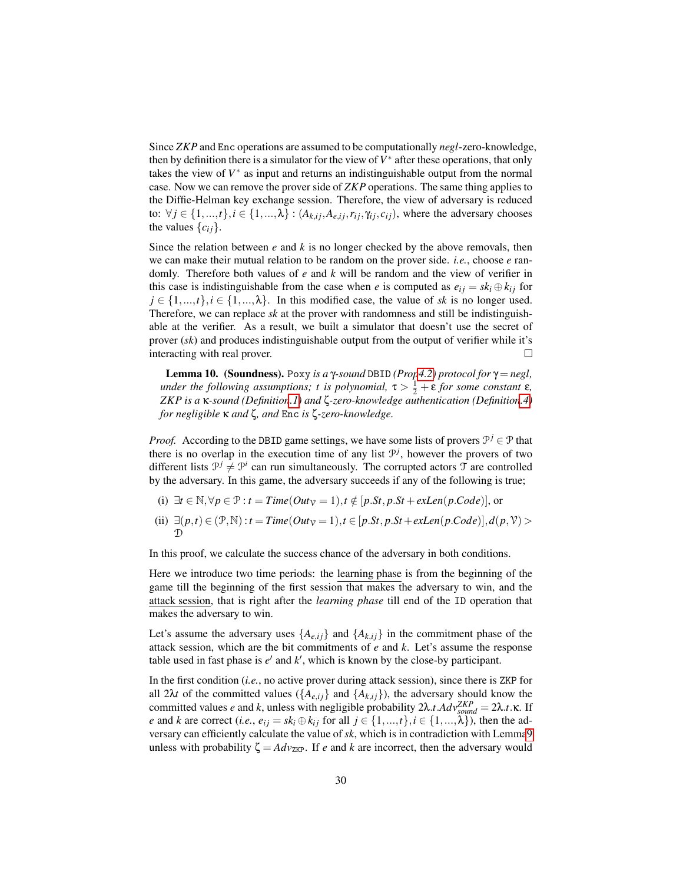Since *ZKP* and Enc operations are assumed to be computationally *negl*-zero-knowledge, then by definition there is a simulator for the view of $V^*$ after these operations, that only takes the view of $V^*$ as input and returns an indistinguishable output from the normal case. Now we can remove the prover side of *ZKP* operations. The same thing applies to the Diffie-Helman key exchange session. Therefore, the view of adversary is reduced to: $\forall j \in \{1,...,t\}, i \in \{1,...,\lambda\} : (A_{k,ij}, A_{e,ij}, r_{ij}, \gamma_{ij}, c_{ij})$, where the adversary chooses the values $\{c_{ij}\}$.

Since the relation between $e$ and $k$ is no longer checked by the above removals, then we can make their mutual relation to be random on the prover side. *i.e.*, choose $e$ randomly. Therefore both values of $e$ and $k$ will be random and the view of verifier in this case is indistinguishable from the case when $e$ is computed as $e_{ij} = sk_i \oplus k_{ij}$ for $j \in \{1,...,t\}, i \in \{1,...,\lambda\}$. In this modified case, the value of $sk$ is no longer used. Therefore, we can replace $sk$ at the prover with randomness and still be indistinguishable at the verifier. As a result, we built a simulator that doesn't use the secret of prover ($sk$) and produces indistinguishable output from the output of verifier while it's interacting with real prover. □

**Lemma 10. (Soundness).** Poxy *is a* $\gamma$*-sound* DBID *(Prop 4.2) protocol for* $\gamma = negl$*, under the following assumptions;* $t$ *is polynomial,* $\tau > \frac{1}{2} + \varepsilon$ *for some constant* $\varepsilon$*, ZKP is a* $\kappa$*-sound (Definition 1) and* $\zeta$*-zero-knowledge authentication (Definition 4) for negligible* $\kappa$ *and* $\zeta$*, and* Enc *is* $\zeta$*-zero-knowledge.*

*Proof.* According to the DBID game settings, we have some lists of provers $\mathcal{P}^j \in \mathcal{P}$ that there is no overlap in the execution time of any list $\mathcal{P}^j$, however the provers of two different lists $\mathcal{P}^j \neq \mathcal{P}^i$ can run simultaneously. The corrupted actors $\mathcal{T}$ are controlled by the adversary. In this game, the adversary succeeds if any of the following is true;

(i) $\exists t \in \mathbb{N}, \forall p \in \mathcal{P} : t = Time(Out_{\mathcal{V}} = 1), t \notin [p.St, p.St + exLen(p.Code)]$, or

(ii) $\exists (p,t) \in (\mathcal{P}, \mathbb{N}) : t = Time(Out_{\mathcal{V}} = 1), t \in [p.St, p.St + exLen(p.Code)], d(p, \mathcal{V}) > \mathcal{D}$

In this proof, we calculate the success chance of the adversary in both conditions.

Here we introduce two time periods: the learning phase is from the beginning of the game till the beginning of the first session that makes the adversary to win, and the attack session, that is right after the *learning phase* till end of the ID operation that makes the adversary to win.

Let's assume the adversary uses $\{A_{e,ij}\}$ and $\{A_{k,ij}\}$ in the commitment phase of the attack session, which are the bit commitments of $e$ and $k$. Let's assume the response table used in fast phase is $e'$ and $k'$, which is known by the close-by participant.

In the first condition (*i.e.*, no active prover during attack session), since there is ZKP for all $2\lambda t$ of the committed values ($\{A_{e,ij}\}$ and $\{A_{k,ij}\}$), the adversary should know the committed values $e$ and $k$, unless with negligible probability $2\lambda.t.Adv^{ZKP}_{sound} = 2\lambda.t.\kappa$. If $e$ and $k$ are correct (*i.e.*, $e_{ij} = sk_i \oplus k_{ij}$ for all $j \in \{1,...,t\}, i \in \{1,...,\lambda\}$), then the adversary can efficiently calculate the value of $sk$, which is in contradiction with Lemma 9 unless with probability $\zeta = Adv_{\text{ZKP}}$. If $e$ and $k$ are incorrect, then the adversary would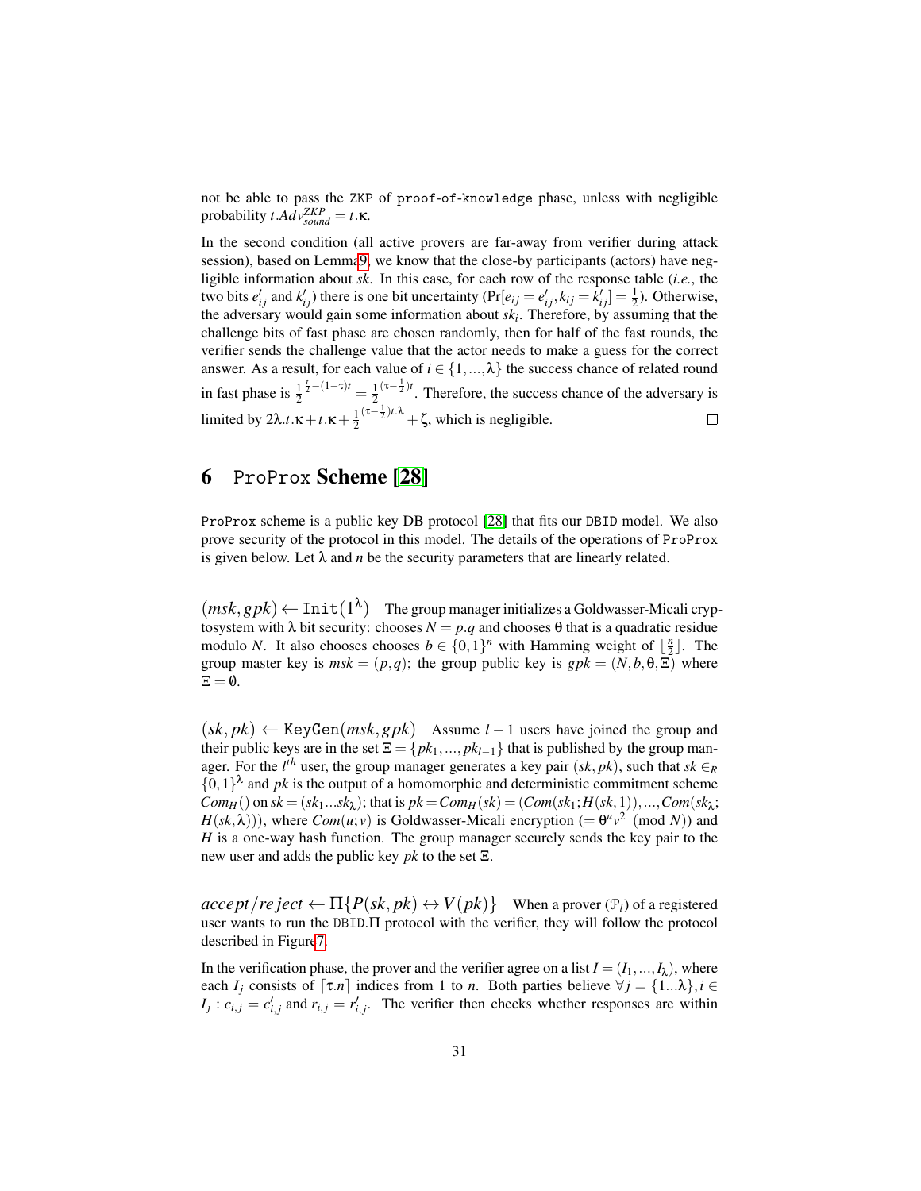not be able to pass the ZKP of proof-of-knowledge phase, unless with negligible probability $t.Adv^{ZKP}_{sound} = t.\kappa$.

In the second condition (all active provers are far-away from verifier during attack session), based on Lemma 9, we know that the close-by participants (actors) have negligible information about $sk$. In this case, for each row of the response table (*i.e.*, the two bits $e'_{ij}$ and $k'_{ij}$) there is one bit uncertainty ($\Pr[e_{ij} = e'_{ij}, k_{ij} = k'_{ij}] = \frac{1}{2}$). Otherwise, the adversary would gain some information about $sk_i$. Therefore, by assuming that the challenge bits of fast phase are chosen randomly, then for half of the fast rounds, the verifier sends the challenge value that the actor needs to make a guess for the correct answer. As a result, for each value of $i \in \{1,...,\lambda\}$ the success chance of related round in fast phase is $\frac{1}{2}^{\frac{t}{2}-(1-\tau)t} = \frac{1}{2}^{(\tau-\frac{1}{2})t}$. Therefore, the success chance of the adversary is limited by $2\lambda.t.\kappa + t.\kappa + \frac{1}{2}^{(\tau-\frac{1}{2})t.\lambda} + \zeta$, which is negligible. □

# 6 ProProx Scheme [28]

ProProx scheme is a public key DB protocol [28] that fits our DBID model. We also prove security of the protocol in this model. The details of the operations of ProProx is given below. Let $\lambda$ and $n$ be the security parameters that are linearly related.

$(msk, gpk) \leftarrow \texttt{Init}(1^{\lambda})$ The group manager initializes a Goldwasser-Micali cryptosystem with $\lambda$ bit security: chooses $N = p.q$ and chooses $\theta$ that is a quadratic residue modulo $N$. It also chooses chooses $b \in \{0,1\}^n$ with Hamming weight of $\lfloor \frac{n}{2} \rfloor$. The group master key is $msk = (p,q)$; the group public key is $gpk = (N, b, \theta, \Xi)$ where $\Xi = \emptyset$.

$(sk, pk) \leftarrow \texttt{KeyGen}(msk, gpk)$ Assume $l-1$ users have joined the group and their public keys are in the set $\Xi = \{pk_1, ..., pk_{l-1}\}$ that is published by the group manager. For the $l^{th}$ user, the group manager generates a key pair $(sk, pk)$, such that $sk \in_R \{0,1\}^{\lambda}$ and $pk$ is the output of a homomorphic and deterministic commitment scheme $Com_H()$ on $sk = (sk_1...sk_{\lambda})$; that is $pk = Com_H(sk) = (Com(sk_1; H(sk,1)), ..., Com(sk_{\lambda}; H(sk,\lambda)))$, where $Com(u;v)$ is Goldwasser-Micali encryption ($= \theta^u v^2 \pmod N$) and $H$ is a one-way hash function. The group manager securely sends the key pair to the new user and adds the public key $pk$ to the set $\Xi$.

$accept/reject \leftarrow \Pi\{P(sk, pk) \leftrightarrow V(pk)\}$ When a prover ($\mathcal{P}_l$) of a registered user wants to run the DBID.$\Pi$ protocol with the verifier, they will follow the protocol described in Figure 7.

In the verification phase, the prover and the verifier agree on a list $I = (I_1, ..., I_{\lambda})$, where each $I_j$ consists of $\lceil \tau.n \rceil$ indices from 1 to $n$. Both parties believe $\forall j = \{1...\lambda\}, i \in I_j : c_{i,j} = c'_{i,j}$ and $r_{i,j} = r'_{i,j}$. The verifier then checks whether responses are within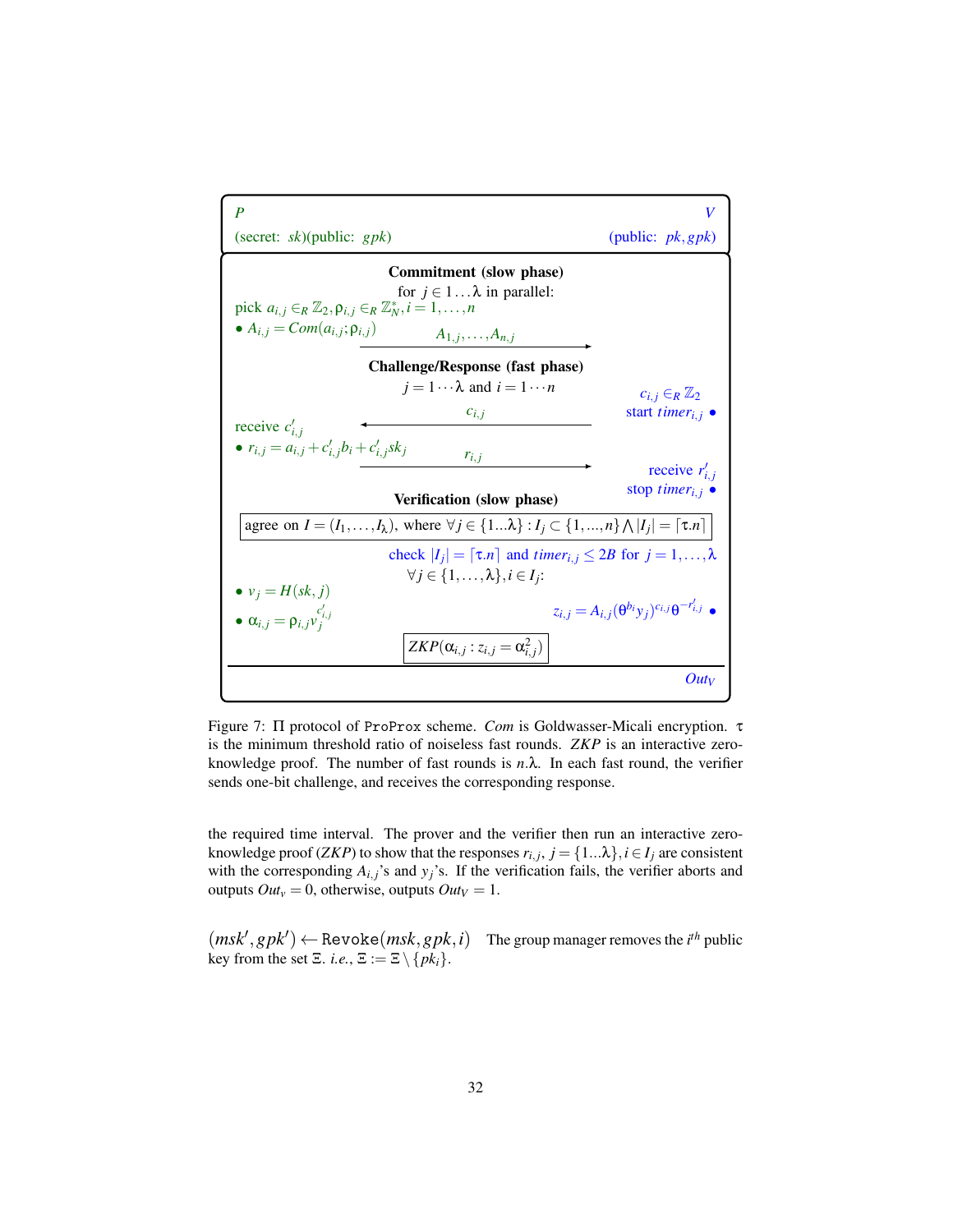| $P$ | | $V$ |
|---|---|---|
| (secret: $sk$)(public: $gpk$) | | (public: $pk, gpk$) |
| | **Commitment (slow phase)** | |
| | for $j \in 1 \dots \lambda$ in parallel: | |
| pick $a_{i,j} \in_R \mathbb{Z}_2, \rho_{i,j} \in_R \mathbb{Z}_N^*, i = 1, \dots, n$ | | |
| • $A_{i,j} = Com(a_{i,j}; \rho_{i,j})$ | $A_{1,j}, \dots, A_{n,j}$ $\longrightarrow$ | |
| | **Challenge/Response (fast phase)** | |
| | $j = 1 \cdots \lambda$ and $i = 1 \cdots n$ | $c_{i,j} \in_R \mathbb{Z}_2$ |
| | $\longleftarrow$ $c_{i,j}$ | start $timer_{i,j}$ • |
| receive $c'_{i,j}$ | | |
| • $r_{i,j} = a_{i,j} + c'_{i,j} b_i + c'_{i,j} sk_j$ | $r_{i,j}$ $\longrightarrow$ | |
| | | receive $r'_{i,j}$ |
| | **Verification (slow phase)** | stop $timer_{i,j}$ • |
| | agree on $I = (I_1, \dots, I_\lambda)$, where $\forall j \in \{1 \dots \lambda\} : I_j \subset \{1, \dots, n\} \bigwedge \lvert I_j \rvert = \lceil \tau . n \rceil$ | |
| | | check $\lvert I_j \rvert = \lceil \tau . n \rceil$ and $timer_{i,j} \leq 2B$ for $j = 1, \dots, \lambda$ |
| | $\forall j \in \{1, \dots, \lambda\}, i \in I_j$: | |
| • $v_j = H(sk, j)$ | | |
| • $\alpha_{i,j} = \rho_{i,j} v_j^{c'_{i,j}}$ | | $z_{i,j} = A_{i,j} (\theta^{b_i} y_j)^{c_{i,j}} \theta^{-r'_{i,j}}$ • |
| | $ZKP(\alpha_{i,j} : z_{i,j} = \alpha_{i,j}^2)$ | |
| | | $Out_V$ |

Figure 7: $\Pi$ protocol of ProProx scheme. *Com* is Goldwasser-Micali encryption. $\tau$ is the minimum threshold ratio of noiseless fast rounds. *ZKP* is an interactive zero-knowledge proof. The number of fast rounds is $n.\lambda$. In each fast round, the verifier sends one-bit challenge, and receives the corresponding response.

the required time interval. The prover and the verifier then run an interactive zero-knowledge proof (*ZKP*) to show that the responses $r_{i,j}$, $j = \{1 \dots \lambda\}, i \in I_j$ are consistent with the corresponding $A_{i,j}$'s and $y_j$'s. If the verification fails, the verifier aborts and outputs $Out_v = 0$, otherwise, outputs $Out_V = 1$.

$(msk', gpk') \leftarrow \texttt{Revoke}(msk, gpk, i)$ The group manager removes the $i^{th}$ public key from the set $\Xi$. *i.e.*, $\Xi := \Xi \setminus \{pk_i\}$.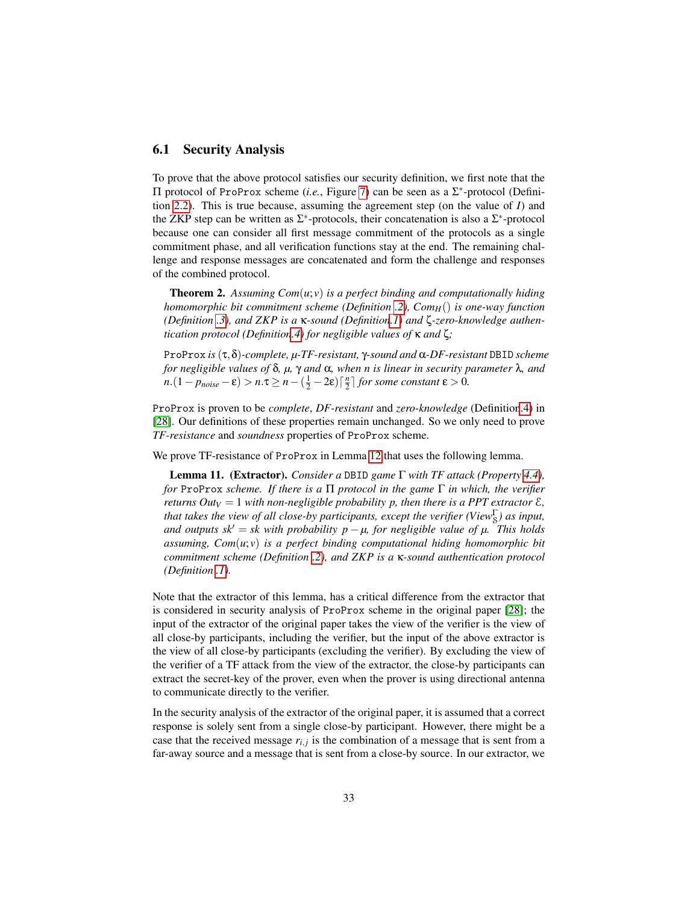### 6.1 Security Analysis

To prove that the above protocol satisfies our security definition, we first note that the $\Pi$ protocol of ProProx scheme (*i.e.*, Figure 7) can be seen as a $\Sigma^*$-protocol (Definition 2.2). This is true because, assuming the agreement step (on the value of $I$) and the ZKP step can be written as $\Sigma^*$-protocols, their concatenation is also a $\Sigma^*$-protocol because one can consider all first message commitment of the protocols as a single commitment phase, and all verification functions stay at the end. The remaining challenge and response messages are concatenated and form the challenge and responses of the combined protocol.

**Theorem 2.** *Assuming $Com(u;v)$ is a perfect binding and computationally hiding homomorphic bit commitment scheme (Definition .2), $Com_H()$ is one-way function (Definition .3), and ZKP is a $\kappa$-sound (Definition .1) and $\zeta$-zero-knowledge authentication protocol (Definition .4) for negligible values of $\kappa$ and $\zeta$;*

ProProx *is $(\tau,\delta)$-complete, $\mu$-TF-resistant, $\gamma$-sound and $\alpha$-DF-resistant* DBID *scheme for negligible values of $\delta$, $\mu$, $\gamma$ and $\alpha$, when $n$ is linear in security parameter $\lambda$, and $n.(1-p_{noise}-\varepsilon) > n.\tau \geq n-(\frac{1}{2}-2\varepsilon)\lceil\frac{n}{2}\rceil$ for some constant $\varepsilon > 0$.*

ProProx is proven to be *complete*, *DF-resistant* and *zero-knowledge* (Definition .4) in [28]. Our definitions of these properties remain unchanged. So we only need to prove *TF-resistance* and *soundness* properties of ProProx scheme.

We prove TF-resistance of ProProx in Lemma 12 that uses the following lemma.

**Lemma 11. (Extractor).** *Consider a* DBID *game $\Gamma$ with TF attack (Property 4.4), for* ProProx *scheme. If there is a $\Pi$ protocol in the game $\Gamma$ in which, the verifier returns $Out_V = 1$ with non-negligible probability $p$, then there is a PPT extractor $\mathcal{E}$, that takes the view of all close-by participants, except the verifier ($View_S^\Gamma$) as input, and outputs $sk' = sk$ with probability $p-\mu$, for negligible value of $\mu$. This holds assuming, $Com(u;v)$ is a perfect binding hiding homomorphic bit commitment scheme (Definition .2), and ZKP is a $\kappa$-sound authentication protocol (Definition .1).*

Note that the extractor of this lemma, has a critical difference from the extractor that is considered in security analysis of ProProx scheme in the original paper [28]; the input of the extractor of the original paper takes the view of the verifier is the view of all close-by participants, including the verifier, but the input of the above extractor is the view of all close-by participants (excluding the verifier). By excluding the view of the verifier of a TF attack from the view of the extractor, the close-by participants can extract the secret-key of the prover, even when the prover is using directional antenna to communicate directly to the verifier.

In the security analysis of the extractor of the original paper, it is assumed that a correct response is solely sent from a single close-by participant. However, there might be a case that the received message $r_{i,j}$ is the combination of a message that is sent from a far-away source and a message that is sent from a close-by source. In our extractor, we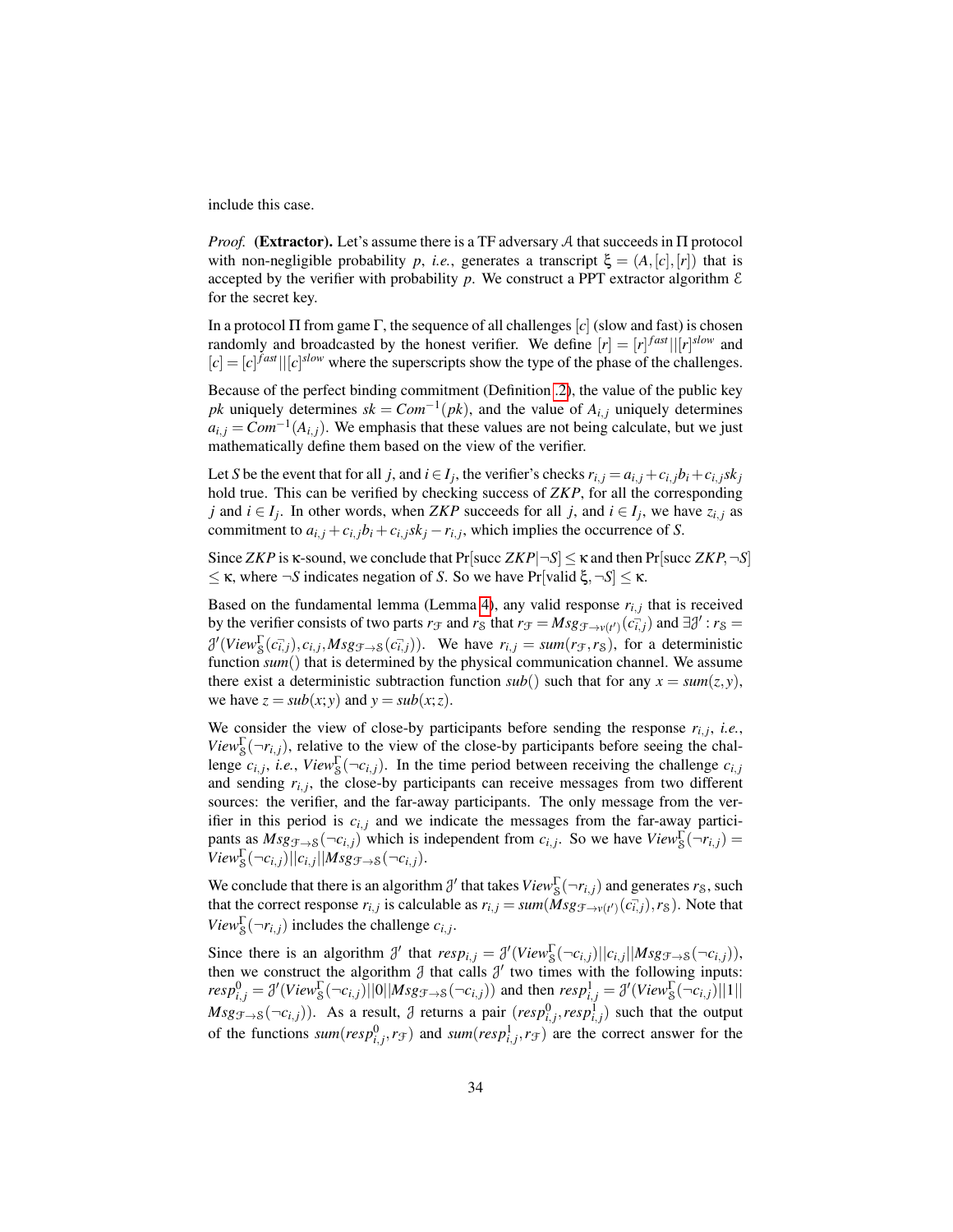include this case.

*Proof.* **(Extractor).** Let's assume there is a TF adversary $\mathcal{A}$ that succeeds in $\Pi$ protocol with non-negligible probability $p$, *i.e.*, generates a transcript $\xi = (A, [c], [r])$ that is accepted by the verifier with probability $p$. We construct a PPT extractor algorithm $\mathcal{E}$ for the secret key.

In a protocol $\Pi$ from game $\Gamma$, the sequence of all challenges $[c]$ (slow and fast) is chosen randomly and broadcasted by the honest verifier. We define $[r] = [r]^{fast}||[r]^{slow}$ and $[c] = [c]^{fast}||[c]^{slow}$ where the superscripts show the type of the phase of the challenges.

Because of the perfect binding commitment (Definition .2), the value of the public key $pk$ uniquely determines $sk = Com^{-1}(pk)$, and the value of $A_{i,j}$ uniquely determines $a_{i,j} = Com^{-1}(A_{i,j})$. We emphasis that these values are not being calculate, but we just mathematically define them based on the view of the verifier.

Let $S$ be the event that for all $j$, and $i \in I_j$, the verifier's checks $r_{i,j} = a_{i,j} + c_{i,j}b_i + c_{i,j}sk_j$ hold true. This can be verified by checking success of $ZKP$, for all the corresponding $j$ and $i \in I_j$. In other words, when $ZKP$ succeeds for all $j$, and $i \in I_j$, we have $z_{i,j}$ as commitment to $a_{i,j} + c_{i,j}b_i + c_{i,j}sk_j - r_{i,j}$, which implies the occurrence of $S$.

Since $ZKP$ is $\kappa$-sound, we conclude that $\Pr[\text{succ } ZKP|\neg S] \leq \kappa$ and then $\Pr[\text{succ } ZKP, \neg S] \leq \kappa$, where $\neg S$ indicates negation of $S$. So we have $\Pr[\text{valid } \xi, \neg S] \leq \kappa$.

Based on the fundamental lemma (Lemma 4), any valid response $r_{i,j}$ that is received by the verifier consists of two parts $r_{\mathcal{F}}$ and $r_{\mathcal{S}}$ that $r_{\mathcal{F}} = Msg_{\mathcal{F}\to v(t')}(\bar{c_{i,j}})$ and $\exists \mathcal{J}' : r_{\mathcal{S}} = \mathcal{J}'(View^{\Gamma}_{\mathcal{S}}(\bar{c_{i,j}}), c_{i,j}, Msg_{\mathcal{F}\to\mathcal{S}}(\bar{c_{i,j}}))$. We have $r_{i,j} = sum(r_{\mathcal{F}}, r_{\mathcal{S}})$, for a deterministic function $sum()$ that is determined by the physical communication channel. We assume there exist a deterministic subtraction function $sub()$ such that for any $x = sum(z, y)$, we have $z = sub(x; y)$ and $y = sub(x; z)$.

We consider the view of close-by participants before sending the response $r_{i,j}$, *i.e.*, $View^{\Gamma}_{\mathcal{S}}(\neg r_{i,j})$, relative to the view of the close-by participants before seeing the challenge $c_{i,j}$, *i.e.*, $View^{\Gamma}_{\mathcal{S}}(\neg c_{i,j})$. In the time period between receiving the challenge $c_{i,j}$ and sending $r_{i,j}$, the close-by participants can receive messages from two different sources: the verifier, and the far-away participants. The only message from the verifier in this period is $c_{i,j}$ and we indicate the messages from the far-away participants as $Msg_{\mathcal{F}\to\mathcal{S}}(\neg c_{i,j})$ which is independent from $c_{i,j}$. So we have $View^{\Gamma}_{\mathcal{S}}(\neg r_{i,j}) = View^{\Gamma}_{\mathcal{S}}(\neg c_{i,j})||c_{i,j}||Msg_{\mathcal{F}\to\mathcal{S}}(\neg c_{i,j})$.

We conclude that there is an algorithm $\mathcal{J}'$ that takes $View^{\Gamma}_{\mathcal{S}}(\neg r_{i,j})$ and generates $r_{\mathcal{S}}$, such that the correct response $r_{i,j}$ is calculable as $r_{i,j} = sum(Msg_{\mathcal{F}\to v(t')}(\bar{c_{i,j}}), r_{\mathcal{S}})$. Note that $View^{\Gamma}_{\mathcal{S}}(\neg r_{i,j})$ includes the challenge $c_{i,j}$.

Since there is an algorithm $\mathcal{J}'$ that $resp_{i,j} = \mathcal{J}'(View^{\Gamma}_{\mathcal{S}}(\neg c_{i,j})||c_{i,j}||Msg_{\mathcal{F}\to\mathcal{S}}(\neg c_{i,j}))$, then we construct the algorithm $\mathcal{J}$ that calls $\mathcal{J}'$ two times with the following inputs: $resp^0_{i,j} = \mathcal{J}'(View^{\Gamma}_{\mathcal{S}}(\neg c_{i,j})||0||Msg_{\mathcal{F}\to\mathcal{S}}(\neg c_{i,j}))$ and then $resp^1_{i,j} = \mathcal{J}'(View^{\Gamma}_{\mathcal{S}}(\neg c_{i,j})||1|| Msg_{\mathcal{F}\to\mathcal{S}}(\neg c_{i,j}))$. As a result, $\mathcal{J}$ returns a pair $(resp^0_{i,j}, resp^1_{i,j})$ such that the output of the functions $sum(resp^0_{i,j}, r_{\mathcal{F}})$ and $sum(resp^1_{i,j}, r_{\mathcal{F}})$ are the correct answer for the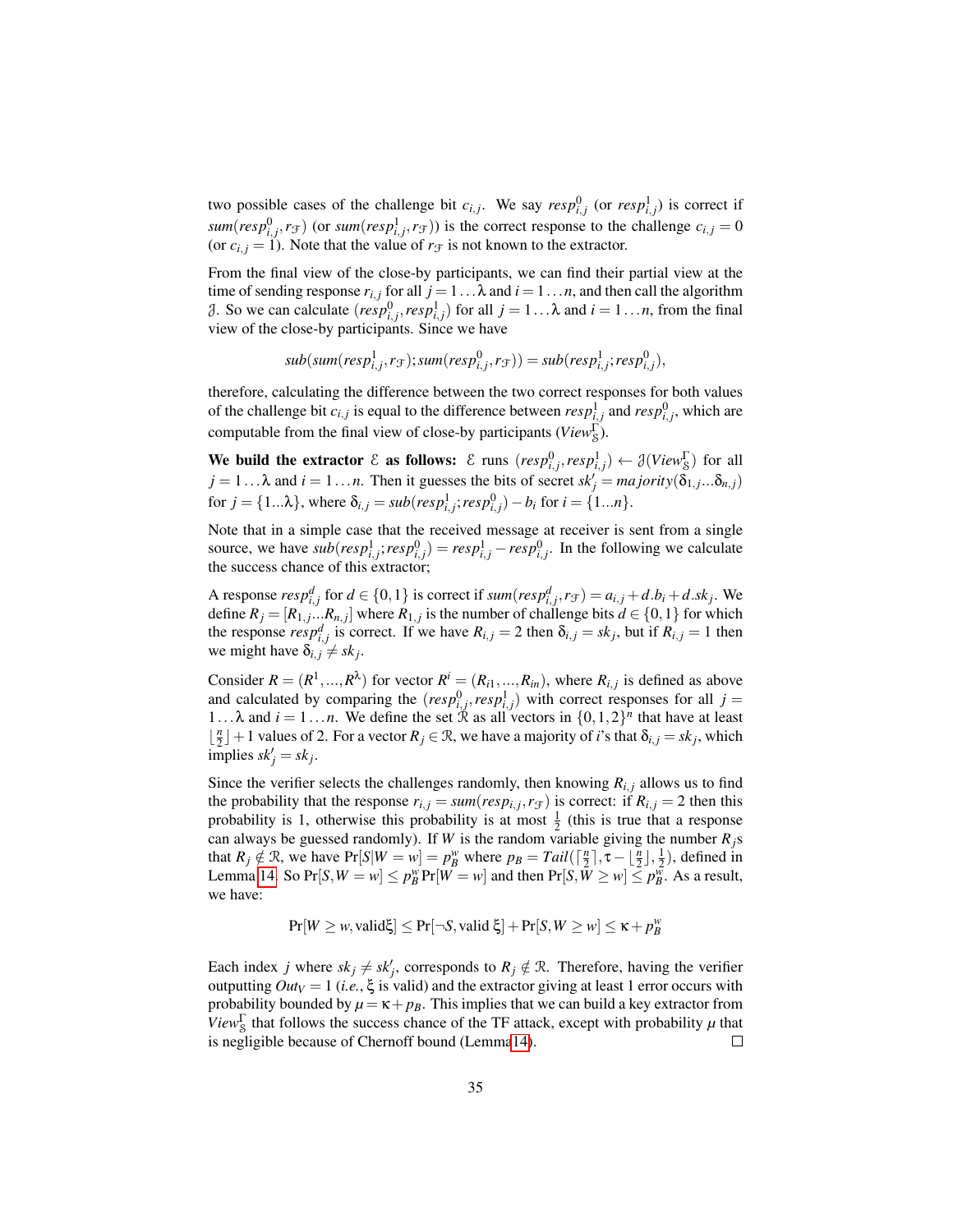two possible cases of the challenge bit $c_{i,j}$. We say $resp^0_{i,j}$ (or $resp^1_{i,j}$) is correct if $sum(resp^0_{i,j}, r_{\mathcal{F}})$ (or $sum(resp^1_{i,j}, r_{\mathcal{F}})$) is the correct response to the challenge $c_{i,j} = 0$ (or $c_{i,j} = 1$). Note that the value of $r_{\mathcal{F}}$ is not known to the extractor.

From the final view of the close-by participants, we can find their partial view at the time of sending response $r_{i,j}$ for all $j = 1\ldots\lambda$ and $i = 1\ldots n$, and then call the algorithm $\mathcal{J}$. So we can calculate $(resp^0_{i,j}, resp^1_{i,j})$ for all $j = 1\ldots\lambda$ and $i = 1\ldots n$, from the final view of the close-by participants. Since we have

$$sub(sum(resp^1_{i,j}, r_{\mathcal{F}}); sum(resp^0_{i,j}, r_{\mathcal{F}})) = sub(resp^1_{i,j}; resp^0_{i,j}),$$

therefore, calculating the difference between the two correct responses for both values of the challenge bit $c_{i,j}$ is equal to the difference between $resp^1_{i,j}$ and $resp^0_{i,j}$, which are computable from the final view of close-by participants ($View^{\Gamma}_{\mathcal{S}}$).

**We build the extractor $\mathcal{E}$ as follows:** $\mathcal{E}$ runs $(resp^0_{i,j}, resp^1_{i,j}) \leftarrow \mathcal{J}(View^{\Gamma}_{\mathcal{S}})$ for all $j = 1\ldots\lambda$ and $i = 1\ldots n$. Then it guesses the bits of secret $sk'_j = majority(\delta_{1,j}\ldots\delta_{n,j})$ for $j = \{1\ldots\lambda\}$, where $\delta_{i,j} = sub(resp^1_{i,j}; resp^0_{i,j}) - b_i$ for $i = \{1\ldots n\}$.

Note that in a simple case that the received message at receiver is sent from a single source, we have $sub(resp^1_{i,j}; resp^0_{i,j}) = resp^1_{i,j} - resp^0_{i,j}$. In the following we calculate the success chance of this extractor;

A response $resp^d_{i,j}$ for $d \in \{0,1\}$ is correct if $sum(resp^d_{i,j}, r_{\mathcal{F}}) = a_{i,j} + d.b_i + d.sk_j$. We define $R_j = [R_{1,j}\ldots R_{n,j}]$ where $R_{1,j}$ is the number of challenge bits $d \in \{0,1\}$ for which the response $resp^d_{i,j}$ is correct. If we have $R_{i,j} = 2$ then $\delta_{i,j} = sk_j$, but if $R_{i,j} = 1$ then we might have $\delta_{i,j} \neq sk_j$.

Consider $R = (R^1, \ldots, R^{\lambda})$ for vector $R^i = (R_{i1}, \ldots, R_{in})$, where $R_{i,j}$ is defined as above and calculated by comparing the $(resp^0_{i,j}, resp^1_{i,j})$ with correct responses for all $j = 1\ldots\lambda$ and $i = 1\ldots n$. We define the set $\mathcal{R}$ as all vectors in $\{0,1,2\}^n$ that have at least $\lfloor \frac{n}{2} \rfloor + 1$ values of 2. For a vector $R_j \in \mathcal{R}$, we have a majority of $i$'s that $\delta_{i,j} = sk_j$, which implies $sk'_j = sk_j$.

Since the verifier selects the challenges randomly, then knowing $R_{i,j}$ allows us to find the probability that the response $r_{i,j} = sum(resp_{i,j}, r_{\mathcal{F}})$ is correct: if $R_{i,j} = 2$ then this probability is 1, otherwise this probability is at most $\frac{1}{2}$ (this is true that a response can always be guessed randomly). If $W$ is the random variable giving the number $R_j$s that $R_j \notin \mathcal{R}$, we have $\Pr[S|W = w] = p^w_B$ where $p_B = Tail(\lceil \frac{n}{2} \rceil, \tau - \lfloor \frac{n}{2} \rfloor, \frac{1}{2})$, defined in Lemma 14. So $\Pr[S, W = w] \leq p^w_B \Pr[W = w]$ and then $\Pr[S, W \geq w] \leq p^w_B$. As a result, we have:

$$\Pr[W \geq w, \text{valid}\xi] \leq \Pr[\neg S, \text{valid } \xi] + \Pr[S, W \geq w] \leq \kappa + p^w_B$$

Each index $j$ where $sk_j \neq sk'_j$, corresponds to $R_j \notin \mathcal{R}$. Therefore, having the verifier outputting $Out_V = 1$ (*i.e.*, $\xi$ is valid) and the extractor giving at least 1 error occurs with probability bounded by $\mu = \kappa + p_B$. This implies that we can build a key extractor from $View^{\Gamma}_{\mathcal{S}}$ that follows the success chance of the TF attack, except with probability $\mu$ that is negligible because of Chernoff bound (Lemma 14). ◻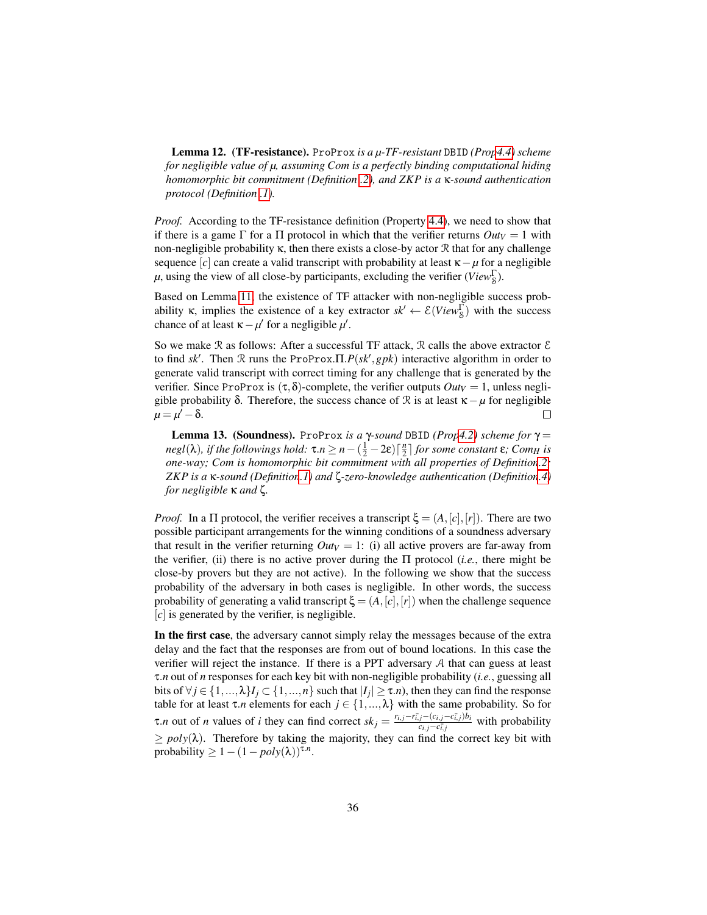**Lemma 12. (TF-resistance).** ProProx *is a μ-TF-resistant* DBID *(Prop4.4) scheme for negligible value of μ, assuming Com is a perfectly binding computational hiding homomorphic bit commitment (Definition .2), and ZKP is a κ-sound authentication protocol (Definition .1).*

*Proof.* According to the TF-resistance definition (Property 4.4), we need to show that if there is a game $\Gamma$ for a $\Pi$ protocol in which that the verifier returns $Out_V = 1$ with non-negligible probability $\kappa$, then there exists a close-by actor $\mathcal{R}$ that for any challenge sequence $[c]$ can create a valid transcript with probability at least $\kappa - \mu$ for a negligible $\mu$, using the view of all close-by participants, excluding the verifier ($View^{\Gamma}_{\mathcal{S}}$).

Based on Lemma 11, the existence of TF attacker with non-negligible success probability $\kappa$, implies the existence of a key extractor $sk' \leftarrow \mathcal{E}(View^{\Gamma}_{\mathcal{S}})$ with the success chance of at least $\kappa - \mu'$ for a negligible $\mu'$.

So we make $\mathcal{R}$ as follows: After a successful TF attack, $\mathcal{R}$ calls the above extractor $\mathcal{E}$ to find $sk'$. Then $\mathcal{R}$ runs the ProProx.$\Pi.P(sk', gpk)$ interactive algorithm in order to generate valid transcript with correct timing for any challenge that is generated by the verifier. Since ProProx is $(\tau, \delta)$-complete, the verifier outputs $Out_V = 1$, unless negligible probability $\delta$. Therefore, the success chance of $\mathcal{R}$ is at least $\kappa - \mu$ for negligible $\mu = \mu' - \delta$. □

**Lemma 13. (Soundness).** ProProx *is a γ-sound* DBID *(Prop4.2) scheme for* $\gamma = negl(\lambda)$, *if the followings hold:* $\tau.n \geq n - (\frac{1}{2} - 2\varepsilon)\lceil \frac{n}{2} \rceil$ *for some constant* $\varepsilon$; $Com_H$ *is one-way; Com is homomorphic bit commitment with all properties of Definition.2; ZKP is a κ-sound (Definition.1) and ζ-zero-knowledge authentication (Definition.4) for negligible κ and ζ.*

*Proof.* In a $\Pi$ protocol, the verifier receives a transcript $\xi = (A, [c], [r])$. There are two possible participant arrangements for the winning conditions of a soundness adversary that result in the verifier returning $Out_V = 1$: (i) all active provers are far-away from the verifier, (ii) there is no active prover during the $\Pi$ protocol (*i.e.*, there might be close-by provers but they are not active). In the following we show that the success probability of the adversary in both cases is negligible. In other words, the success probability of generating a valid transcript $\xi = (A, [c], [r])$ when the challenge sequence $[c]$ is generated by the verifier, is negligible.

**In the first case**, the adversary cannot simply relay the messages because of the extra delay and the fact that the responses are from out of bound locations. In this case the verifier will reject the instance. If there is a PPT adversary $\mathcal{A}$ that can guess at least $\tau.n$ out of $n$ responses for each key bit with non-negligible probability (*i.e.*, guessing all bits of $\forall j \in \{1, ..., \lambda\} I_j \subset \{1, ..., n\}$ such that $|I_j| \geq \tau.n$), then they can find the response table for at least $\tau.n$ elements for each $j \in \{1, ..., \lambda\}$ with the same probability. So for $\tau.n$ out of $n$ values of $i$ they can find correct $sk_j = \frac{r_{i,j} - r_{\bar{i},j} - (c_{i,j} - c_{\bar{i},j})b_i}{c_{i,j} - c_{\bar{i},j}}$ with probability $\geq poly(\lambda)$. Therefore by taking the majority, they can find the correct key bit with probability $\geq 1 - (1 - poly(\lambda))^{\tau.n}$.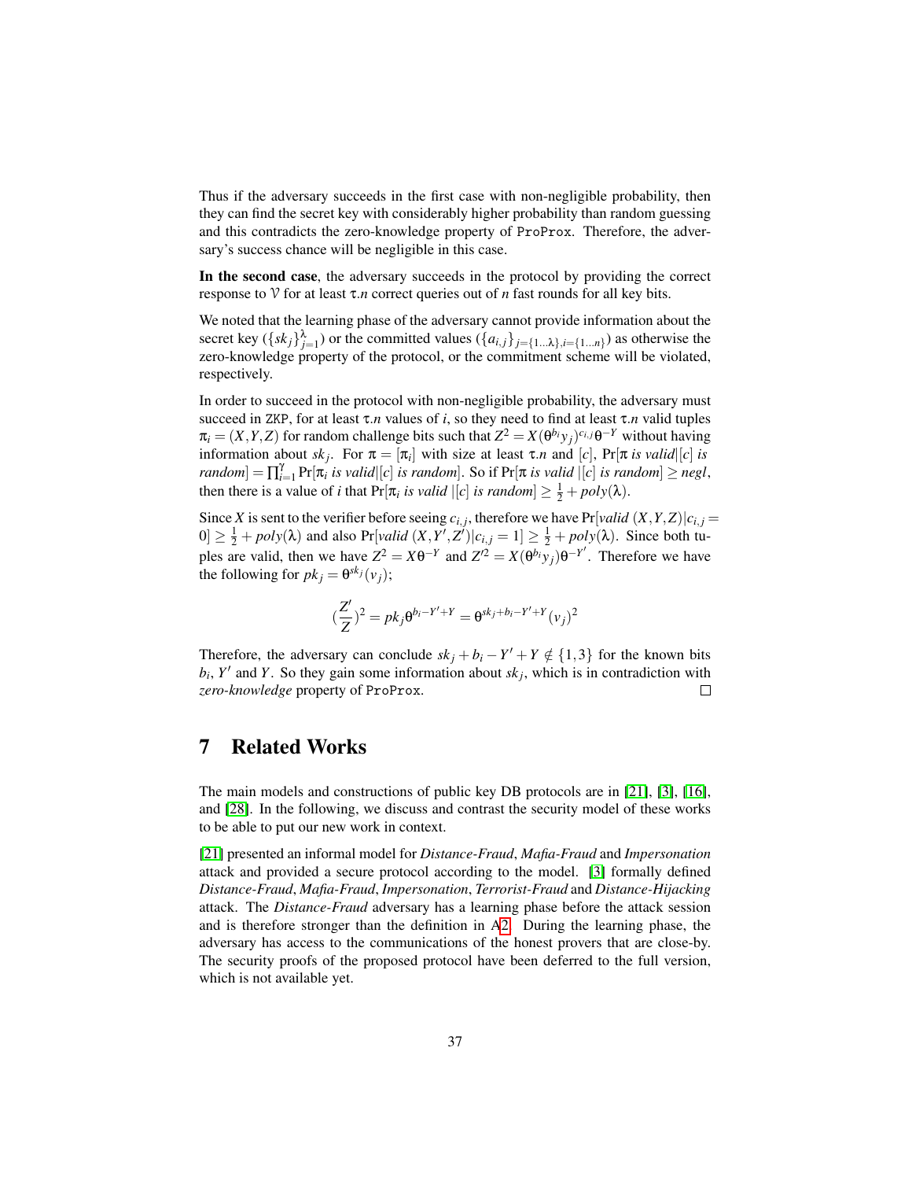Thus if the adversary succeeds in the first case with non-negligible probability, then they can find the secret key with considerably higher probability than random guessing and this contradicts the zero-knowledge property of ProProx. Therefore, the adversary's success chance will be negligible in this case.

**In the second case**, the adversary succeeds in the protocol by providing the correct response to $\mathcal{V}$ for at least $\tau.n$ correct queries out of $n$ fast rounds for all key bits.

We noted that the learning phase of the adversary cannot provide information about the secret key ($\{sk_j\}_{j=1}^{\lambda}$) or the committed values ($\{a_{i,j}\}_{j=\{1\ldots\lambda\},i=\{1\ldots n\}}$) as otherwise the zero-knowledge property of the protocol, or the commitment scheme will be violated, respectively.

In order to succeed in the protocol with non-negligible probability, the adversary must succeed in ZKP, for at least $\tau.n$ values of $i$, so they need to find at least $\tau.n$ valid tuples $\pi_i = (X,Y,Z)$ for random challenge bits such that $Z^2 = X(\theta^{b_i} y_j)^{c_{i,j}}\theta^{-Y}$ without having information about $sk_j$. For $\pi = [\pi_i]$ with size at least $\tau.n$ and $[c]$, $\Pr[\pi \textit{ is valid}|[c] \textit{ is random}] = \prod_{i=1}^{\gamma} \Pr[\pi_i \textit{ is valid}|[c] \textit{ is random}]$. So if $\Pr[\pi \textit{ is valid } |[c] \textit{ is random}] \geq negl$, then there is a value of $i$ that $\Pr[\pi_i \textit{ is valid } |[c] \textit{ is random}] \geq \frac{1}{2} + poly(\lambda)$.

Since $X$ is sent to the verifier before seeing $c_{i,j}$, therefore we have $\Pr[valid\ (X,Y,Z)|c_{i,j} = 0] \geq \frac{1}{2} + poly(\lambda)$ and also $\Pr[valid\ (X,Y',Z')|c_{i,j} = 1] \geq \frac{1}{2} + poly(\lambda)$. Since both tuples are valid, then we have $Z^2 = X\theta^{-Y}$ and $Z'^2 = X(\theta^{b_i} y_j)\theta^{-Y'}$. Therefore we have the following for $pk_j = \theta^{sk_j}(v_j)$;

$$(\frac{Z'}{Z})^2 = pk_j \theta^{b_i - Y' + Y} = \theta^{sk_j + b_i - Y' + Y}(v_j)^2$$

Therefore, the adversary can conclude $sk_j + b_i - Y' + Y \notin \{1,3\}$ for the known bits $b_i$, $Y'$ and $Y$. So they gain some information about $sk_j$, which is in contradiction with *zero-knowledge* property of ProProx. □

# 7 Related Works

The main models and constructions of public key DB protocols are in [21], [3], [16], and [28]. In the following, we discuss and contrast the security model of these works to be able to put our new work in context.

[21] presented an informal model for *Distance-Fraud*, *Mafia-Fraud* and *Impersonation* attack and provided a secure protocol according to the model. [3] formally defined *Distance-Fraud*, *Mafia-Fraud*, *Impersonation*, *Terrorist-Fraud* and *Distance-Hijacking* attack. The *Distance-Fraud* adversary has a learning phase before the attack session and is therefore stronger than the definition in A2. During the learning phase, the adversary has access to the communications of the honest provers that are close-by. The security proofs of the proposed protocol have been deferred to the full version, which is not available yet.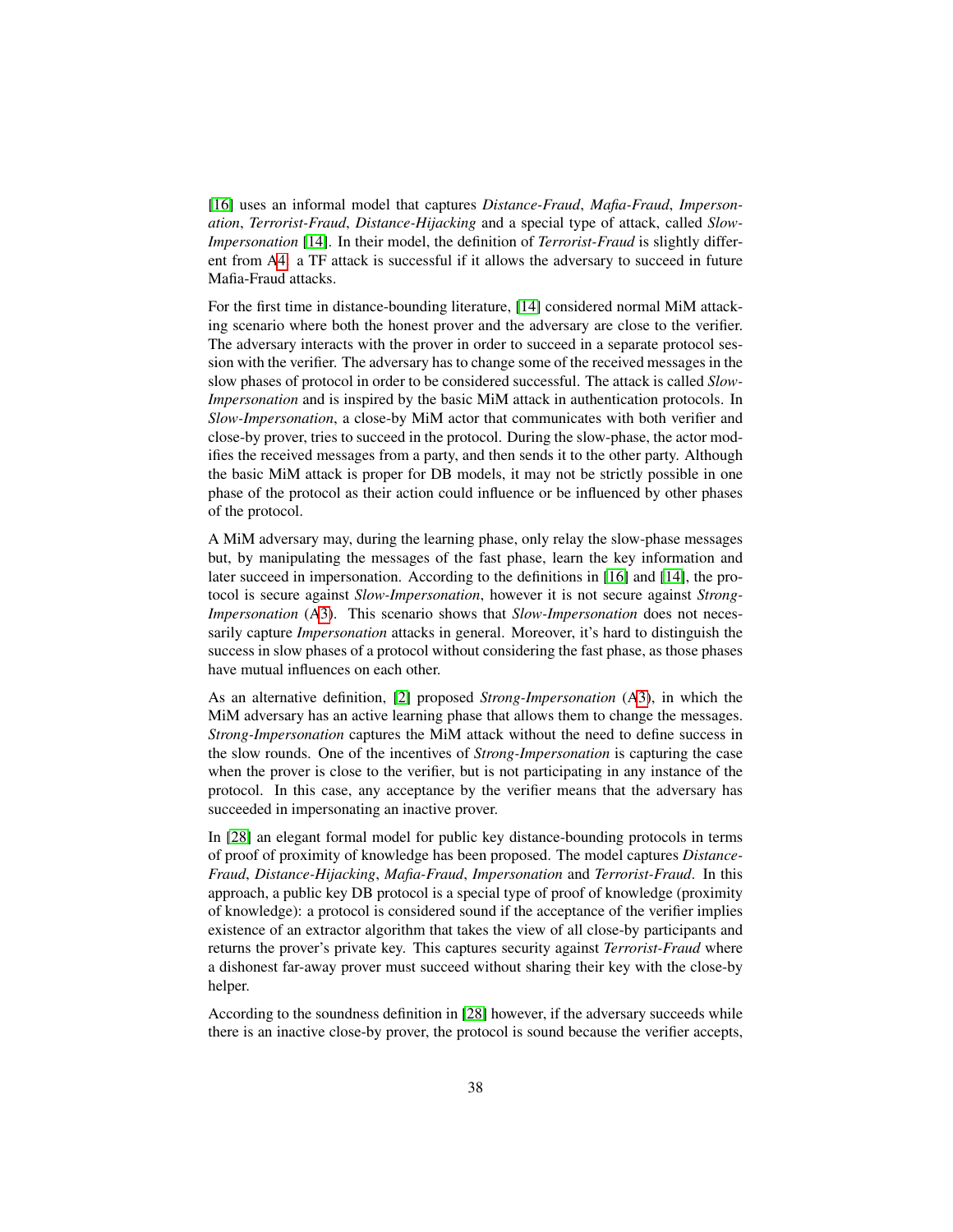[16] uses an informal model that captures *Distance-Fraud*, *Mafia-Fraud*, *Impersonation*, *Terrorist-Fraud*, *Distance-Hijacking* and a special type of attack, called *Slow-Impersonation* [14]. In their model, the definition of *Terrorist-Fraud* is slightly different from A4: a TF attack is successful if it allows the adversary to succeed in future Mafia-Fraud attacks.

For the first time in distance-bounding literature, [14] considered normal MiM attacking scenario where both the honest prover and the adversary are close to the verifier. The adversary interacts with the prover in order to succeed in a separate protocol session with the verifier. The adversary has to change some of the received messages in the slow phases of protocol in order to be considered successful. The attack is called *Slow-Impersonation* and is inspired by the basic MiM attack in authentication protocols. In *Slow-Impersonation*, a close-by MiM actor that communicates with both verifier and close-by prover, tries to succeed in the protocol. During the slow-phase, the actor modifies the received messages from a party, and then sends it to the other party. Although the basic MiM attack is proper for DB models, it may not be strictly possible in one phase of the protocol as their action could influence or be influenced by other phases of the protocol.

A MiM adversary may, during the learning phase, only relay the slow-phase messages but, by manipulating the messages of the fast phase, learn the key information and later succeed in impersonation. According to the definitions in [16] and [14], the protocol is secure against *Slow-Impersonation*, however it is not secure against *Strong-Impersonation* (A3). This scenario shows that *Slow-Impersonation* does not necessarily capture *Impersonation* attacks in general. Moreover, it's hard to distinguish the success in slow phases of a protocol without considering the fast phase, as those phases have mutual influences on each other.

As an alternative definition, [2] proposed *Strong-Impersonation* (A3), in which the MiM adversary has an active learning phase that allows them to change the messages. *Strong-Impersonation* captures the MiM attack without the need to define success in the slow rounds. One of the incentives of *Strong-Impersonation* is capturing the case when the prover is close to the verifier, but is not participating in any instance of the protocol. In this case, any acceptance by the verifier means that the adversary has succeeded in impersonating an inactive prover.

In [28] an elegant formal model for public key distance-bounding protocols in terms of proof of proximity of knowledge has been proposed. The model captures *Distance-Fraud*, *Distance-Hijacking*, *Mafia-Fraud*, *Impersonation* and *Terrorist-Fraud*. In this approach, a public key DB protocol is a special type of proof of knowledge (proximity of knowledge): a protocol is considered sound if the acceptance of the verifier implies existence of an extractor algorithm that takes the view of all close-by participants and returns the prover's private key. This captures security against *Terrorist-Fraud* where a dishonest far-away prover must succeed without sharing their key with the close-by helper.

According to the soundness definition in [28] however, if the adversary succeeds while there is an inactive close-by prover, the protocol is sound because the verifier accepts,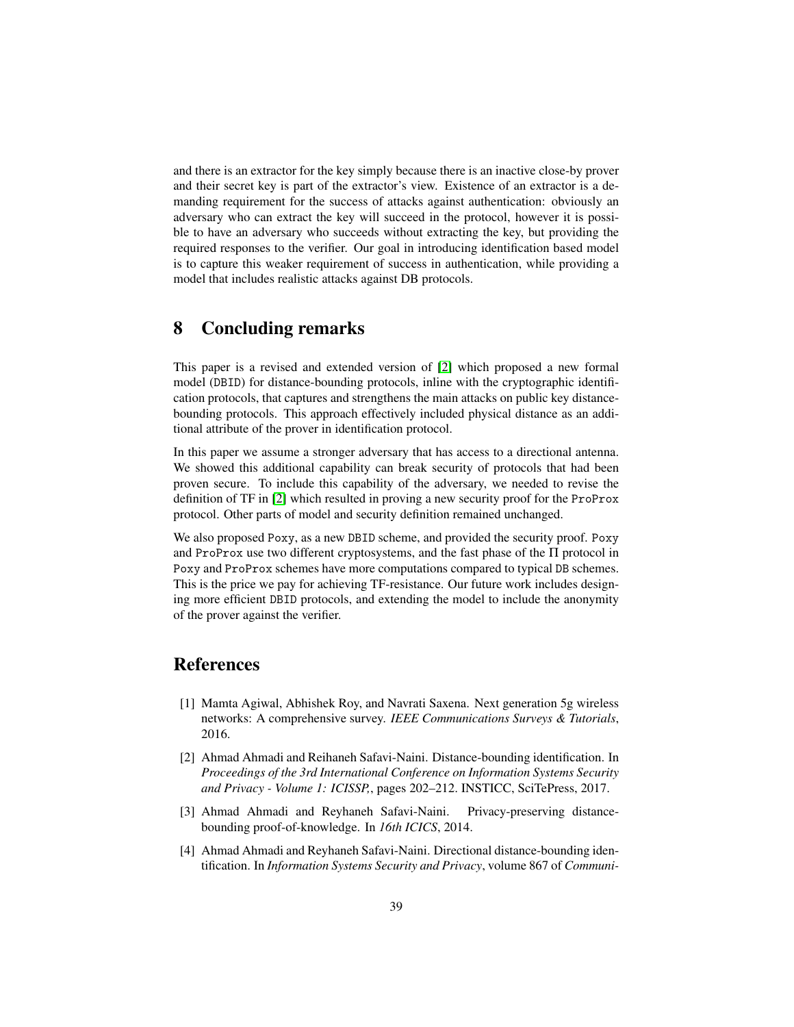and there is an extractor for the key simply because there is an inactive close-by prover and their secret key is part of the extractor's view. Existence of an extractor is a demanding requirement for the success of attacks against authentication: obviously an adversary who can extract the key will succeed in the protocol, however it is possible to have an adversary who succeeds without extracting the key, but providing the required responses to the verifier. Our goal in introducing identification based model is to capture this weaker requirement of success in authentication, while providing a model that includes realistic attacks against DB protocols.

## 8 Concluding remarks

This paper is a revised and extended version of [2] which proposed a new formal model (DBID) for distance-bounding protocols, inline with the cryptographic identification protocols, that captures and strengthens the main attacks on public key distance-bounding protocols. This approach effectively included physical distance as an additional attribute of the prover in identification protocol.

In this paper we assume a stronger adversary that has access to a directional antenna. We showed this additional capability can break security of protocols that had been proven secure. To include this capability of the adversary, we needed to revise the definition of TF in [2] which resulted in proving a new security proof for the ProProx protocol. Other parts of model and security definition remained unchanged.

We also proposed Poxy, as a new DBID scheme, and provided the security proof. Poxy and ProProx use two different cryptosystems, and the fast phase of the $\Pi$ protocol in Poxy and ProProx schemes have more computations compared to typical DB schemes. This is the price we pay for achieving TF-resistance. Our future work includes designing more efficient DBID protocols, and extending the model to include the anonymity of the prover against the verifier.

## References

[1] Mamta Agiwal, Abhishek Roy, and Navrati Saxena. Next generation 5g wireless networks: A comprehensive survey. *IEEE Communications Surveys & Tutorials*, 2016.

[2] Ahmad Ahmadi and Reihaneh Safavi-Naini. Distance-bounding identification. In *Proceedings of the 3rd International Conference on Information Systems Security and Privacy - Volume 1: ICISSP,*, pages 202–212. INSTICC, SciTePress, 2017.

[3] Ahmad Ahmadi and Reyhaneh Safavi-Naini. Privacy-preserving distance-bounding proof-of-knowledge. In *16th ICICS*, 2014.

[4] Ahmad Ahmadi and Reyhaneh Safavi-Naini. Directional distance-bounding identification. In *Information Systems Security and Privacy*, volume 867 of *Communi-*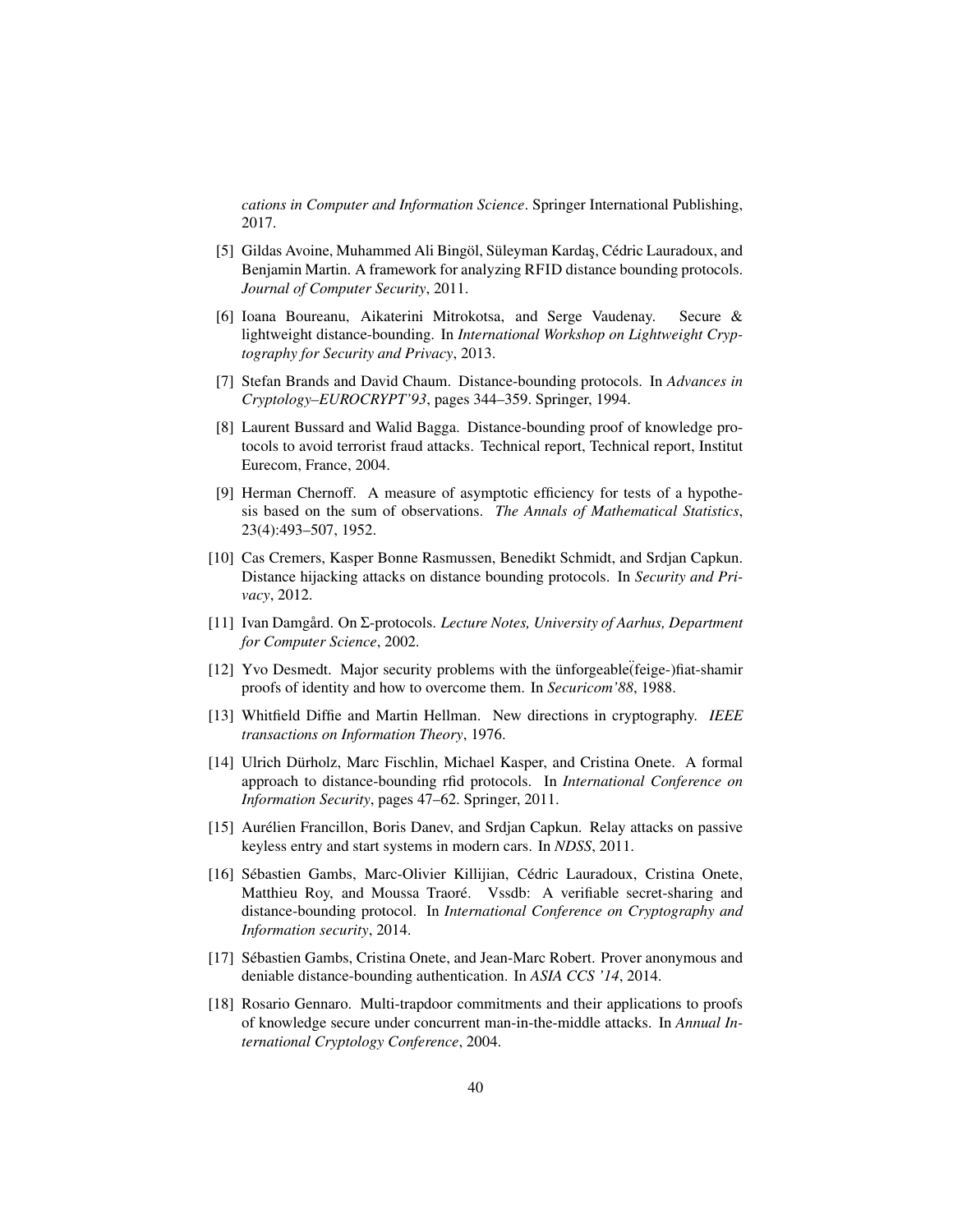*cations in Computer and Information Science*. Springer International Publishing, 2017.

[5] Gildas Avoine, Muhammed Ali Bingöl, Süleyman Kardaş, Cédric Lauradoux, and Benjamin Martin. A framework for analyzing RFID distance bounding protocols. *Journal of Computer Security*, 2011.

[6] Ioana Boureanu, Aikaterini Mitrokotsa, and Serge Vaudenay. Secure & lightweight distance-bounding. In *International Workshop on Lightweight Cryptography for Security and Privacy*, 2013.

[7] Stefan Brands and David Chaum. Distance-bounding protocols. In *Advances in Cryptology–EUROCRYPT'93*, pages 344–359. Springer, 1994.

[8] Laurent Bussard and Walid Bagga. Distance-bounding proof of knowledge protocols to avoid terrorist fraud attacks. Technical report, Technical report, Institut Eurecom, France, 2004.

[9] Herman Chernoff. A measure of asymptotic efficiency for tests of a hypothesis based on the sum of observations. *The Annals of Mathematical Statistics*, 23(4):493–507, 1952.

[10] Cas Cremers, Kasper Bonne Rasmussen, Benedikt Schmidt, and Srdjan Capkun. Distance hijacking attacks on distance bounding protocols. In *Security and Privacy*, 2012.

[11] Ivan Damgård. On Σ-protocols. *Lecture Notes, University of Aarhus, Department for Computer Science*, 2002.

[12] Yvo Desmedt. Major security problems with the ünforgeable(̈feige-)fiat-shamir proofs of identity and how to overcome them. In *Securicom'88*, 1988.

[13] Whitfield Diffie and Martin Hellman. New directions in cryptography. *IEEE transactions on Information Theory*, 1976.

[14] Ulrich Dürholz, Marc Fischlin, Michael Kasper, and Cristina Onete. A formal approach to distance-bounding rfid protocols. In *International Conference on Information Security*, pages 47–62. Springer, 2011.

[15] Aurélien Francillon, Boris Danev, and Srdjan Capkun. Relay attacks on passive keyless entry and start systems in modern cars. In *NDSS*, 2011.

[16] Sébastien Gambs, Marc-Olivier Killijian, Cédric Lauradoux, Cristina Onete, Matthieu Roy, and Moussa Traoré. Vssdb: A verifiable secret-sharing and distance-bounding protocol. In *International Conference on Cryptography and Information security*, 2014.

[17] Sébastien Gambs, Cristina Onete, and Jean-Marc Robert. Prover anonymous and deniable distance-bounding authentication. In *ASIA CCS '14*, 2014.

[18] Rosario Gennaro. Multi-trapdoor commitments and their applications to proofs of knowledge secure under concurrent man-in-the-middle attacks. In *Annual International Cryptology Conference*, 2004.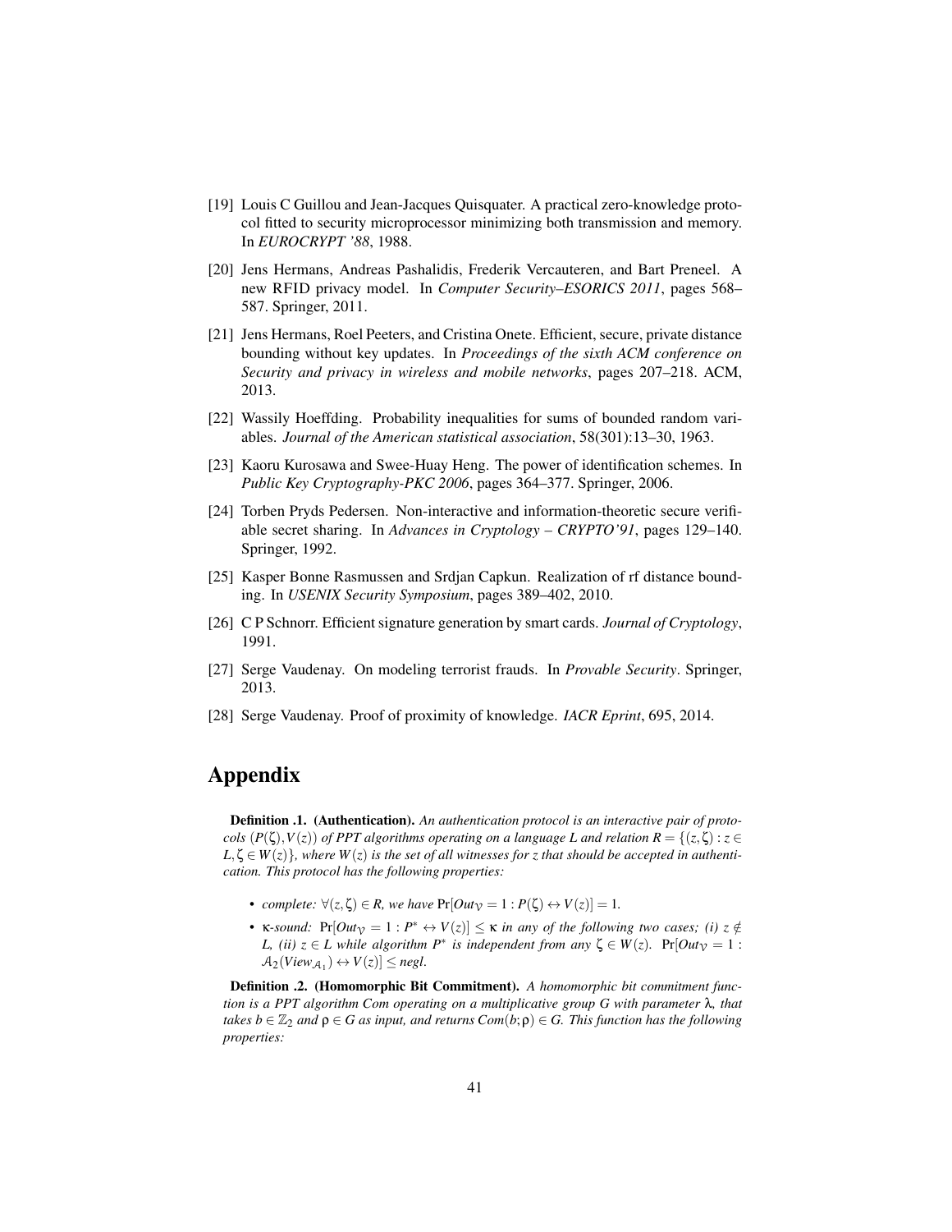- [19] Louis C Guillou and Jean-Jacques Quisquater. A practical zero-knowledge protocol fitted to security microprocessor minimizing both transmission and memory. In *EUROCRYPT '88*, 1988.
- [20] Jens Hermans, Andreas Pashalidis, Frederik Vercauteren, and Bart Preneel. A new RFID privacy model. In *Computer Security–ESORICS 2011*, pages 568–587. Springer, 2011.
- [21] Jens Hermans, Roel Peeters, and Cristina Onete. Efficient, secure, private distance bounding without key updates. In *Proceedings of the sixth ACM conference on Security and privacy in wireless and mobile networks*, pages 207–218. ACM, 2013.
- [22] Wassily Hoeffding. Probability inequalities for sums of bounded random variables. *Journal of the American statistical association*, 58(301):13–30, 1963.
- [23] Kaoru Kurosawa and Swee-Huay Heng. The power of identification schemes. In *Public Key Cryptography-PKC 2006*, pages 364–377. Springer, 2006.
- [24] Torben Pryds Pedersen. Non-interactive and information-theoretic secure verifiable secret sharing. In *Advances in Cryptology – CRYPTO'91*, pages 129–140. Springer, 1992.
- [25] Kasper Bonne Rasmussen and Srdjan Capkun. Realization of rf distance bounding. In *USENIX Security Symposium*, pages 389–402, 2010.
- [26] C P Schnorr. Efficient signature generation by smart cards. *Journal of Cryptology*, 1991.
- [27] Serge Vaudenay. On modeling terrorist frauds. In *Provable Security*. Springer, 2013.
- [28] Serge Vaudenay. Proof of proximity of knowledge. *IACR Eprint*, 695, 2014.

# Appendix

**Definition .1. (Authentication).** *An authentication protocol is an interactive pair of protocols $(P(\zeta), V(z))$ of PPT algorithms operating on a language $L$ and relation $R = \{(z,\zeta) : z \in L, \zeta \in W(z)\}$, where $W(z)$ is the set of all witnesses for $z$ that should be accepted in authentication. This protocol has the following properties:*

- *complete:* $\forall (z,\zeta) \in R$, *we have* $\Pr[Out_{\mathcal{V}} = 1 : P(\zeta) \leftrightarrow V(z)] = 1$.
- $\kappa$*-sound:* $\Pr[Out_{\mathcal{V}} = 1 : P^* \leftrightarrow V(z)] \leq \kappa$ *in any of the following two cases; (i)* $z \notin L$*, (ii)* $z \in L$ *while algorithm* $P^*$ *is independent from any* $\zeta \in W(z)$*.* $\Pr[Out_{\mathcal{V}} = 1 : \mathcal{A}_2(View_{\mathcal{A}_1}) \leftrightarrow V(z)] \leq negl$.

**Definition .2. (Homomorphic Bit Commitment).** *A homomorphic bit commitment function is a PPT algorithm Com operating on a multiplicative group $G$ with parameter $\lambda$, that takes $b \in \mathbb{Z}_2$ and $\rho \in G$ as input, and returns $Com(b;\rho) \in G$. This function has the following properties:*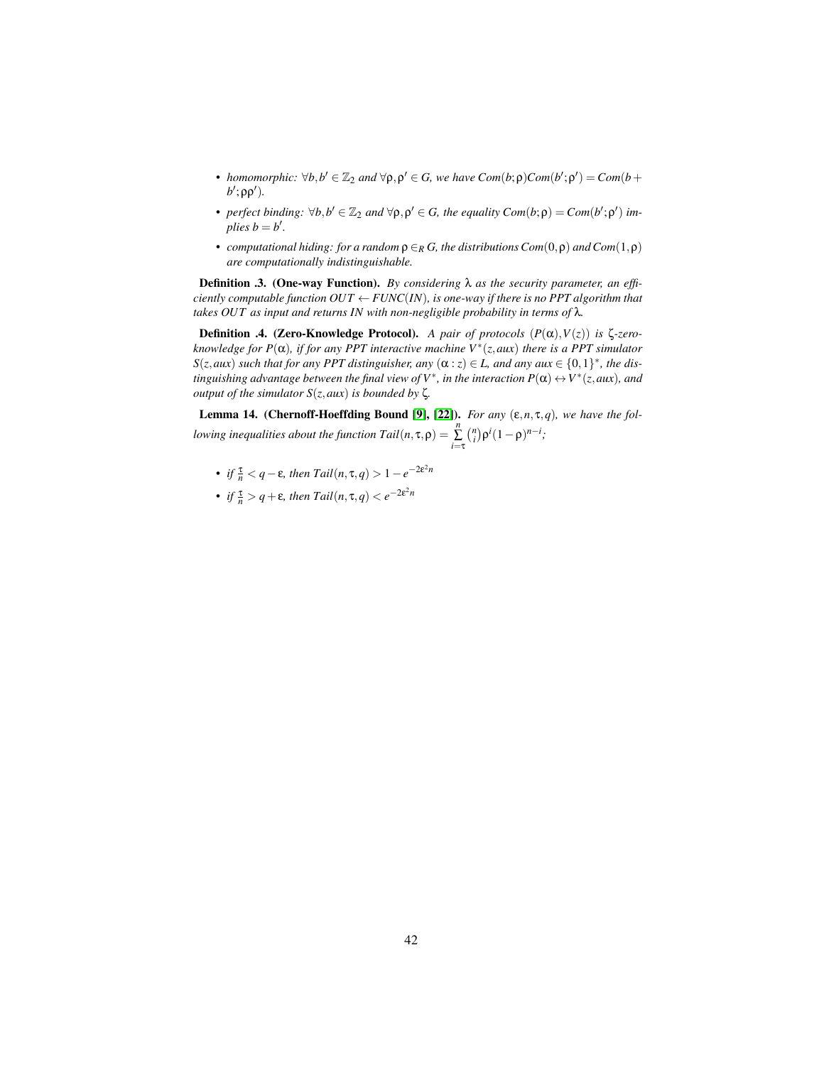- *homomorphic:* $\forall b, b' \in \mathbb{Z}_2$ *and* $\forall \rho, \rho' \in G$*, we have* $Com(b;\rho)Com(b';\rho') = Com(b+b';\rho\rho')$.
- *perfect binding:* $\forall b, b' \in \mathbb{Z}_2$ *and* $\forall \rho, \rho' \in G$*, the equality* $Com(b;\rho) = Com(b';\rho')$ *implies* $b = b'$.
- *computational hiding: for a random* $\rho \in_R G$*, the distributions* $Com(0,\rho)$ *and* $Com(1,\rho)$ *are computationally indistinguishable.*

**Definition .3. (One-way Function).** *By considering* $\lambda$ *as the security parameter, an efficiently computable function* $OUT \leftarrow FUNC(IN)$*, is one-way if there is no PPT algorithm that takes* $OUT$ *as input and returns* $IN$ *with non-negligible probability in terms of* $\lambda$*.*

**Definition .4. (Zero-Knowledge Protocol).** *A pair of protocols* $(P(\alpha), V(z))$ *is* $\zeta$*-zero-knowledge for* $P(\alpha)$*, if for any PPT interactive machine* $V^*(z, aux)$ *there is a PPT simulator* $S(z, aux)$ *such that for any PPT distinguisher, any* $(\alpha : z) \in L$*, and any* $aux \in \{0,1\}^*$*, the distinguishing advantage between the final view of* $V^*$*, in the interaction* $P(\alpha) \leftrightarrow V^*(z, aux)$*, and output of the simulator* $S(z, aux)$ *is bounded by* $\zeta$*.*

**Lemma 14. (Chernoff-Hoeffding Bound [9], [22]).** *For any* $(\varepsilon, n, \tau, q)$*, we have the following inequalities about the function* $Tail(n,\tau,\rho) = \sum_{i=\tau}^{n} \binom{n}{i} \rho^i (1-\rho)^{n-i}$*;*

- *if* $\frac{\tau}{n} < q - \varepsilon$*, then* $Tail(n,\tau,q) > 1 - e^{-2\varepsilon^2 n}$
- *if* $\frac{\tau}{n} > q + \varepsilon$*, then* $Tail(n,\tau,q) < e^{-2\varepsilon^2 n}$